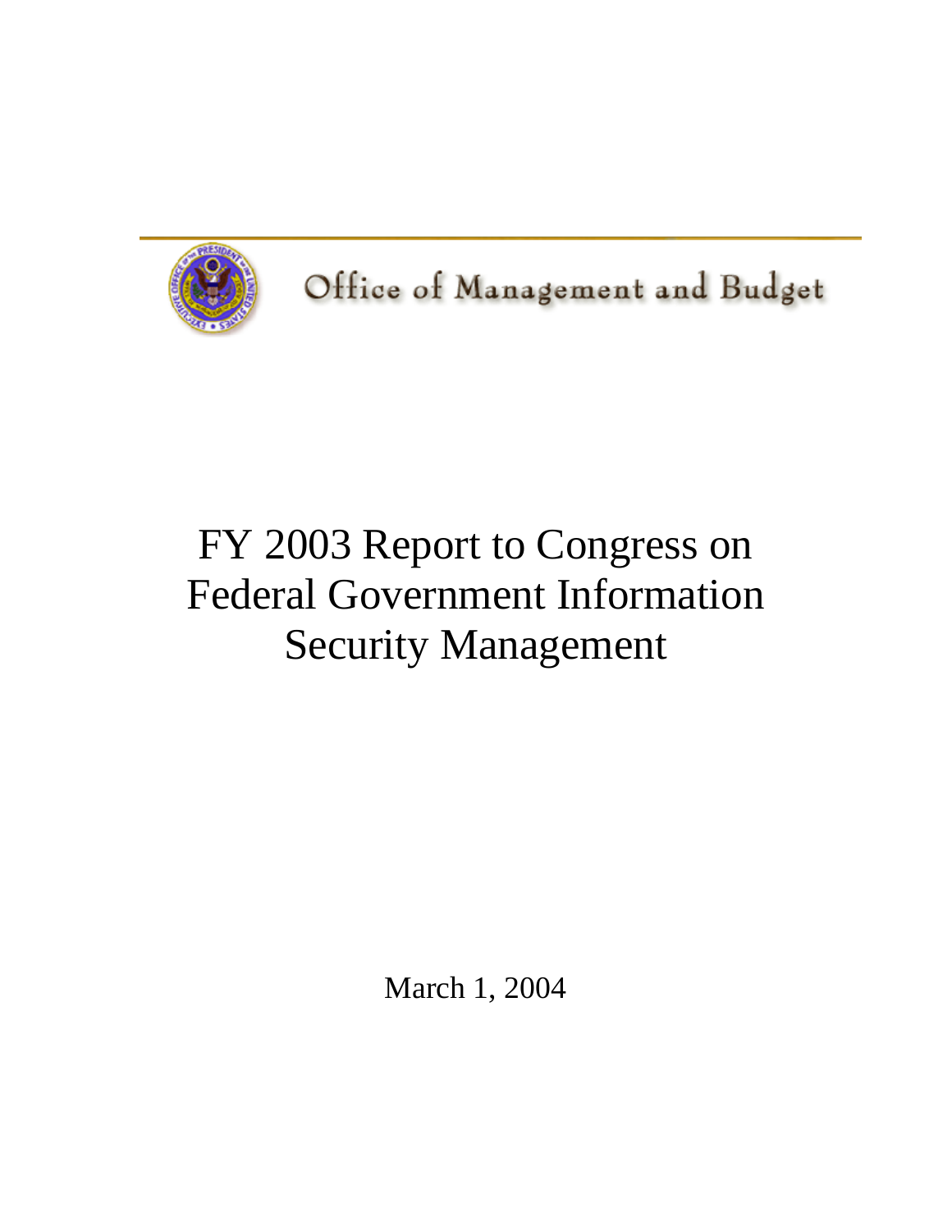Office of Management and Budget

# FY 2003 Report to Congress on Federal Government Information Security Management

March 1, 2004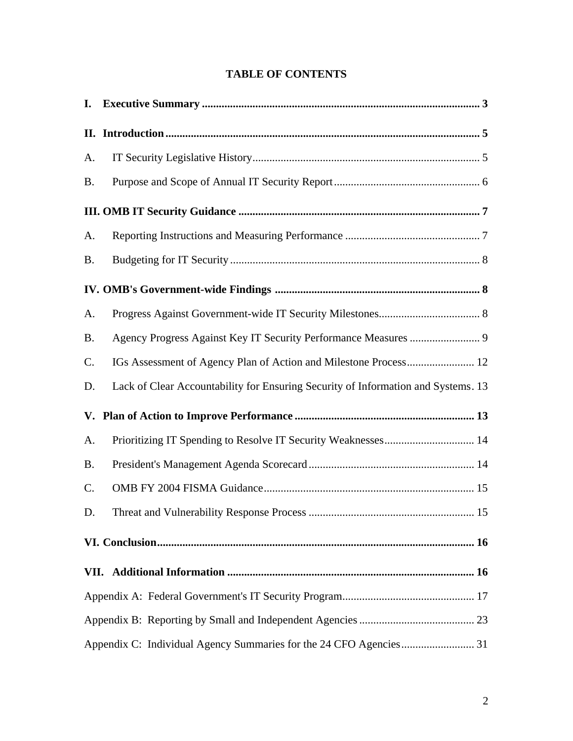# TABLE OF CONTENTS

**I. Executive Summary ................................................................................................. 3**

**II. Introduction ............................................................................................................ 5**

A. IT Security Legislative History................................................................................ 5

B. Purpose and Scope of Annual IT Security Report.................................................... 6

**III. OMB IT Security Guidance ..................................................................................... 7**

A. Reporting Instructions and Measuring Performance ................................................ 7

B. Budgeting for IT Security ......................................................................................... 8

**IV. OMB's Government-wide Findings ........................................................................ 8**

A. Progress Against Government-wide IT Security Milestones.................................... 8

B. Agency Progress Against Key IT Security Performance Measures ......................... 9

C. IGs Assessment of Agency Plan of Action and Milestone Process........................ 12

D. Lack of Clear Accountability for Ensuring Security of Information and Systems. 13

**V. Plan of Action to Improve Performance ................................................................ 13**

A. Prioritizing IT Spending to Resolve IT Security Weaknesses................................ 14

B. President's Management Agenda Scorecard ........................................................... 14

C. OMB FY 2004 FISMA Guidance........................................................................... 15

D. Threat and Vulnerability Response Process ........................................................... 15

**VI. Conclusion............................................................................................................ 16**

**VII. Additional Information ........................................................................................ 16**

Appendix A: Federal Government's IT Security Program............................................... 17

Appendix B: Reporting by Small and Independent Agencies ......................................... 23

Appendix C: Individual Agency Summaries for the 24 CFO Agencies.......................... 31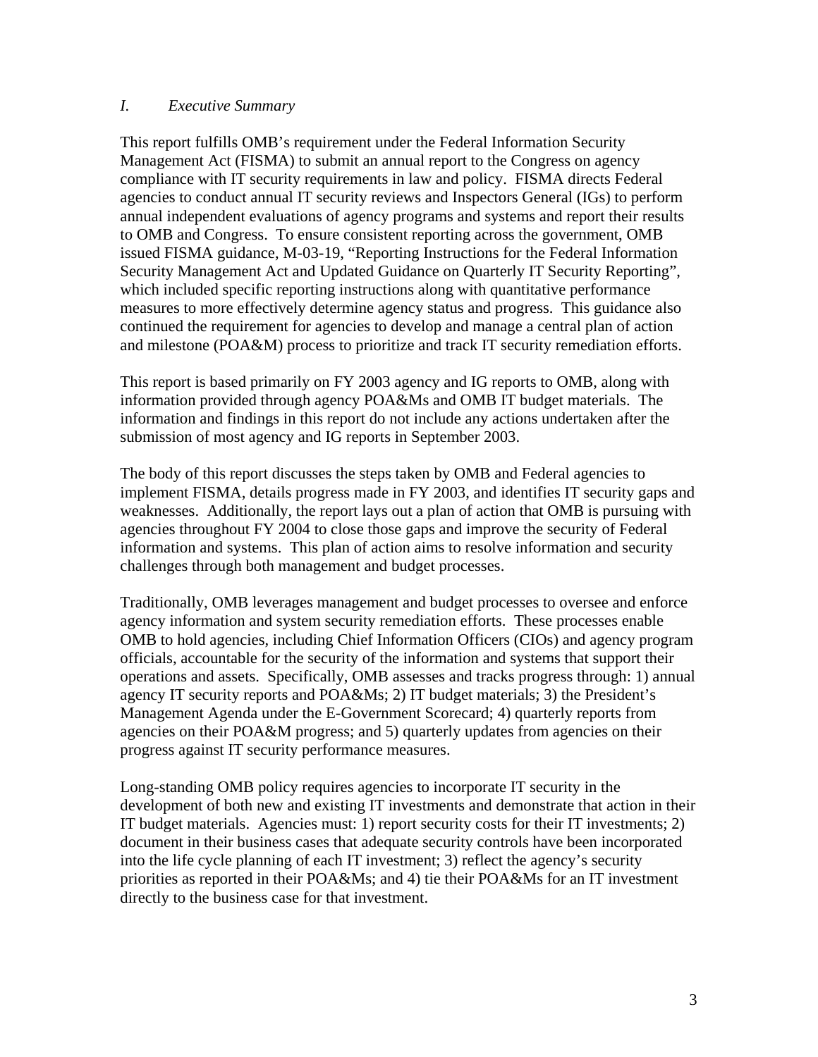## *I. Executive Summary*

This report fulfills OMB's requirement under the Federal Information Security Management Act (FISMA) to submit an annual report to the Congress on agency compliance with IT security requirements in law and policy. FISMA directs Federal agencies to conduct annual IT security reviews and Inspectors General (IGs) to perform annual independent evaluations of agency programs and systems and report their results to OMB and Congress. To ensure consistent reporting across the government, OMB issued FISMA guidance, M-03-19, "Reporting Instructions for the Federal Information Security Management Act and Updated Guidance on Quarterly IT Security Reporting", which included specific reporting instructions along with quantitative performance measures to more effectively determine agency status and progress. This guidance also continued the requirement for agencies to develop and manage a central plan of action and milestone (POA&M) process to prioritize and track IT security remediation efforts.

This report is based primarily on FY 2003 agency and IG reports to OMB, along with information provided through agency POA&Ms and OMB IT budget materials. The information and findings in this report do not include any actions undertaken after the submission of most agency and IG reports in September 2003.

The body of this report discusses the steps taken by OMB and Federal agencies to implement FISMA, details progress made in FY 2003, and identifies IT security gaps and weaknesses. Additionally, the report lays out a plan of action that OMB is pursuing with agencies throughout FY 2004 to close those gaps and improve the security of Federal information and systems. This plan of action aims to resolve information and security challenges through both management and budget processes.

Traditionally, OMB leverages management and budget processes to oversee and enforce agency information and system security remediation efforts. These processes enable OMB to hold agencies, including Chief Information Officers (CIOs) and agency program officials, accountable for the security of the information and systems that support their operations and assets. Specifically, OMB assesses and tracks progress through: 1) annual agency IT security reports and POA&Ms; 2) IT budget materials; 3) the President's Management Agenda under the E-Government Scorecard; 4) quarterly reports from agencies on their POA&M progress; and 5) quarterly updates from agencies on their progress against IT security performance measures.

Long-standing OMB policy requires agencies to incorporate IT security in the development of both new and existing IT investments and demonstrate that action in their IT budget materials. Agencies must: 1) report security costs for their IT investments; 2) document in their business cases that adequate security controls have been incorporated into the life cycle planning of each IT investment; 3) reflect the agency's security priorities as reported in their POA&Ms; and 4) tie their POA&Ms for an IT investment directly to the business case for that investment.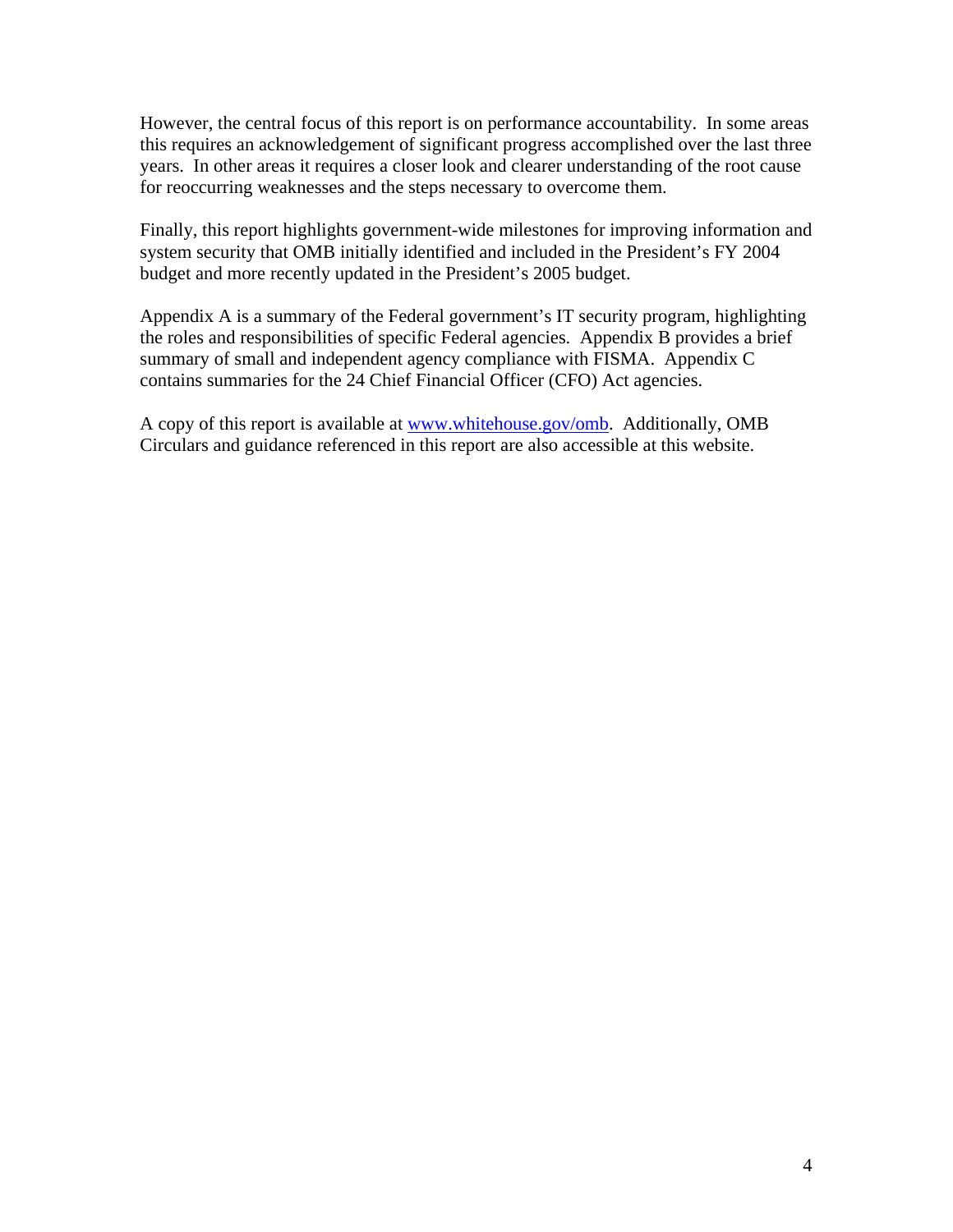However, the central focus of this report is on performance accountability. In some areas this requires an acknowledgement of significant progress accomplished over the last three years. In other areas it requires a closer look and clearer understanding of the root cause for reoccurring weaknesses and the steps necessary to overcome them.

Finally, this report highlights government-wide milestones for improving information and system security that OMB initially identified and included in the President's FY 2004 budget and more recently updated in the President's 2005 budget.

Appendix A is a summary of the Federal government's IT security program, highlighting the roles and responsibilities of specific Federal agencies. Appendix B provides a brief summary of small and independent agency compliance with FISMA. Appendix C contains summaries for the 24 Chief Financial Officer (CFO) Act agencies.

A copy of this report is available at [www.whitehouse.gov/omb](www.whitehouse.gov/omb). Additionally, OMB Circulars and guidance referenced in this report are also accessible at this website.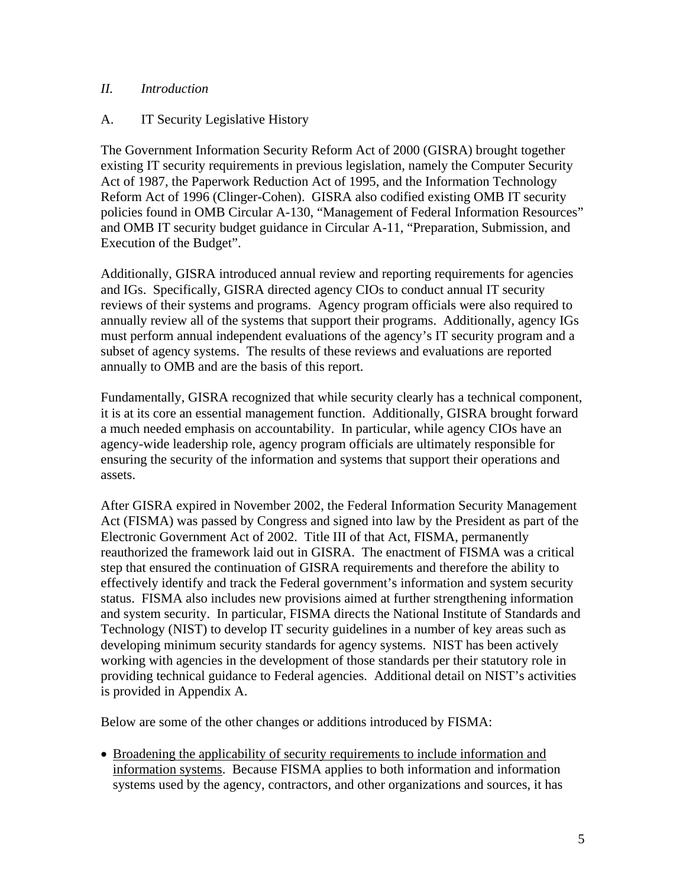## *II. Introduction*

### A. IT Security Legislative History

The Government Information Security Reform Act of 2000 (GISRA) brought together existing IT security requirements in previous legislation, namely the Computer Security Act of 1987, the Paperwork Reduction Act of 1995, and the Information Technology Reform Act of 1996 (Clinger-Cohen). GISRA also codified existing OMB IT security policies found in OMB Circular A-130, "Management of Federal Information Resources" and OMB IT security budget guidance in Circular A-11, "Preparation, Submission, and Execution of the Budget".

Additionally, GISRA introduced annual review and reporting requirements for agencies and IGs. Specifically, GISRA directed agency CIOs to conduct annual IT security reviews of their systems and programs. Agency program officials were also required to annually review all of the systems that support their programs. Additionally, agency IGs must perform annual independent evaluations of the agency's IT security program and a subset of agency systems. The results of these reviews and evaluations are reported annually to OMB and are the basis of this report.

Fundamentally, GISRA recognized that while security clearly has a technical component, it is at its core an essential management function. Additionally, GISRA brought forward a much needed emphasis on accountability. In particular, while agency CIOs have an agency-wide leadership role, agency program officials are ultimately responsible for ensuring the security of the information and systems that support their operations and assets.

After GISRA expired in November 2002, the Federal Information Security Management Act (FISMA) was passed by Congress and signed into law by the President as part of the Electronic Government Act of 2002. Title III of that Act, FISMA, permanently reauthorized the framework laid out in GISRA. The enactment of FISMA was a critical step that ensured the continuation of GISRA requirements and therefore the ability to effectively identify and track the Federal government's information and system security status. FISMA also includes new provisions aimed at further strengthening information and system security. In particular, FISMA directs the National Institute of Standards and Technology (NIST) to develop IT security guidelines in a number of key areas such as developing minimum security standards for agency systems. NIST has been actively working with agencies in the development of those standards per their statutory role in providing technical guidance to Federal agencies. Additional detail on NIST's activities is provided in Appendix A.

Below are some of the other changes or additions introduced by FISMA:

- <u>Broadening the applicability of security requirements to include information and information systems</u>. Because FISMA applies to both information and information systems used by the agency, contractors, and other organizations and sources, it has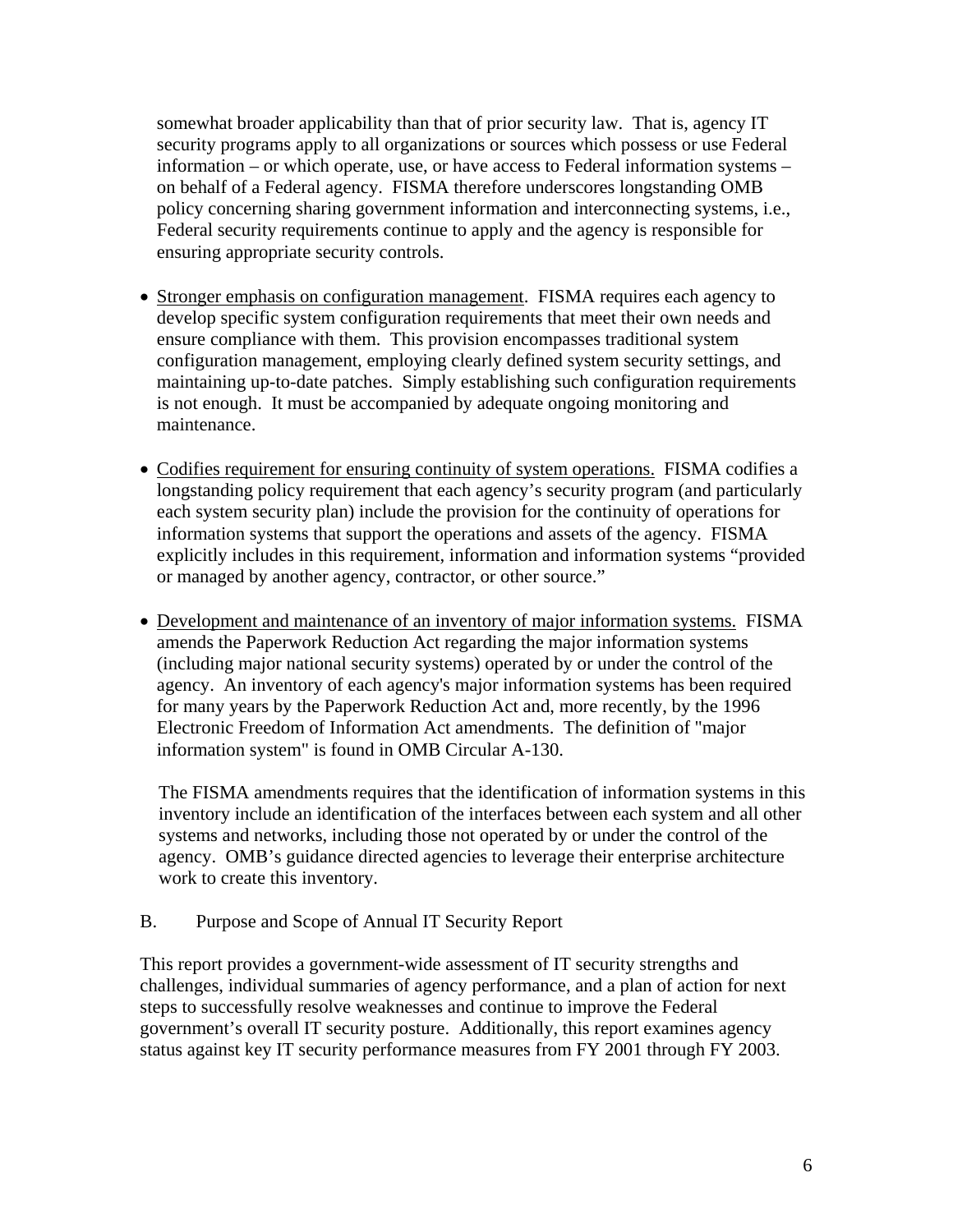somewhat broader applicability than that of prior security law. That is, agency IT security programs apply to all organizations or sources which possess or use Federal information – or which operate, use, or have access to Federal information systems – on behalf of a Federal agency. FISMA therefore underscores longstanding OMB policy concerning sharing government information and interconnecting systems, i.e., Federal security requirements continue to apply and the agency is responsible for ensuring appropriate security controls.

- Stronger emphasis on configuration management. FISMA requires each agency to develop specific system configuration requirements that meet their own needs and ensure compliance with them. This provision encompasses traditional system configuration management, employing clearly defined system security settings, and maintaining up-to-date patches. Simply establishing such configuration requirements is not enough. It must be accompanied by adequate ongoing monitoring and maintenance.

- Codifies requirement for ensuring continuity of system operations. FISMA codifies a longstanding policy requirement that each agency's security program (and particularly each system security plan) include the provision for the continuity of operations for information systems that support the operations and assets of the agency. FISMA explicitly includes in this requirement, information and information systems "provided or managed by another agency, contractor, or other source."

- Development and maintenance of an inventory of major information systems. FISMA amends the Paperwork Reduction Act regarding the major information systems (including major national security systems) operated by or under the control of the agency. An inventory of each agency's major information systems has been required for many years by the Paperwork Reduction Act and, more recently, by the 1996 Electronic Freedom of Information Act amendments. The definition of "major information system" is found in OMB Circular A-130.

  The FISMA amendments requires that the identification of information systems in this inventory include an identification of the interfaces between each system and all other systems and networks, including those not operated by or under the control of the agency. OMB's guidance directed agencies to leverage their enterprise architecture work to create this inventory.

## B. Purpose and Scope of Annual IT Security Report

This report provides a government-wide assessment of IT security strengths and challenges, individual summaries of agency performance, and a plan of action for next steps to successfully resolve weaknesses and continue to improve the Federal government's overall IT security posture. Additionally, this report examines agency status against key IT security performance measures from FY 2001 through FY 2003.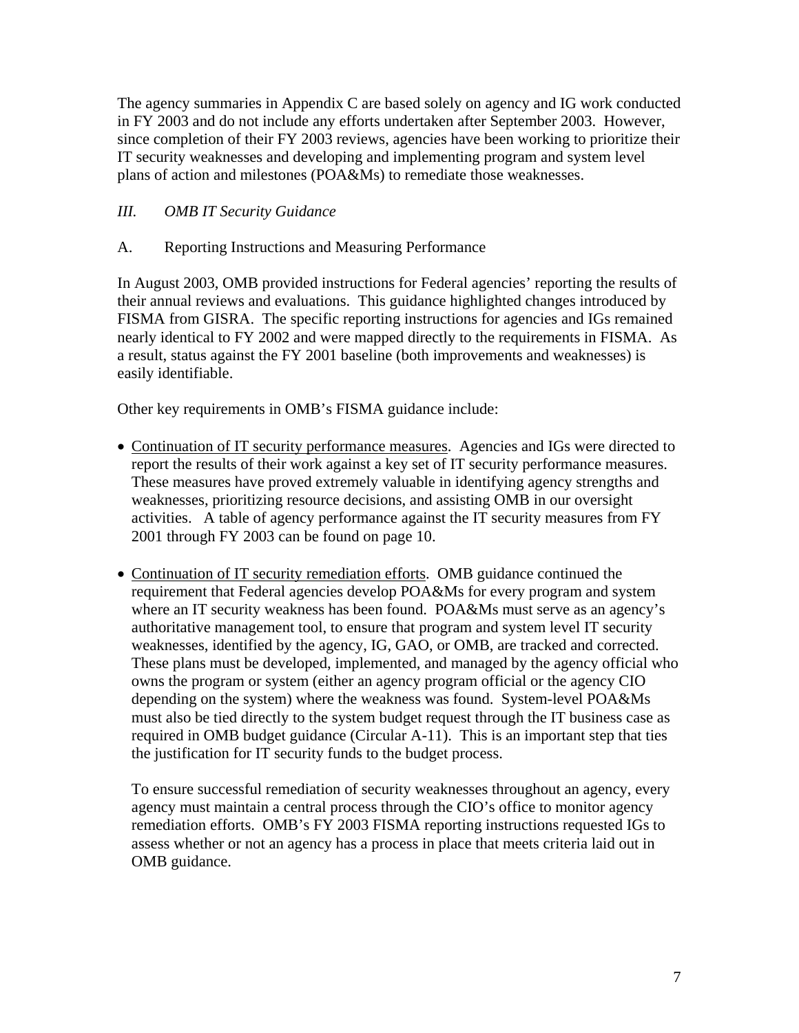The agency summaries in Appendix C are based solely on agency and IG work conducted in FY 2003 and do not include any efforts undertaken after September 2003. However, since completion of their FY 2003 reviews, agencies have been working to prioritize their IT security weaknesses and developing and implementing program and system level plans of action and milestones (POA&Ms) to remediate those weaknesses.

## *III. OMB IT Security Guidance*

### A. Reporting Instructions and Measuring Performance

In August 2003, OMB provided instructions for Federal agencies' reporting the results of their annual reviews and evaluations. This guidance highlighted changes introduced by FISMA from GISRA. The specific reporting instructions for agencies and IGs remained nearly identical to FY 2002 and were mapped directly to the requirements in FISMA. As a result, status against the FY 2001 baseline (both improvements and weaknesses) is easily identifiable.

Other key requirements in OMB's FISMA guidance include:

- <u>Continuation of IT security performance measures</u>. Agencies and IGs were directed to report the results of their work against a key set of IT security performance measures. These measures have proved extremely valuable in identifying agency strengths and weaknesses, prioritizing resource decisions, and assisting OMB in our oversight activities. A table of agency performance against the IT security measures from FY 2001 through FY 2003 can be found on page 10.

- <u>Continuation of IT security remediation efforts</u>. OMB guidance continued the requirement that Federal agencies develop POA&Ms for every program and system where an IT security weakness has been found. POA&Ms must serve as an agency's authoritative management tool, to ensure that program and system level IT security weaknesses, identified by the agency, IG, GAO, or OMB, are tracked and corrected. These plans must be developed, implemented, and managed by the agency official who owns the program or system (either an agency program official or the agency CIO depending on the system) where the weakness was found. System-level POA&Ms must also be tied directly to the system budget request through the IT business case as required in OMB budget guidance (Circular A-11). This is an important step that ties the justification for IT security funds to the budget process.

  To ensure successful remediation of security weaknesses throughout an agency, every agency must maintain a central process through the CIO's office to monitor agency remediation efforts. OMB's FY 2003 FISMA reporting instructions requested IGs to assess whether or not an agency has a process in place that meets criteria laid out in OMB guidance.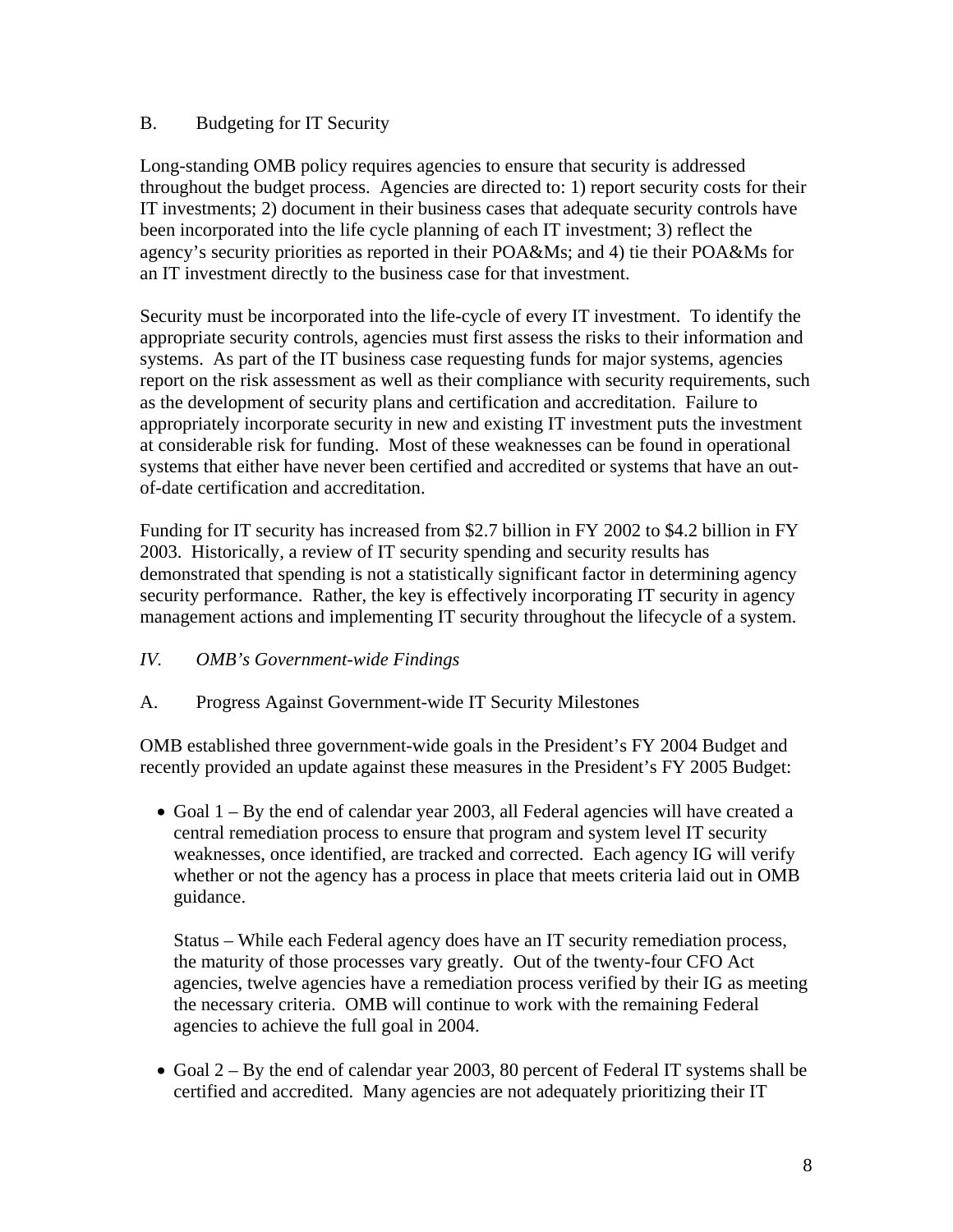### B. Budgeting for IT Security

Long-standing OMB policy requires agencies to ensure that security is addressed throughout the budget process. Agencies are directed to: 1) report security costs for their IT investments; 2) document in their business cases that adequate security controls have been incorporated into the life cycle planning of each IT investment; 3) reflect the agency's security priorities as reported in their POA&Ms; and 4) tie their POA&Ms for an IT investment directly to the business case for that investment.

Security must be incorporated into the life-cycle of every IT investment. To identify the appropriate security controls, agencies must first assess the risks to their information and systems. As part of the IT business case requesting funds for major systems, agencies report on the risk assessment as well as their compliance with security requirements, such as the development of security plans and certification and accreditation. Failure to appropriately incorporate security in new and existing IT investment puts the investment at considerable risk for funding. Most of these weaknesses can be found in operational systems that either have never been certified and accredited or systems that have an out-of-date certification and accreditation.

Funding for IT security has increased from $2.7 billion in FY 2002 to $4.2 billion in FY 2003. Historically, a review of IT security spending and security results has demonstrated that spending is not a statistically significant factor in determining agency security performance. Rather, the key is effectively incorporating IT security in agency management actions and implementing IT security throughout the lifecycle of a system.

## *IV. OMB's Government-wide Findings*

### A. Progress Against Government-wide IT Security Milestones

OMB established three government-wide goals in the President's FY 2004 Budget and recently provided an update against these measures in the President's FY 2005 Budget:

- Goal 1 – By the end of calendar year 2003, all Federal agencies will have created a central remediation process to ensure that program and system level IT security weaknesses, once identified, are tracked and corrected. Each agency IG will verify whether or not the agency has a process in place that meets criteria laid out in OMB guidance.

  Status – While each Federal agency does have an IT security remediation process, the maturity of those processes vary greatly. Out of the twenty-four CFO Act agencies, twelve agencies have a remediation process verified by their IG as meeting the necessary criteria. OMB will continue to work with the remaining Federal agencies to achieve the full goal in 2004.

- Goal 2 – By the end of calendar year 2003, 80 percent of Federal IT systems shall be certified and accredited. Many agencies are not adequately prioritizing their IT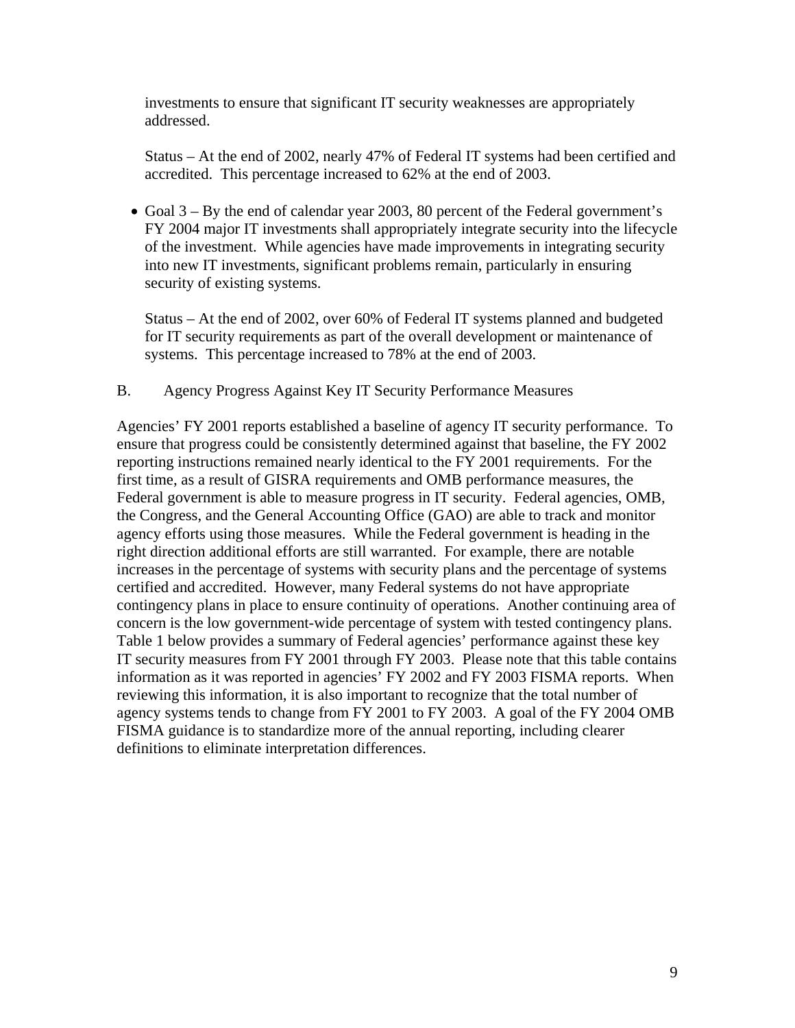investments to ensure that significant IT security weaknesses are appropriately addressed.

Status – At the end of 2002, nearly 47% of Federal IT systems had been certified and accredited. This percentage increased to 62% at the end of 2003.

- Goal 3 – By the end of calendar year 2003, 80 percent of the Federal government's FY 2004 major IT investments shall appropriately integrate security into the lifecycle of the investment. While agencies have made improvements in integrating security into new IT investments, significant problems remain, particularly in ensuring security of existing systems.

  Status – At the end of 2002, over 60% of Federal IT systems planned and budgeted for IT security requirements as part of the overall development or maintenance of systems. This percentage increased to 78% at the end of 2003.

## B. Agency Progress Against Key IT Security Performance Measures

Agencies' FY 2001 reports established a baseline of agency IT security performance. To ensure that progress could be consistently determined against that baseline, the FY 2002 reporting instructions remained nearly identical to the FY 2001 requirements. For the first time, as a result of GISRA requirements and OMB performance measures, the Federal government is able to measure progress in IT security. Federal agencies, OMB, the Congress, and the General Accounting Office (GAO) are able to track and monitor agency efforts using those measures. While the Federal government is heading in the right direction additional efforts are still warranted. For example, there are notable increases in the percentage of systems with security plans and the percentage of systems certified and accredited. However, many Federal systems do not have appropriate contingency plans in place to ensure continuity of operations. Another continuing area of concern is the low government-wide percentage of system with tested contingency plans. Table 1 below provides a summary of Federal agencies' performance against these key IT security measures from FY 2001 through FY 2003. Please note that this table contains information as it was reported in agencies' FY 2002 and FY 2003 FISMA reports. When reviewing this information, it is also important to recognize that the total number of agency systems tends to change from FY 2001 to FY 2003. A goal of the FY 2004 OMB FISMA guidance is to standardize more of the annual reporting, including clearer definitions to eliminate interpretation differences.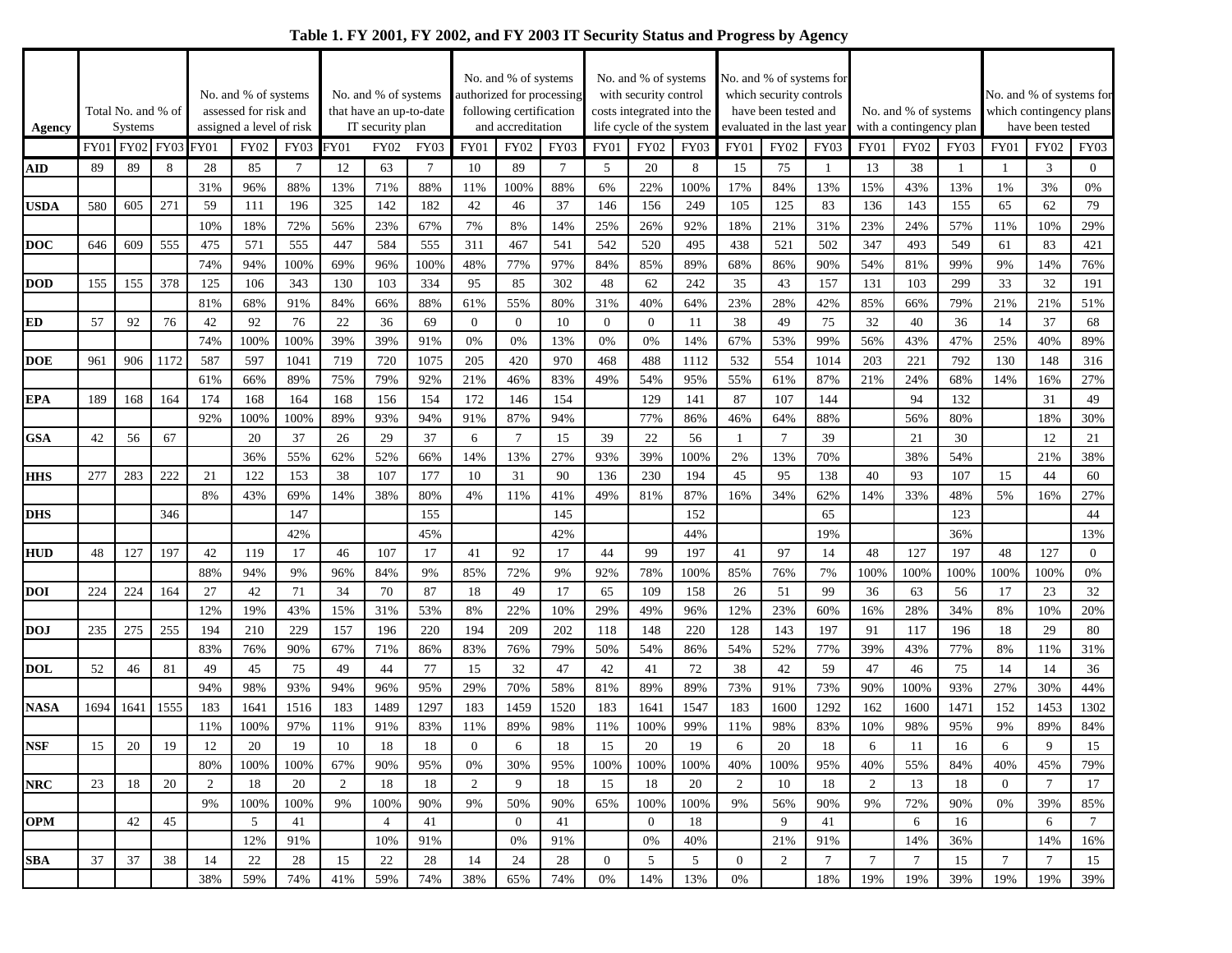**Table 1. FY 2001, FY 2002, and FY 2003 IT Security Status and Progress by Agency**

| Agency | Total No. and % of Systems | | | No. and % of systems assessed for risk and assigned a level of risk | | | No. and % of systems that have an up-to-date IT security plan | | | No. and % of systems authorized for processing following certification and accreditation | | | No. and % of systems with security control costs integrated into the life cycle of the system | | | No. and % of systems for which security controls have been tested and evaluated in the last year | | | No. and % of systems with a contingency plan | | | No. and % of systems for which contingency plans have been tested | | |
|---|---|---|---|---|---|---|---|---|---|---|---|---|---|---|---|---|---|---|---|---|---|---|---|---|
| | FY01 | FY02 | FY03 | FY01 | FY02 | FY03 | FY01 | FY02 | FY03 | FY01 | FY02 | FY03 | FY01 | FY02 | FY03 | FY01 | FY02 | FY03 | FY01 | FY02 | FY03 | FY01 | FY02 | FY03 |
| **AID** | 89 | 89 | 8 | 28 | 85 | 7 | 12 | 63 | 7 | 10 | 89 | 7 | 5 | 20 | 8 | 15 | 75 | 1 | 13 | 38 | 1 | 1 | 3 | 0 |
| | | | | 31% | 96% | 88% | 13% | 71% | 88% | 11% | 100% | 88% | 6% | 22% | 100% | 17% | 84% | 13% | 15% | 43% | 13% | 1% | 3% | 0% |
| **USDA** | 580 | 605 | 271 | 59 | 111 | 196 | 325 | 142 | 182 | 42 | 46 | 37 | 146 | 156 | 249 | 105 | 125 | 83 | 136 | 143 | 155 | 65 | 62 | 79 |
| | | | | 10% | 18% | 72% | 56% | 23% | 67% | 7% | 8% | 14% | 25% | 26% | 92% | 18% | 21% | 31% | 23% | 24% | 57% | 11% | 10% | 29% |
| **DOC** | 646 | 609 | 555 | 475 | 571 | 555 | 447 | 584 | 555 | 311 | 467 | 541 | 542 | 520 | 495 | 438 | 521 | 502 | 347 | 493 | 549 | 61 | 83 | 421 |
| | | | | 74% | 94% | 100% | 69% | 96% | 100% | 48% | 77% | 97% | 84% | 85% | 89% | 68% | 86% | 90% | 54% | 81% | 99% | 9% | 14% | 76% |
| **DOD** | 155 | 155 | 378 | 125 | 106 | 343 | 130 | 103 | 334 | 95 | 85 | 302 | 48 | 62 | 242 | 35 | 43 | 157 | 131 | 103 | 299 | 33 | 32 | 191 |
| | | | | 81% | 68% | 91% | 84% | 66% | 88% | 61% | 55% | 80% | 31% | 40% | 64% | 23% | 28% | 42% | 85% | 66% | 79% | 21% | 21% | 51% |
| **ED** | 57 | 92 | 76 | 42 | 92 | 76 | 22 | 36 | 69 | 0 | 0 | 10 | 0 | 0 | 11 | 38 | 49 | 75 | 32 | 40 | 36 | 14 | 37 | 68 |
| | | | | 74% | 100% | 100% | 39% | 39% | 91% | 0% | 0% | 13% | 0% | 0% | 14% | 67% | 53% | 99% | 56% | 43% | 47% | 25% | 40% | 89% |
| **DOE** | 961 | 906 | 1172 | 587 | 597 | 1041 | 719 | 720 | 1075 | 205 | 420 | 970 | 468 | 488 | 1112 | 532 | 554 | 1014 | 203 | 221 | 792 | 130 | 148 | 316 |
| | | | | 61% | 66% | 89% | 75% | 79% | 92% | 21% | 46% | 83% | 49% | 54% | 95% | 55% | 61% | 87% | 21% | 24% | 68% | 14% | 16% | 27% |
| **EPA** | 189 | 168 | 164 | 174 | 168 | 164 | 168 | 156 | 154 | 172 | 146 | 154 | | 129 | 141 | 87 | 107 | 144 | | 94 | 132 | | 31 | 49 |
| | | | | 92% | 100% | 100% | 89% | 93% | 94% | 91% | 87% | 94% | | 77% | 86% | 46% | 64% | 88% | | 56% | 80% | | 18% | 30% |
| **GSA** | 42 | 56 | 67 | | 20 | 37 | 26 | 29 | 37 | 6 | 7 | 15 | 39 | 22 | 56 | 1 | 7 | 39 | | 21 | 30 | | 12 | 21 |
| | | | | | 36% | 55% | 62% | 52% | 66% | 14% | 13% | 27% | 93% | 39% | 100% | 2% | 13% | 70% | | 38% | 54% | | 21% | 38% |
| **HHS** | 277 | 283 | 222 | 21 | 122 | 153 | 38 | 107 | 177 | 10 | 31 | 90 | 136 | 230 | 194 | 45 | 95 | 138 | 40 | 93 | 107 | 15 | 44 | 60 |
| | | | | 8% | 43% | 69% | 14% | 38% | 80% | 4% | 11% | 41% | 49% | 81% | 87% | 16% | 34% | 62% | 14% | 33% | 48% | 5% | 16% | 27% |
| **DHS** | | | 346 | | | 147 | | | 155 | | | 145 | | | 152 | | | 65 | | | 123 | | | 44 |
| | | | | | | 42% | | | 45% | | | 42% | | | 44% | | | 19% | | | 36% | | | 13% |
| **HUD** | 48 | 127 | 197 | 42 | 119 | 17 | 46 | 107 | 17 | 41 | 92 | 17 | 44 | 99 | 197 | 41 | 97 | 14 | 48 | 127 | 197 | 48 | 127 | 0 |
| | | | | 88% | 94% | 9% | 96% | 84% | 9% | 85% | 72% | 9% | 92% | 78% | 100% | 85% | 76% | 7% | 100% | 100% | 100% | 100% | 100% | 0% |
| **DOI** | 224 | 224 | 164 | 27 | 42 | 71 | 34 | 70 | 87 | 18 | 49 | 17 | 65 | 109 | 158 | 26 | 51 | 99 | 36 | 63 | 56 | 17 | 23 | 32 |
| | | | | 12% | 19% | 43% | 15% | 31% | 53% | 8% | 22% | 10% | 29% | 49% | 96% | 12% | 23% | 60% | 16% | 28% | 34% | 8% | 10% | 20% |
| **DOJ** | 235 | 275 | 255 | 194 | 210 | 229 | 157 | 196 | 220 | 194 | 209 | 202 | 118 | 148 | 220 | 128 | 143 | 197 | 91 | 117 | 196 | 18 | 29 | 80 |
| | | | | 83% | 76% | 90% | 67% | 71% | 86% | 83% | 76% | 79% | 50% | 54% | 86% | 54% | 52% | 77% | 39% | 43% | 77% | 8% | 11% | 31% |
| **DOL** | 52 | 46 | 81 | 49 | 45 | 75 | 49 | 44 | 77 | 15 | 32 | 47 | 42 | 41 | 72 | 38 | 42 | 59 | 47 | 46 | 75 | 14 | 14 | 36 |
| | | | | 94% | 98% | 93% | 94% | 96% | 95% | 29% | 70% | 58% | 81% | 89% | 89% | 73% | 91% | 73% | 90% | 100% | 93% | 27% | 30% | 44% |
| **NASA** | 1694 | 1641 | 1555 | 183 | 1641 | 1516 | 183 | 1489 | 1297 | 183 | 1459 | 1520 | 183 | 1641 | 1547 | 183 | 1600 | 1292 | 162 | 1600 | 1471 | 152 | 1453 | 1302 |
| | | | | 11% | 100% | 97% | 11% | 91% | 83% | 11% | 89% | 98% | 11% | 100% | 99% | 11% | 98% | 83% | 10% | 98% | 95% | 9% | 89% | 84% |
| **NSF** | 15 | 20 | 19 | 12 | 20 | 19 | 10 | 18 | 18 | 0 | 6 | 18 | 15 | 20 | 19 | 6 | 20 | 18 | 6 | 11 | 16 | 6 | 9 | 15 |
| | | | | 80% | 100% | 100% | 67% | 90% | 95% | 0% | 30% | 95% | 100% | 100% | 100% | 40% | 100% | 95% | 40% | 55% | 84% | 40% | 45% | 79% |
| **NRC** | 23 | 18 | 20 | 2 | 18 | 20 | 2 | 18 | 18 | 2 | 9 | 18 | 15 | 18 | 20 | 2 | 10 | 18 | 2 | 13 | 18 | 0 | 7 | 17 |
| | | | | 9% | 100% | 100% | 9% | 100% | 90% | 9% | 50% | 90% | 65% | 100% | 100% | 9% | 56% | 90% | 9% | 72% | 90% | 0% | 39% | 85% |
| **OPM** | | 42 | 45 | | 5 | 41 | | 4 | 41 | | 0 | 41 | | 0 | 18 | | 9 | 41 | | 6 | 16 | | 6 | 7 |
| | | | | | 12% | 91% | | 10% | 91% | | 0% | 91% | | 0% | 40% | | 21% | 91% | | 14% | 36% | | 14% | 16% |
| **SBA** | 37 | 37 | 38 | 14 | 22 | 28 | 15 | 22 | 28 | 14 | 24 | 28 | 0 | 5 | 5 | 0 | 2 | 7 | 7 | 7 | 15 | 7 | 7 | 15 |
| | | | | 38% | 59% | 74% | 41% | 59% | 74% | 38% | 65% | 74% | 0% | 14% | 13% | 0% | | 18% | 19% | 19% | 39% | 19% | 19% | 39% |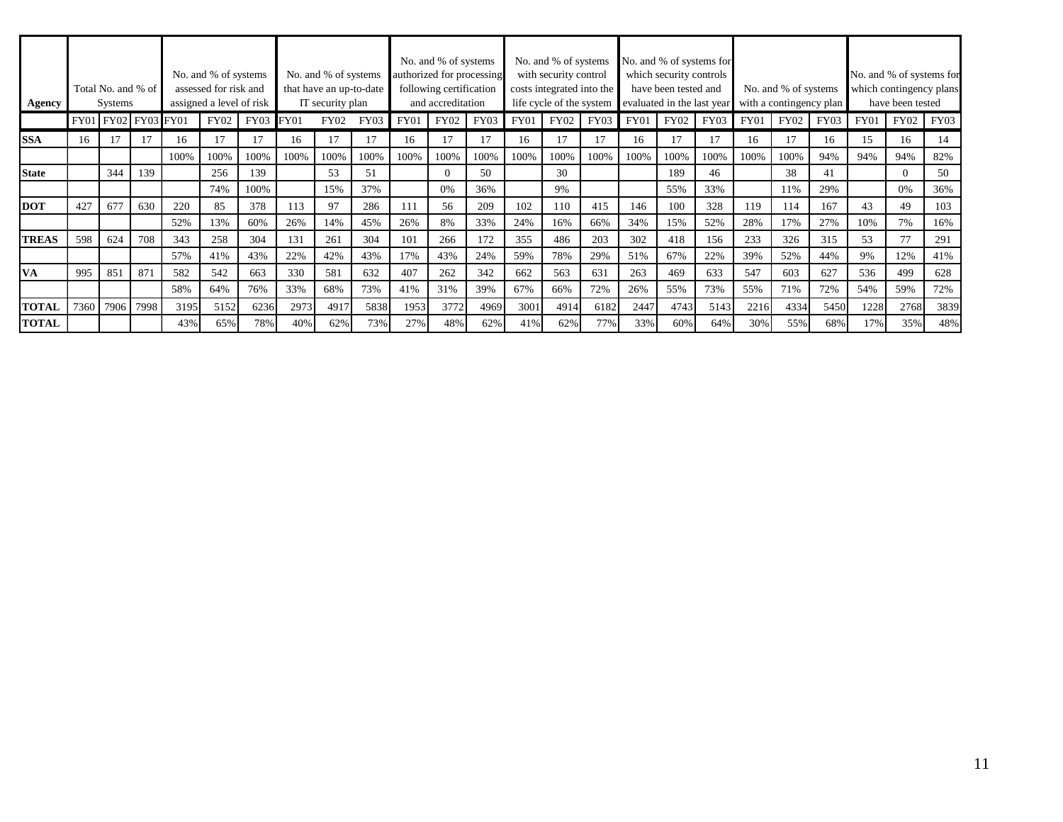| Agency | Total No. and % of Systems | | | No. and % of systems assessed for risk and assigned a level of risk | | | No. and % of systems that have an up-to-date IT security plan | | | No. and % of systems authorized for processing following certification and accreditation | | | No. and % of systems with security control costs integrated into the life cycle of the system | | | No. and % of systems for which security controls have been tested and evaluated in the last year | | | No. and % of systems with a contingency plan | | | No. and % of systems for which contingency plans have been tested | | |
|---|---|---|---|---|---|---|---|---|---|---|---|---|---|---|---|---|---|---|---|---|---|---|---|---|
| | FY01 | FY02 | FY03 | FY01 | FY02 | FY03 | FY01 | FY02 | FY03 | FY01 | FY02 | FY03 | FY01 | FY02 | FY03 | FY01 | FY02 | FY03 | FY01 | FY02 | FY03 | FY01 | FY02 | FY03 |
| **SSA** | 16 | 17 | 17 | 16 | 17 | 17 | 16 | 17 | 17 | 16 | 17 | 17 | 16 | 17 | 17 | 16 | 17 | 17 | 16 | 17 | 16 | 15 | 16 | 14 |
| | | | | 100% | 100% | 100% | 100% | 100% | 100% | 100% | 100% | 100% | 100% | 100% | 100% | 100% | 100% | 100% | 100% | 100% | 94% | 94% | 94% | 82% |
| **State** | | 344 | 139 | | 256 | 139 | | 53 | 51 | | 0 | 50 | | 30 | | | 189 | 46 | | 38 | 41 | | 0 | 50 |
| | | | | | 74% | 100% | | 15% | 37% | | 0% | 36% | | 9% | | | 55% | 33% | | 11% | 29% | | 0% | 36% |
| **DOT** | 427 | 677 | 630 | 220 | 85 | 378 | 113 | 97 | 286 | 111 | 56 | 209 | 102 | 110 | 415 | 146 | 100 | 328 | 119 | 114 | 167 | 43 | 49 | 103 |
| | | | | 52% | 13% | 60% | 26% | 14% | 45% | 26% | 8% | 33% | 24% | 16% | 66% | 34% | 15% | 52% | 28% | 17% | 27% | 10% | 7% | 16% |
| **TREAS** | 598 | 624 | 708 | 343 | 258 | 304 | 131 | 261 | 304 | 101 | 266 | 172 | 355 | 486 | 203 | 302 | 418 | 156 | 233 | 326 | 315 | 53 | 77 | 291 |
| | | | | 57% | 41% | 43% | 22% | 42% | 43% | 17% | 43% | 24% | 59% | 78% | 29% | 51% | 67% | 22% | 39% | 52% | 44% | 9% | 12% | 41% |
| **VA** | 995 | 851 | 871 | 582 | 542 | 663 | 330 | 581 | 632 | 407 | 262 | 342 | 662 | 563 | 631 | 263 | 469 | 633 | 547 | 603 | 627 | 536 | 499 | 628 |
| | | | | 58% | 64% | 76% | 33% | 68% | 73% | 41% | 31% | 39% | 67% | 66% | 72% | 26% | 55% | 73% | 55% | 71% | 72% | 54% | 59% | 72% |
| **TOTAL** | 7360 | 7906 | 7998 | 3195 | 5152 | 6236 | 2973 | 4917 | 5838 | 1953 | 3772 | 4969 | 3001 | 4914 | 6182 | 2447 | 4743 | 5143 | 2216 | 4334 | 5450 | 1228 | 2768 | 3839 |
| **TOTAL** | | | | 43% | 65% | 78% | 40% | 62% | 73% | 27% | 48% | 62% | 41% | 62% | 77% | 33% | 60% | 64% | 30% | 55% | 68% | 17% | 35% | 48% |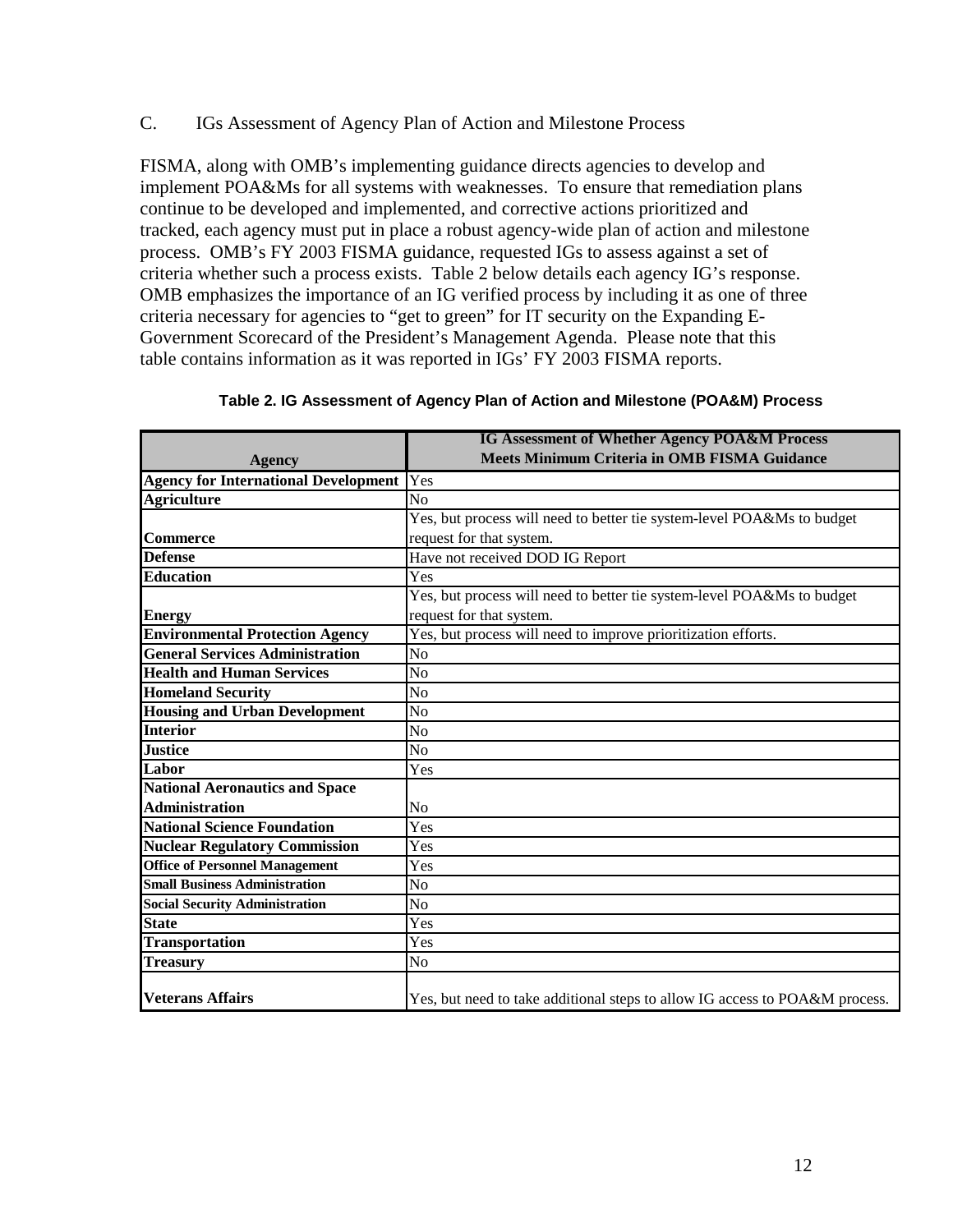## C. IGs Assessment of Agency Plan of Action and Milestone Process

FISMA, along with OMB's implementing guidance directs agencies to develop and implement POA&Ms for all systems with weaknesses. To ensure that remediation plans continue to be developed and implemented, and corrective actions prioritized and tracked, each agency must put in place a robust agency-wide plan of action and milestone process. OMB's FY 2003 FISMA guidance, requested IGs to assess against a set of criteria whether such a process exists. Table 2 below details each agency IG's response. OMB emphasizes the importance of an IG verified process by including it as one of three criteria necessary for agencies to "get to green" for IT security on the Expanding E-Government Scorecard of the President's Management Agenda. Please note that this table contains information as it was reported in IGs' FY 2003 FISMA reports.

**Table 2. IG Assessment of Agency Plan of Action and Milestone (POA&M) Process**

| Agency | IG Assessment of Whether Agency POA&M Process Meets Minimum Criteria in OMB FISMA Guidance |
|---|---|
| **Agency for International Development** | Yes |
| **Agriculture** | No |
| **Commerce** | Yes, but process will need to better tie system-level POA&Ms to budget request for that system. |
| **Defense** | Have not received DOD IG Report |
| **Education** | Yes |
| **Energy** | Yes, but process will need to better tie system-level POA&Ms to budget request for that system. |
| **Environmental Protection Agency** | Yes, but process will need to improve prioritization efforts. |
| **General Services Administration** | No |
| **Health and Human Services** | No |
| **Homeland Security** | No |
| **Housing and Urban Development** | No |
| **Interior** | No |
| **Justice** | No |
| **Labor** | Yes |
| **National Aeronautics and Space Administration** | No |
| **National Science Foundation** | Yes |
| **Nuclear Regulatory Commission** | Yes |
| **Office of Personnel Management** | Yes |
| **Small Business Administration** | No |
| **Social Security Administration** | No |
| **State** | Yes |
| **Transportation** | Yes |
| **Treasury** | No |
| **Veterans Affairs** | Yes, but need to take additional steps to allow IG access to POA&M process. |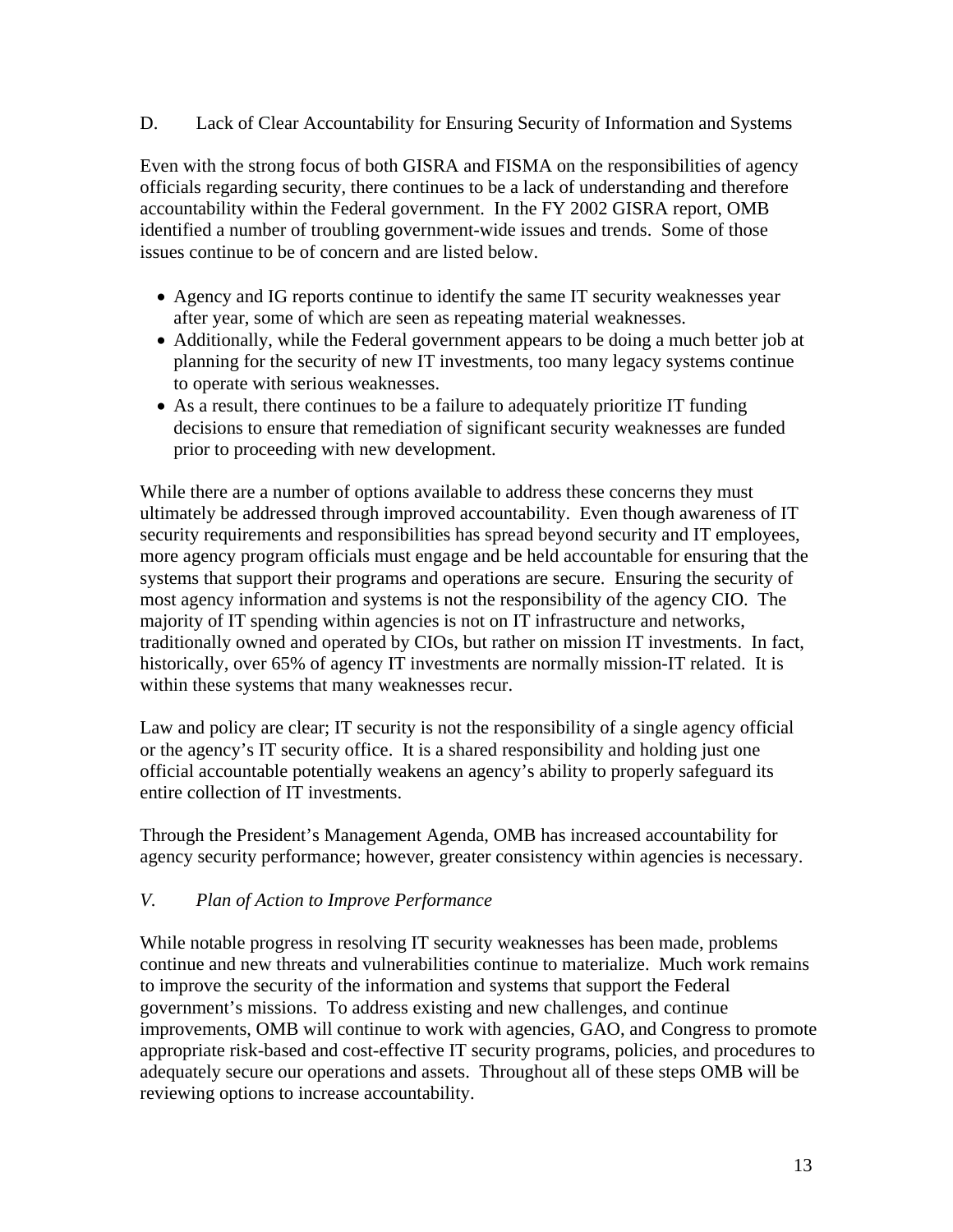### D. Lack of Clear Accountability for Ensuring Security of Information and Systems

Even with the strong focus of both GISRA and FISMA on the responsibilities of agency officials regarding security, there continues to be a lack of understanding and therefore accountability within the Federal government. In the FY 2002 GISRA report, OMB identified a number of troubling government-wide issues and trends. Some of those issues continue to be of concern and are listed below.

- Agency and IG reports continue to identify the same IT security weaknesses year after year, some of which are seen as repeating material weaknesses.
- Additionally, while the Federal government appears to be doing a much better job at planning for the security of new IT investments, too many legacy systems continue to operate with serious weaknesses.
- As a result, there continues to be a failure to adequately prioritize IT funding decisions to ensure that remediation of significant security weaknesses are funded prior to proceeding with new development.

While there are a number of options available to address these concerns they must ultimately be addressed through improved accountability. Even though awareness of IT security requirements and responsibilities has spread beyond security and IT employees, more agency program officials must engage and be held accountable for ensuring that the systems that support their programs and operations are secure. Ensuring the security of most agency information and systems is not the responsibility of the agency CIO. The majority of IT spending within agencies is not on IT infrastructure and networks, traditionally owned and operated by CIOs, but rather on mission IT investments. In fact, historically, over 65% of agency IT investments are normally mission-IT related. It is within these systems that many weaknesses recur.

Law and policy are clear; IT security is not the responsibility of a single agency official or the agency's IT security office. It is a shared responsibility and holding just one official accountable potentially weakens an agency's ability to properly safeguard its entire collection of IT investments.

Through the President's Management Agenda, OMB has increased accountability for agency security performance; however, greater consistency within agencies is necessary.

## *V. Plan of Action to Improve Performance*

While notable progress in resolving IT security weaknesses has been made, problems continue and new threats and vulnerabilities continue to materialize. Much work remains to improve the security of the information and systems that support the Federal government's missions. To address existing and new challenges, and continue improvements, OMB will continue to work with agencies, GAO, and Congress to promote appropriate risk-based and cost-effective IT security programs, policies, and procedures to adequately secure our operations and assets. Throughout all of these steps OMB will be reviewing options to increase accountability.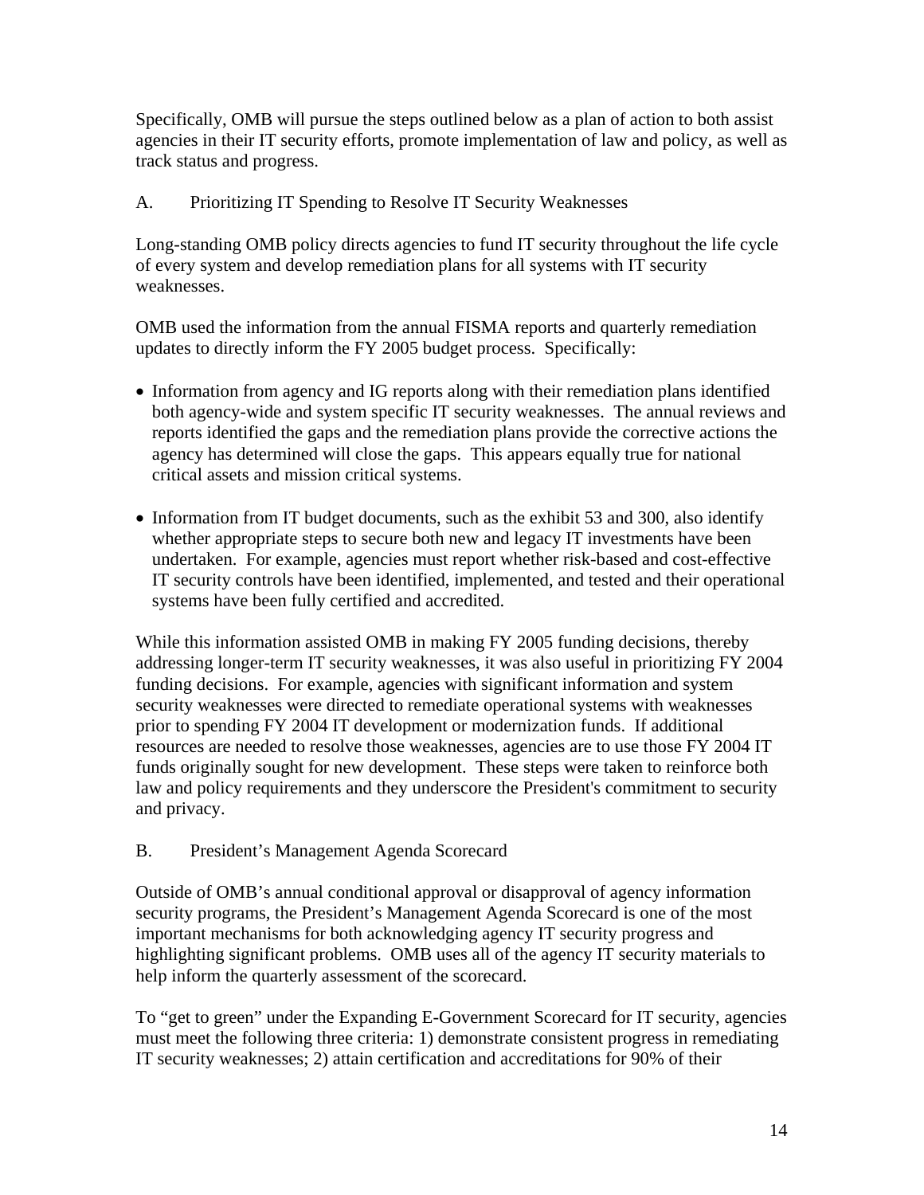Specifically, OMB will pursue the steps outlined below as a plan of action to both assist agencies in their IT security efforts, promote implementation of law and policy, as well as track status and progress.

### A. Prioritizing IT Spending to Resolve IT Security Weaknesses

Long-standing OMB policy directs agencies to fund IT security throughout the life cycle of every system and develop remediation plans for all systems with IT security weaknesses.

OMB used the information from the annual FISMA reports and quarterly remediation updates to directly inform the FY 2005 budget process. Specifically:

- Information from agency and IG reports along with their remediation plans identified both agency-wide and system specific IT security weaknesses. The annual reviews and reports identified the gaps and the remediation plans provide the corrective actions the agency has determined will close the gaps. This appears equally true for national critical assets and mission critical systems.
- Information from IT budget documents, such as the exhibit 53 and 300, also identify whether appropriate steps to secure both new and legacy IT investments have been undertaken. For example, agencies must report whether risk-based and cost-effective IT security controls have been identified, implemented, and tested and their operational systems have been fully certified and accredited.

While this information assisted OMB in making FY 2005 funding decisions, thereby addressing longer-term IT security weaknesses, it was also useful in prioritizing FY 2004 funding decisions. For example, agencies with significant information and system security weaknesses were directed to remediate operational systems with weaknesses prior to spending FY 2004 IT development or modernization funds. If additional resources are needed to resolve those weaknesses, agencies are to use those FY 2004 IT funds originally sought for new development. These steps were taken to reinforce both law and policy requirements and they underscore the President's commitment to security and privacy.

### B. President's Management Agenda Scorecard

Outside of OMB's annual conditional approval or disapproval of agency information security programs, the President's Management Agenda Scorecard is one of the most important mechanisms for both acknowledging agency IT security progress and highlighting significant problems. OMB uses all of the agency IT security materials to help inform the quarterly assessment of the scorecard.

To "get to green" under the Expanding E-Government Scorecard for IT security, agencies must meet the following three criteria: 1) demonstrate consistent progress in remediating IT security weaknesses; 2) attain certification and accreditations for 90% of their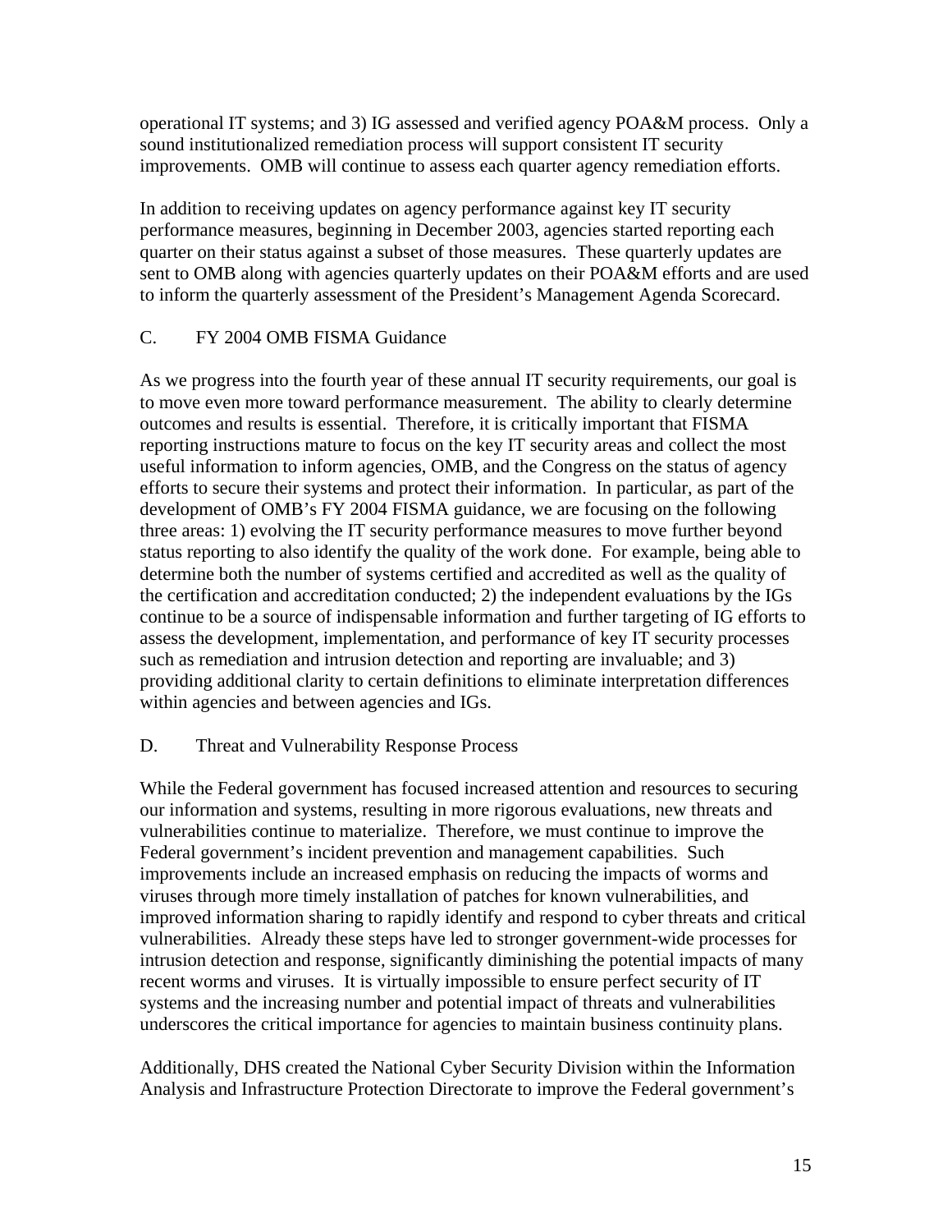operational IT systems; and 3) IG assessed and verified agency POA&M process. Only a sound institutionalized remediation process will support consistent IT security improvements. OMB will continue to assess each quarter agency remediation efforts.

In addition to receiving updates on agency performance against key IT security performance measures, beginning in December 2003, agencies started reporting each quarter on their status against a subset of those measures. These quarterly updates are sent to OMB along with agencies quarterly updates on their POA&M efforts and are used to inform the quarterly assessment of the President's Management Agenda Scorecard.

### C. FY 2004 OMB FISMA Guidance

As we progress into the fourth year of these annual IT security requirements, our goal is to move even more toward performance measurement. The ability to clearly determine outcomes and results is essential. Therefore, it is critically important that FISMA reporting instructions mature to focus on the key IT security areas and collect the most useful information to inform agencies, OMB, and the Congress on the status of agency efforts to secure their systems and protect their information. In particular, as part of the development of OMB's FY 2004 FISMA guidance, we are focusing on the following three areas: 1) evolving the IT security performance measures to move further beyond status reporting to also identify the quality of the work done. For example, being able to determine both the number of systems certified and accredited as well as the quality of the certification and accreditation conducted; 2) the independent evaluations by the IGs continue to be a source of indispensable information and further targeting of IG efforts to assess the development, implementation, and performance of key IT security processes such as remediation and intrusion detection and reporting are invaluable; and 3) providing additional clarity to certain definitions to eliminate interpretation differences within agencies and between agencies and IGs.

### D. Threat and Vulnerability Response Process

While the Federal government has focused increased attention and resources to securing our information and systems, resulting in more rigorous evaluations, new threats and vulnerabilities continue to materialize. Therefore, we must continue to improve the Federal government's incident prevention and management capabilities. Such improvements include an increased emphasis on reducing the impacts of worms and viruses through more timely installation of patches for known vulnerabilities, and improved information sharing to rapidly identify and respond to cyber threats and critical vulnerabilities. Already these steps have led to stronger government-wide processes for intrusion detection and response, significantly diminishing the potential impacts of many recent worms and viruses. It is virtually impossible to ensure perfect security of IT systems and the increasing number and potential impact of threats and vulnerabilities underscores the critical importance for agencies to maintain business continuity plans.

Additionally, DHS created the National Cyber Security Division within the Information Analysis and Infrastructure Protection Directorate to improve the Federal government's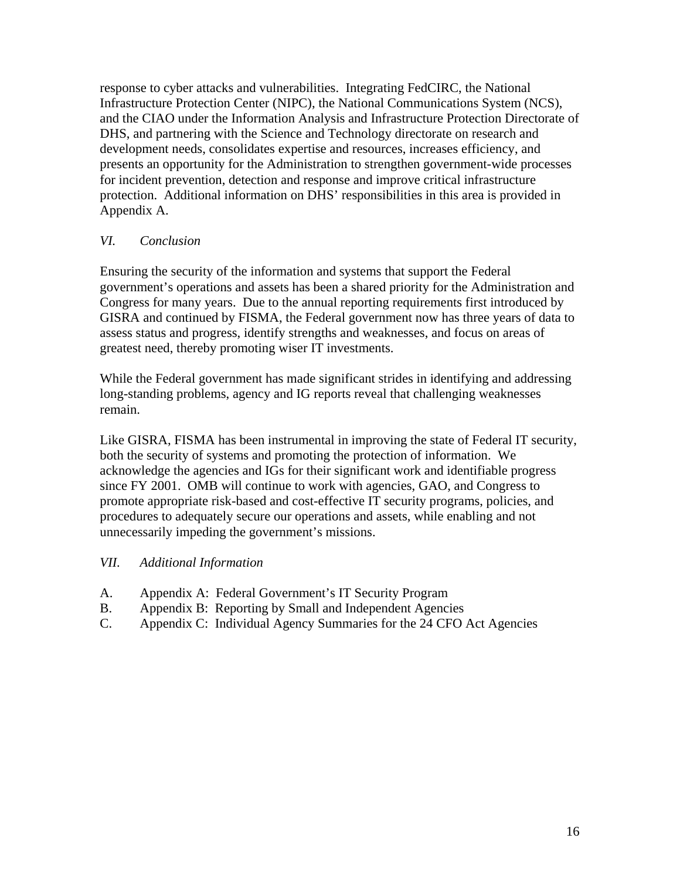response to cyber attacks and vulnerabilities. Integrating FedCIRC, the National Infrastructure Protection Center (NIPC), the National Communications System (NCS), and the CIAO under the Information Analysis and Infrastructure Protection Directorate of DHS, and partnering with the Science and Technology directorate on research and development needs, consolidates expertise and resources, increases efficiency, and presents an opportunity for the Administration to strengthen government-wide processes for incident prevention, detection and response and improve critical infrastructure protection. Additional information on DHS' responsibilities in this area is provided in Appendix A.

## *VI. Conclusion*

Ensuring the security of the information and systems that support the Federal government's operations and assets has been a shared priority for the Administration and Congress for many years. Due to the annual reporting requirements first introduced by GISRA and continued by FISMA, the Federal government now has three years of data to assess status and progress, identify strengths and weaknesses, and focus on areas of greatest need, thereby promoting wiser IT investments.

While the Federal government has made significant strides in identifying and addressing long-standing problems, agency and IG reports reveal that challenging weaknesses remain.

Like GISRA, FISMA has been instrumental in improving the state of Federal IT security, both the security of systems and promoting the protection of information. We acknowledge the agencies and IGs for their significant work and identifiable progress since FY 2001. OMB will continue to work with agencies, GAO, and Congress to promote appropriate risk-based and cost-effective IT security programs, policies, and procedures to adequately secure our operations and assets, while enabling and not unnecessarily impeding the government's missions.

## *VII. Additional Information*

A. Appendix A: Federal Government's IT Security Program
B. Appendix B: Reporting by Small and Independent Agencies
C. Appendix C: Individual Agency Summaries for the 24 CFO Act Agencies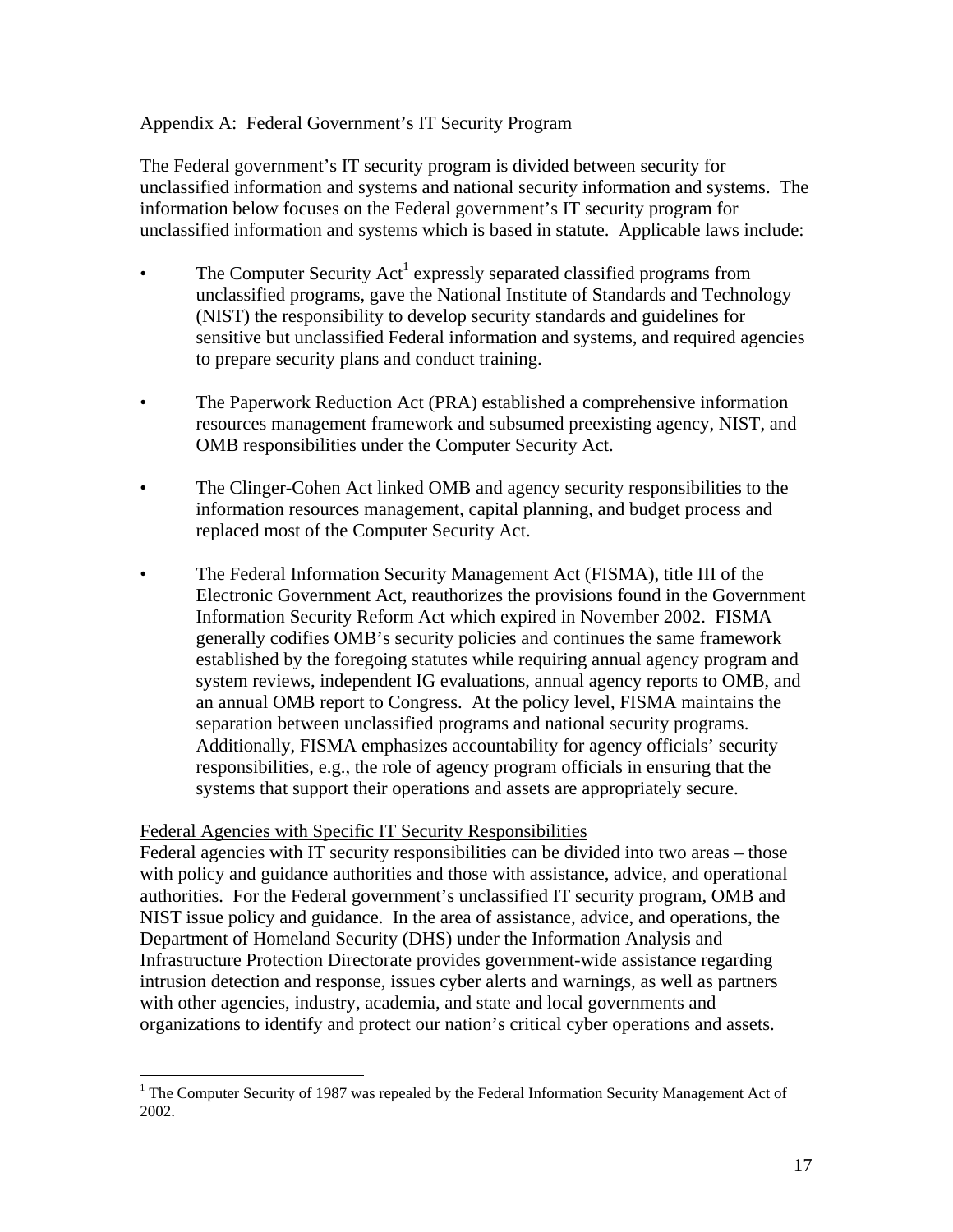Appendix A: Federal Government's IT Security Program

The Federal government's IT security program is divided between security for unclassified information and systems and national security information and systems. The information below focuses on the Federal government's IT security program for unclassified information and systems which is based in statute. Applicable laws include:

- The Computer Security Act[1] expressly separated classified programs from unclassified programs, gave the National Institute of Standards and Technology (NIST) the responsibility to develop security standards and guidelines for sensitive but unclassified Federal information and systems, and required agencies to prepare security plans and conduct training.

- The Paperwork Reduction Act (PRA) established a comprehensive information resources management framework and subsumed preexisting agency, NIST, and OMB responsibilities under the Computer Security Act.

- The Clinger-Cohen Act linked OMB and agency security responsibilities to the information resources management, capital planning, and budget process and replaced most of the Computer Security Act.

- The Federal Information Security Management Act (FISMA), title III of the Electronic Government Act, reauthorizes the provisions found in the Government Information Security Reform Act which expired in November 2002. FISMA generally codifies OMB's security policies and continues the same framework established by the foregoing statutes while requiring annual agency program and system reviews, independent IG evaluations, annual agency reports to OMB, and an annual OMB report to Congress. At the policy level, FISMA maintains the separation between unclassified programs and national security programs. Additionally, FISMA emphasizes accountability for agency officials' security responsibilities, e.g., the role of agency program officials in ensuring that the systems that support their operations and assets are appropriately secure.

<u>Federal Agencies with Specific IT Security Responsibilities</u>

Federal agencies with IT security responsibilities can be divided into two areas – those with policy and guidance authorities and those with assistance, advice, and operational authorities. For the Federal government's unclassified IT security program, OMB and NIST issue policy and guidance. In the area of assistance, advice, and operations, the Department of Homeland Security (DHS) under the Information Analysis and Infrastructure Protection Directorate provides government-wide assistance regarding intrusion detection and response, issues cyber alerts and warnings, as well as partners with other agencies, industry, academia, and state and local governments and organizations to identify and protect our nation's critical cyber operations and assets.

[1] The Computer Security of 1987 was repealed by the Federal Information Security Management Act of 2002.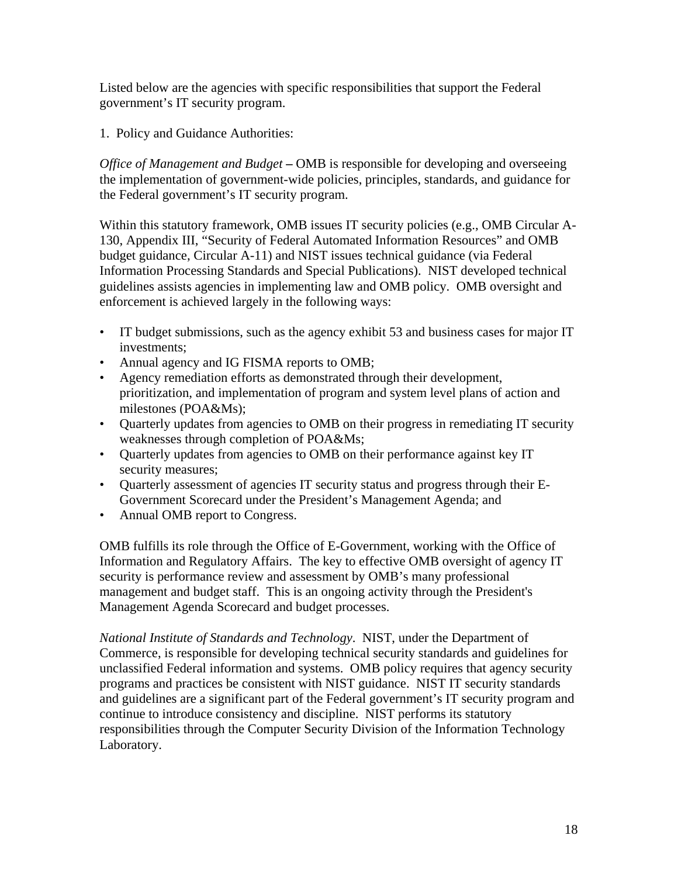Listed below are the agencies with specific responsibilities that support the Federal government's IT security program.

1. Policy and Guidance Authorities:

*Office of Management and Budget* – OMB is responsible for developing and overseeing the implementation of government-wide policies, principles, standards, and guidance for the Federal government's IT security program.

Within this statutory framework, OMB issues IT security policies (e.g., OMB Circular A-130, Appendix III, "Security of Federal Automated Information Resources" and OMB budget guidance, Circular A-11) and NIST issues technical guidance (via Federal Information Processing Standards and Special Publications). NIST developed technical guidelines assists agencies in implementing law and OMB policy. OMB oversight and enforcement is achieved largely in the following ways:

- IT budget submissions, such as the agency exhibit 53 and business cases for major IT investments;
- Annual agency and IG FISMA reports to OMB;
- Agency remediation efforts as demonstrated through their development, prioritization, and implementation of program and system level plans of action and milestones (POA&Ms);
- Quarterly updates from agencies to OMB on their progress in remediating IT security weaknesses through completion of POA&Ms;
- Quarterly updates from agencies to OMB on their performance against key IT security measures;
- Quarterly assessment of agencies IT security status and progress through their E-Government Scorecard under the President's Management Agenda; and
- Annual OMB report to Congress.

OMB fulfills its role through the Office of E-Government, working with the Office of Information and Regulatory Affairs. The key to effective OMB oversight of agency IT security is performance review and assessment by OMB's many professional management and budget staff. This is an ongoing activity through the President's Management Agenda Scorecard and budget processes.

*National Institute of Standards and Technology*. NIST, under the Department of Commerce, is responsible for developing technical security standards and guidelines for unclassified Federal information and systems. OMB policy requires that agency security programs and practices be consistent with NIST guidance. NIST IT security standards and guidelines are a significant part of the Federal government's IT security program and continue to introduce consistency and discipline. NIST performs its statutory responsibilities through the Computer Security Division of the Information Technology Laboratory.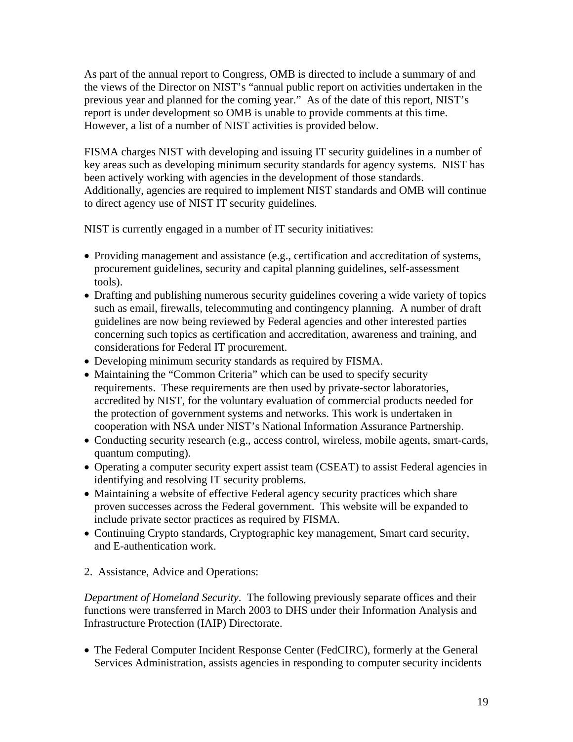As part of the annual report to Congress, OMB is directed to include a summary of and the views of the Director on NIST's "annual public report on activities undertaken in the previous year and planned for the coming year." As of the date of this report, NIST's report is under development so OMB is unable to provide comments at this time. However, a list of a number of NIST activities is provided below.

FISMA charges NIST with developing and issuing IT security guidelines in a number of key areas such as developing minimum security standards for agency systems. NIST has been actively working with agencies in the development of those standards. Additionally, agencies are required to implement NIST standards and OMB will continue to direct agency use of NIST IT security guidelines.

NIST is currently engaged in a number of IT security initiatives:

- Providing management and assistance (e.g., certification and accreditation of systems, procurement guidelines, security and capital planning guidelines, self-assessment tools).
- Drafting and publishing numerous security guidelines covering a wide variety of topics such as email, firewalls, telecommuting and contingency planning. A number of draft guidelines are now being reviewed by Federal agencies and other interested parties concerning such topics as certification and accreditation, awareness and training, and considerations for Federal IT procurement.
- Developing minimum security standards as required by FISMA.
- Maintaining the "Common Criteria" which can be used to specify security requirements. These requirements are then used by private-sector laboratories, accredited by NIST, for the voluntary evaluation of commercial products needed for the protection of government systems and networks. This work is undertaken in cooperation with NSA under NIST's National Information Assurance Partnership.
- Conducting security research (e.g., access control, wireless, mobile agents, smart-cards, quantum computing).
- Operating a computer security expert assist team (CSEAT) to assist Federal agencies in identifying and resolving IT security problems.
- Maintaining a website of effective Federal agency security practices which share proven successes across the Federal government. This website will be expanded to include private sector practices as required by FISMA.
- Continuing Crypto standards, Cryptographic key management, Smart card security, and E-authentication work.

2. Assistance, Advice and Operations:

*Department of Homeland Security*. The following previously separate offices and their functions were transferred in March 2003 to DHS under their Information Analysis and Infrastructure Protection (IAIP) Directorate.

- The Federal Computer Incident Response Center (FedCIRC), formerly at the General Services Administration, assists agencies in responding to computer security incidents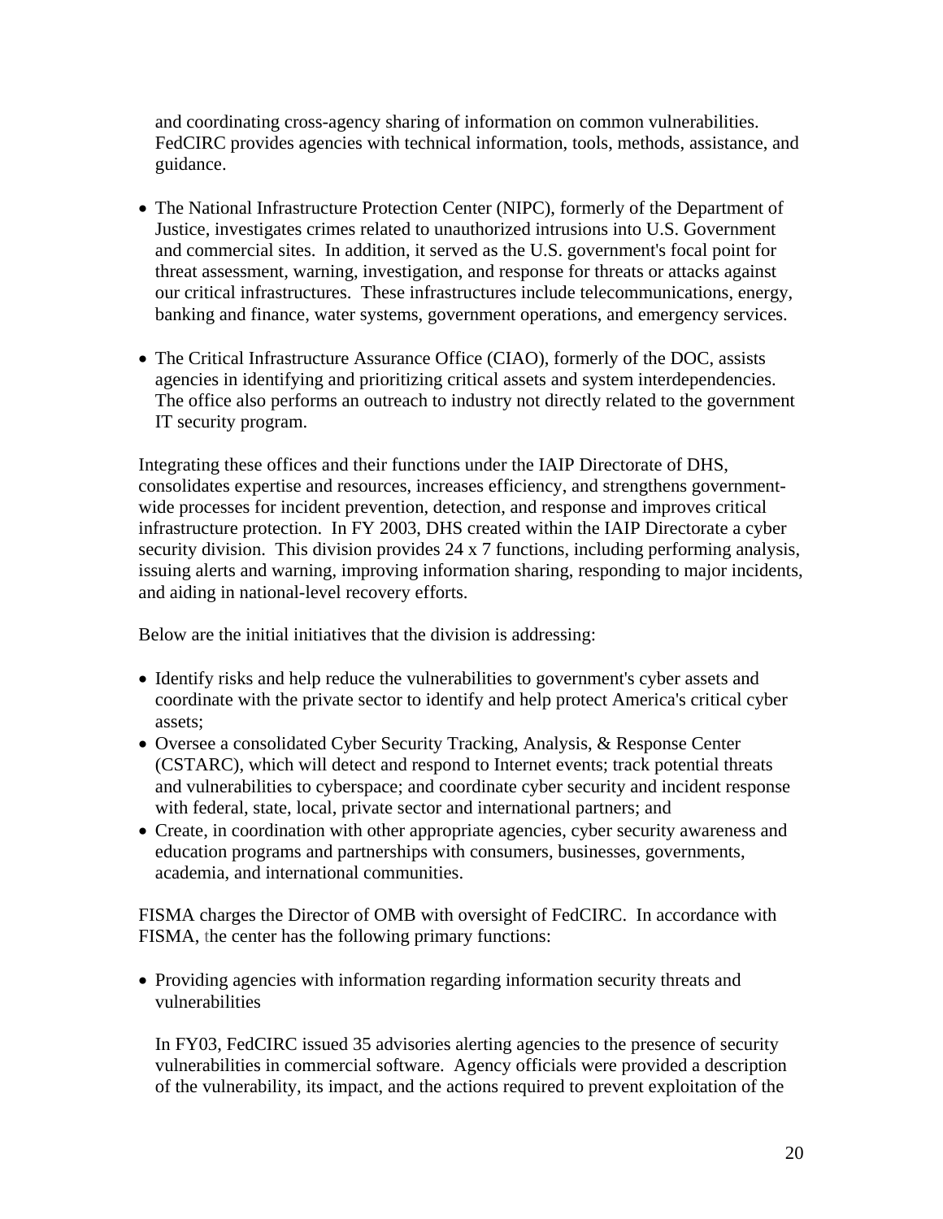and coordinating cross-agency sharing of information on common vulnerabilities. FedCIRC provides agencies with technical information, tools, methods, assistance, and guidance.

- The National Infrastructure Protection Center (NIPC), formerly of the Department of Justice, investigates crimes related to unauthorized intrusions into U.S. Government and commercial sites. In addition, it served as the U.S. government's focal point for threat assessment, warning, investigation, and response for threats or attacks against our critical infrastructures. These infrastructures include telecommunications, energy, banking and finance, water systems, government operations, and emergency services.

- The Critical Infrastructure Assurance Office (CIAO), formerly of the DOC, assists agencies in identifying and prioritizing critical assets and system interdependencies. The office also performs an outreach to industry not directly related to the government IT security program.

Integrating these offices and their functions under the IAIP Directorate of DHS, consolidates expertise and resources, increases efficiency, and strengthens government-wide processes for incident prevention, detection, and response and improves critical infrastructure protection. In FY 2003, DHS created within the IAIP Directorate a cyber security division. This division provides 24 x 7 functions, including performing analysis, issuing alerts and warning, improving information sharing, responding to major incidents, and aiding in national-level recovery efforts.

Below are the initial initiatives that the division is addressing:

- Identify risks and help reduce the vulnerabilities to government's cyber assets and coordinate with the private sector to identify and help protect America's critical cyber assets;
- Oversee a consolidated Cyber Security Tracking, Analysis, & Response Center (CSTARC), which will detect and respond to Internet events; track potential threats and vulnerabilities to cyberspace; and coordinate cyber security and incident response with federal, state, local, private sector and international partners; and
- Create, in coordination with other appropriate agencies, cyber security awareness and education programs and partnerships with consumers, businesses, governments, academia, and international communities.

FISMA charges the Director of OMB with oversight of FedCIRC. In accordance with FISMA, the center has the following primary functions:

- Providing agencies with information regarding information security threats and vulnerabilities

  In FY03, FedCIRC issued 35 advisories alerting agencies to the presence of security vulnerabilities in commercial software. Agency officials were provided a description of the vulnerability, its impact, and the actions required to prevent exploitation of the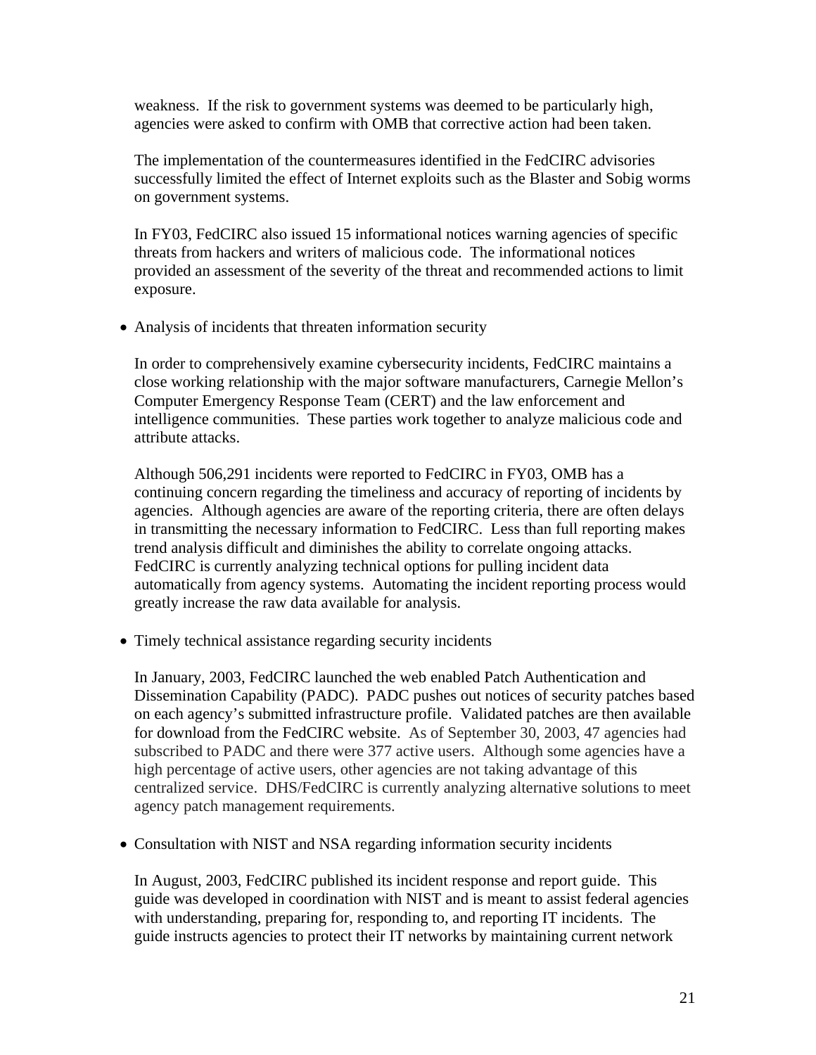weakness. If the risk to government systems was deemed to be particularly high, agencies were asked to confirm with OMB that corrective action had been taken.

The implementation of the countermeasures identified in the FedCIRC advisories successfully limited the effect of Internet exploits such as the Blaster and Sobig worms on government systems.

In FY03, FedCIRC also issued 15 informational notices warning agencies of specific threats from hackers and writers of malicious code. The informational notices provided an assessment of the severity of the threat and recommended actions to limit exposure.

- Analysis of incidents that threaten information security

In order to comprehensively examine cybersecurity incidents, FedCIRC maintains a close working relationship with the major software manufacturers, Carnegie Mellon's Computer Emergency Response Team (CERT) and the law enforcement and intelligence communities. These parties work together to analyze malicious code and attribute attacks.

Although 506,291 incidents were reported to FedCIRC in FY03, OMB has a continuing concern regarding the timeliness and accuracy of reporting of incidents by agencies. Although agencies are aware of the reporting criteria, there are often delays in transmitting the necessary information to FedCIRC. Less than full reporting makes trend analysis difficult and diminishes the ability to correlate ongoing attacks. FedCIRC is currently analyzing technical options for pulling incident data automatically from agency systems. Automating the incident reporting process would greatly increase the raw data available for analysis.

- Timely technical assistance regarding security incidents

In January, 2003, FedCIRC launched the web enabled Patch Authentication and Dissemination Capability (PADC). PADC pushes out notices of security patches based on each agency's submitted infrastructure profile. Validated patches are then available for download from the FedCIRC website. As of September 30, 2003, 47 agencies had subscribed to PADC and there were 377 active users. Although some agencies have a high percentage of active users, other agencies are not taking advantage of this centralized service. DHS/FedCIRC is currently analyzing alternative solutions to meet agency patch management requirements.

- Consultation with NIST and NSA regarding information security incidents

In August, 2003, FedCIRC published its incident response and report guide. This guide was developed in coordination with NIST and is meant to assist federal agencies with understanding, preparing for, responding to, and reporting IT incidents. The guide instructs agencies to protect their IT networks by maintaining current network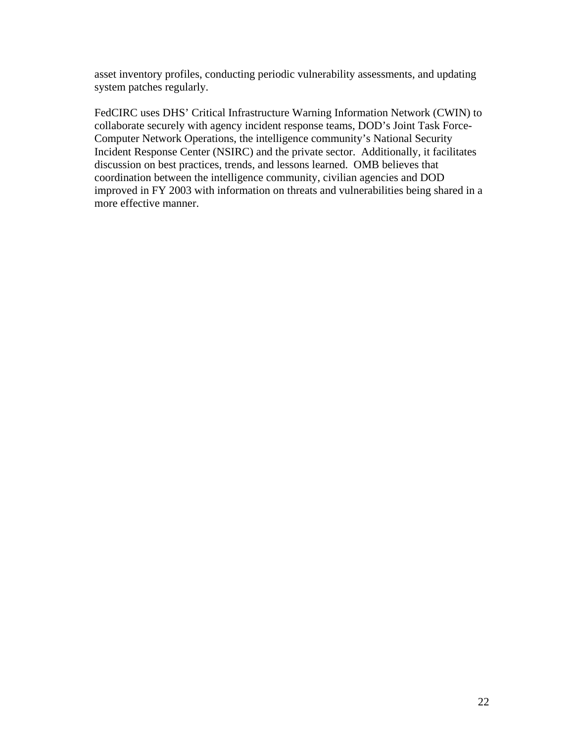asset inventory profiles, conducting periodic vulnerability assessments, and updating system patches regularly.

FedCIRC uses DHS' Critical Infrastructure Warning Information Network (CWIN) to collaborate securely with agency incident response teams, DOD's Joint Task Force-Computer Network Operations, the intelligence community's National Security Incident Response Center (NSIRC) and the private sector. Additionally, it facilitates discussion on best practices, trends, and lessons learned. OMB believes that coordination between the intelligence community, civilian agencies and DOD improved in FY 2003 with information on threats and vulnerabilities being shared in a more effective manner.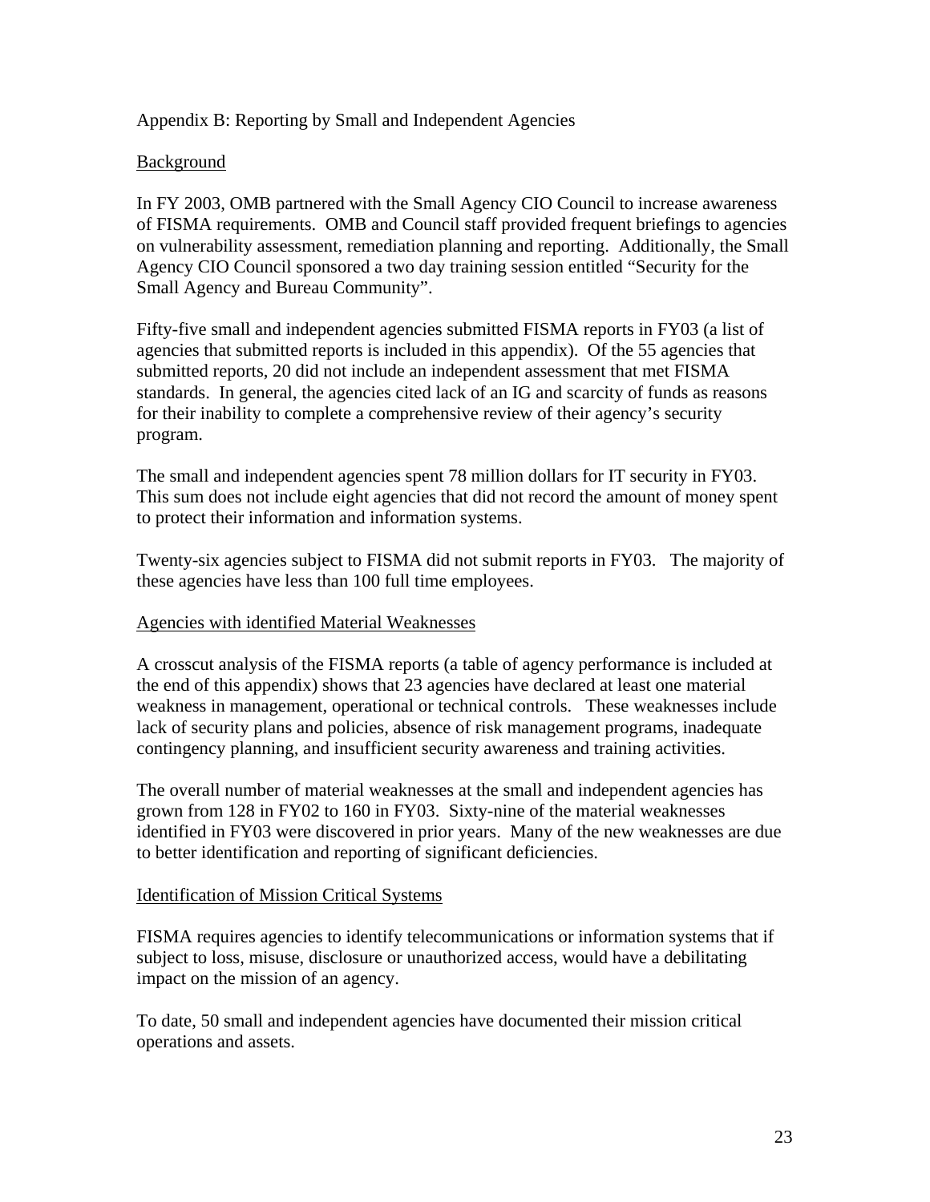## Appendix B: Reporting by Small and Independent Agencies

### Background

In FY 2003, OMB partnered with the Small Agency CIO Council to increase awareness of FISMA requirements. OMB and Council staff provided frequent briefings to agencies on vulnerability assessment, remediation planning and reporting. Additionally, the Small Agency CIO Council sponsored a two day training session entitled "Security for the Small Agency and Bureau Community".

Fifty-five small and independent agencies submitted FISMA reports in FY03 (a list of agencies that submitted reports is included in this appendix). Of the 55 agencies that submitted reports, 20 did not include an independent assessment that met FISMA standards. In general, the agencies cited lack of an IG and scarcity of funds as reasons for their inability to complete a comprehensive review of their agency's security program.

The small and independent agencies spent 78 million dollars for IT security in FY03. This sum does not include eight agencies that did not record the amount of money spent to protect their information and information systems.

Twenty-six agencies subject to FISMA did not submit reports in FY03. The majority of these agencies have less than 100 full time employees.

### Agencies with identified Material Weaknesses

A crosscut analysis of the FISMA reports (a table of agency performance is included at the end of this appendix) shows that 23 agencies have declared at least one material weakness in management, operational or technical controls. These weaknesses include lack of security plans and policies, absence of risk management programs, inadequate contingency planning, and insufficient security awareness and training activities.

The overall number of material weaknesses at the small and independent agencies has grown from 128 in FY02 to 160 in FY03. Sixty-nine of the material weaknesses identified in FY03 were discovered in prior years. Many of the new weaknesses are due to better identification and reporting of significant deficiencies.

### Identification of Mission Critical Systems

FISMA requires agencies to identify telecommunications or information systems that if subject to loss, misuse, disclosure or unauthorized access, would have a debilitating impact on the mission of an agency.

To date, 50 small and independent agencies have documented their mission critical operations and assets.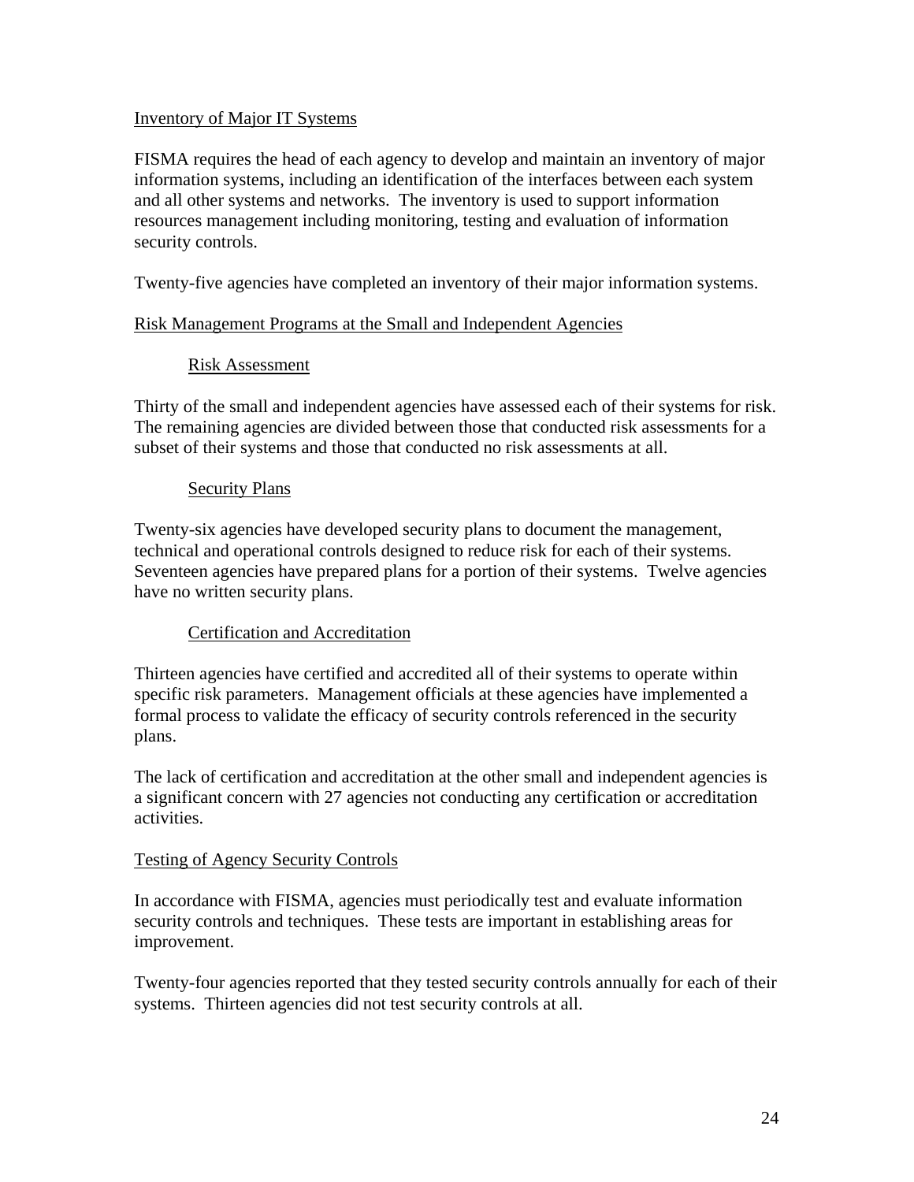## Inventory of Major IT Systems

FISMA requires the head of each agency to develop and maintain an inventory of major information systems, including an identification of the interfaces between each system and all other systems and networks. The inventory is used to support information resources management including monitoring, testing and evaluation of information security controls.

Twenty-five agencies have completed an inventory of their major information systems.

## Risk Management Programs at the Small and Independent Agencies

### Risk Assessment

Thirty of the small and independent agencies have assessed each of their systems for risk. The remaining agencies are divided between those that conducted risk assessments for a subset of their systems and those that conducted no risk assessments at all.

### Security Plans

Twenty-six agencies have developed security plans to document the management, technical and operational controls designed to reduce risk for each of their systems. Seventeen agencies have prepared plans for a portion of their systems. Twelve agencies have no written security plans.

### Certification and Accreditation

Thirteen agencies have certified and accredited all of their systems to operate within specific risk parameters. Management officials at these agencies have implemented a formal process to validate the efficacy of security controls referenced in the security plans.

The lack of certification and accreditation at the other small and independent agencies is a significant concern with 27 agencies not conducting any certification or accreditation activities.

## Testing of Agency Security Controls

In accordance with FISMA, agencies must periodically test and evaluate information security controls and techniques. These tests are important in establishing areas for improvement.

Twenty-four agencies reported that they tested security controls annually for each of their systems. Thirteen agencies did not test security controls at all.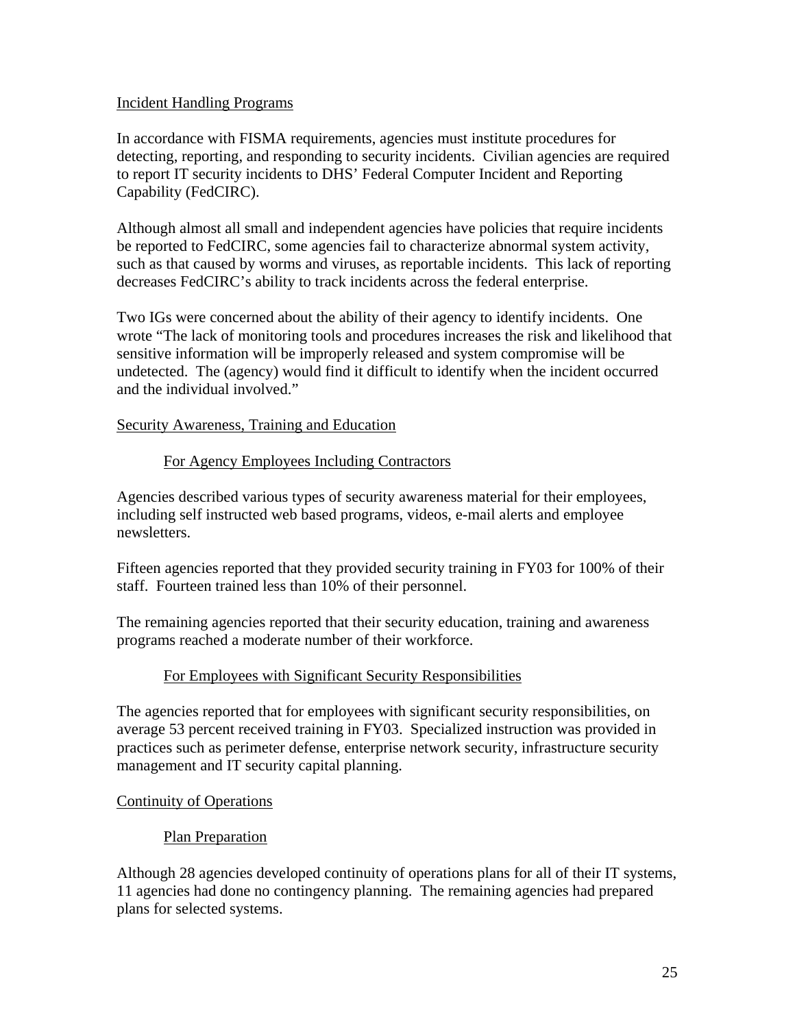## Incident Handling Programs

In accordance with FISMA requirements, agencies must institute procedures for detecting, reporting, and responding to security incidents. Civilian agencies are required to report IT security incidents to DHS' Federal Computer Incident and Reporting Capability (FedCIRC).

Although almost all small and independent agencies have policies that require incidents be reported to FedCIRC, some agencies fail to characterize abnormal system activity, such as that caused by worms and viruses, as reportable incidents. This lack of reporting decreases FedCIRC's ability to track incidents across the federal enterprise.

Two IGs were concerned about the ability of their agency to identify incidents. One wrote "The lack of monitoring tools and procedures increases the risk and likelihood that sensitive information will be improperly released and system compromise will be undetected. The (agency) would find it difficult to identify when the incident occurred and the individual involved."

## Security Awareness, Training and Education

### For Agency Employees Including Contractors

Agencies described various types of security awareness material for their employees, including self instructed web based programs, videos, e-mail alerts and employee newsletters.

Fifteen agencies reported that they provided security training in FY03 for 100% of their staff. Fourteen trained less than 10% of their personnel.

The remaining agencies reported that their security education, training and awareness programs reached a moderate number of their workforce.

### For Employees with Significant Security Responsibilities

The agencies reported that for employees with significant security responsibilities, on average 53 percent received training in FY03. Specialized instruction was provided in practices such as perimeter defense, enterprise network security, infrastructure security management and IT security capital planning.

## Continuity of Operations

### Plan Preparation

Although 28 agencies developed continuity of operations plans for all of their IT systems, 11 agencies had done no contingency planning. The remaining agencies had prepared plans for selected systems.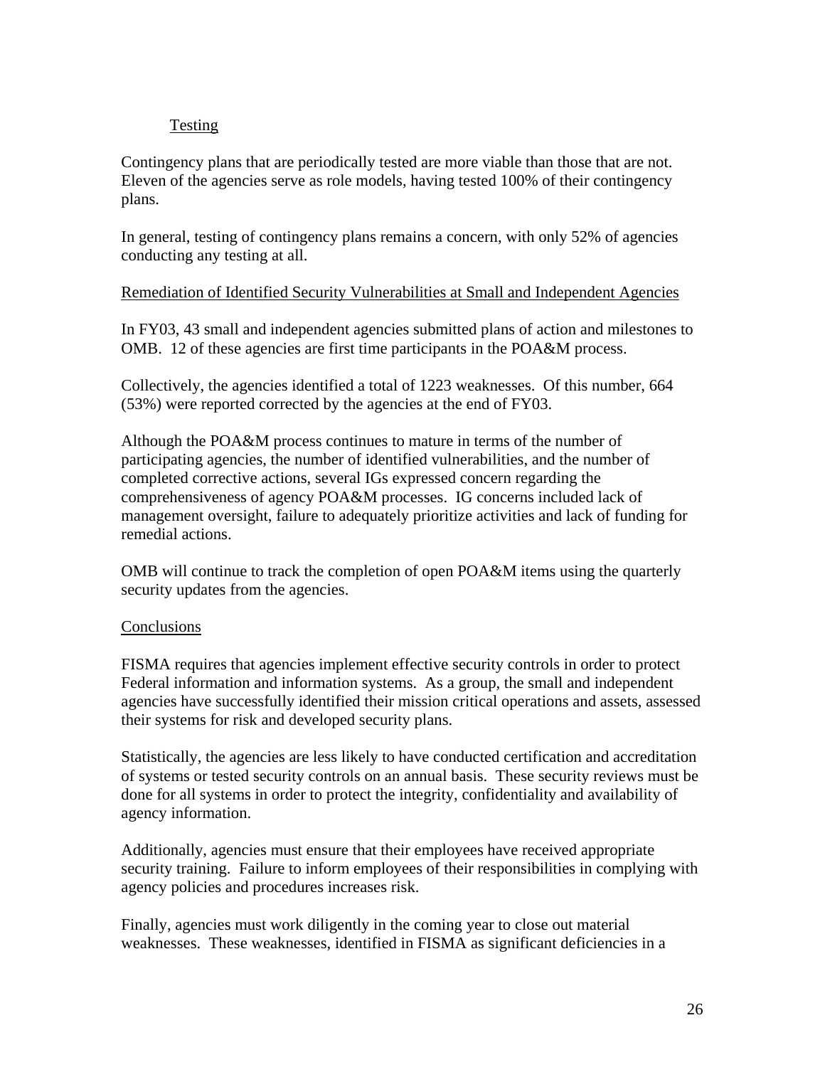#### Testing

Contingency plans that are periodically tested are more viable than those that are not. Eleven of the agencies serve as role models, having tested 100% of their contingency plans.

In general, testing of contingency plans remains a concern, with only 52% of agencies conducting any testing at all.

### Remediation of Identified Security Vulnerabilities at Small and Independent Agencies

In FY03, 43 small and independent agencies submitted plans of action and milestones to OMB. 12 of these agencies are first time participants in the POA&M process.

Collectively, the agencies identified a total of 1223 weaknesses. Of this number, 664 (53%) were reported corrected by the agencies at the end of FY03.

Although the POA&M process continues to mature in terms of the number of participating agencies, the number of identified vulnerabilities, and the number of completed corrective actions, several IGs expressed concern regarding the comprehensiveness of agency POA&M processes. IG concerns included lack of management oversight, failure to adequately prioritize activities and lack of funding for remedial actions.

OMB will continue to track the completion of open POA&M items using the quarterly security updates from the agencies.

### Conclusions

FISMA requires that agencies implement effective security controls in order to protect Federal information and information systems. As a group, the small and independent agencies have successfully identified their mission critical operations and assets, assessed their systems for risk and developed security plans.

Statistically, the agencies are less likely to have conducted certification and accreditation of systems or tested security controls on an annual basis. These security reviews must be done for all systems in order to protect the integrity, confidentiality and availability of agency information.

Additionally, agencies must ensure that their employees have received appropriate security training. Failure to inform employees of their responsibilities in complying with agency policies and procedures increases risk.

Finally, agencies must work diligently in the coming year to close out material weaknesses. These weaknesses, identified in FISMA as significant deficiencies in a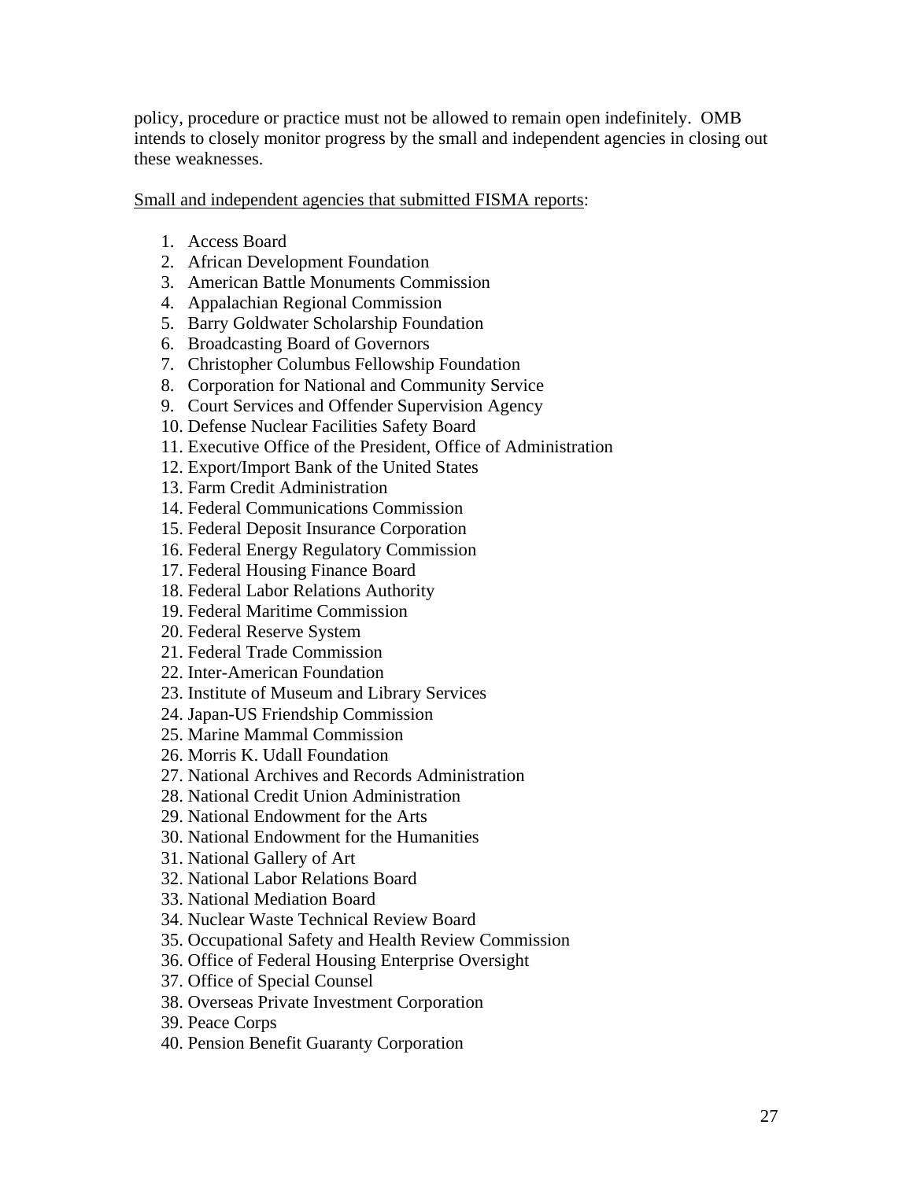policy, procedure or practice must not be allowed to remain open indefinitely. OMB intends to closely monitor progress by the small and independent agencies in closing out these weaknesses.

<u>Small and independent agencies that submitted FISMA reports</u>:

1. Access Board
2. African Development Foundation
3. American Battle Monuments Commission
4. Appalachian Regional Commission
5. Barry Goldwater Scholarship Foundation
6. Broadcasting Board of Governors
7. Christopher Columbus Fellowship Foundation
8. Corporation for National and Community Service
9. Court Services and Offender Supervision Agency
10. Defense Nuclear Facilities Safety Board
11. Executive Office of the President, Office of Administration
12. Export/Import Bank of the United States
13. Farm Credit Administration
14. Federal Communications Commission
15. Federal Deposit Insurance Corporation
16. Federal Energy Regulatory Commission
17. Federal Housing Finance Board
18. Federal Labor Relations Authority
19. Federal Maritime Commission
20. Federal Reserve System
21. Federal Trade Commission
22. Inter-American Foundation
23. Institute of Museum and Library Services
24. Japan-US Friendship Commission
25. Marine Mammal Commission
26. Morris K. Udall Foundation
27. National Archives and Records Administration
28. National Credit Union Administration
29. National Endowment for the Arts
30. National Endowment for the Humanities
31. National Gallery of Art
32. National Labor Relations Board
33. National Mediation Board
34. Nuclear Waste Technical Review Board
35. Occupational Safety and Health Review Commission
36. Office of Federal Housing Enterprise Oversight
37. Office of Special Counsel
38. Overseas Private Investment Corporation
39. Peace Corps
40. Pension Benefit Guaranty Corporation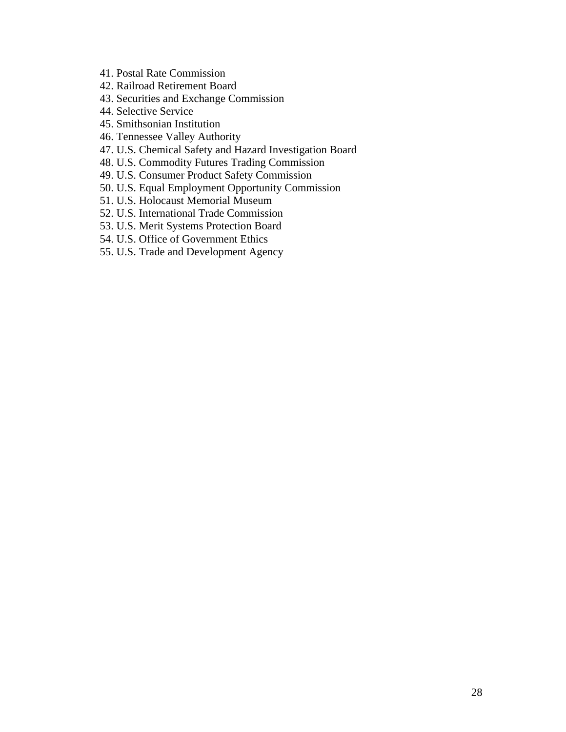41. Postal Rate Commission
42. Railroad Retirement Board
43. Securities and Exchange Commission
44. Selective Service
45. Smithsonian Institution
46. Tennessee Valley Authority
47. U.S. Chemical Safety and Hazard Investigation Board
48. U.S. Commodity Futures Trading Commission
49. U.S. Consumer Product Safety Commission
50. U.S. Equal Employment Opportunity Commission
51. U.S. Holocaust Memorial Museum
52. U.S. International Trade Commission
53. U.S. Merit Systems Protection Board
54. U.S. Office of Government Ethics
55. U.S. Trade and Development Agency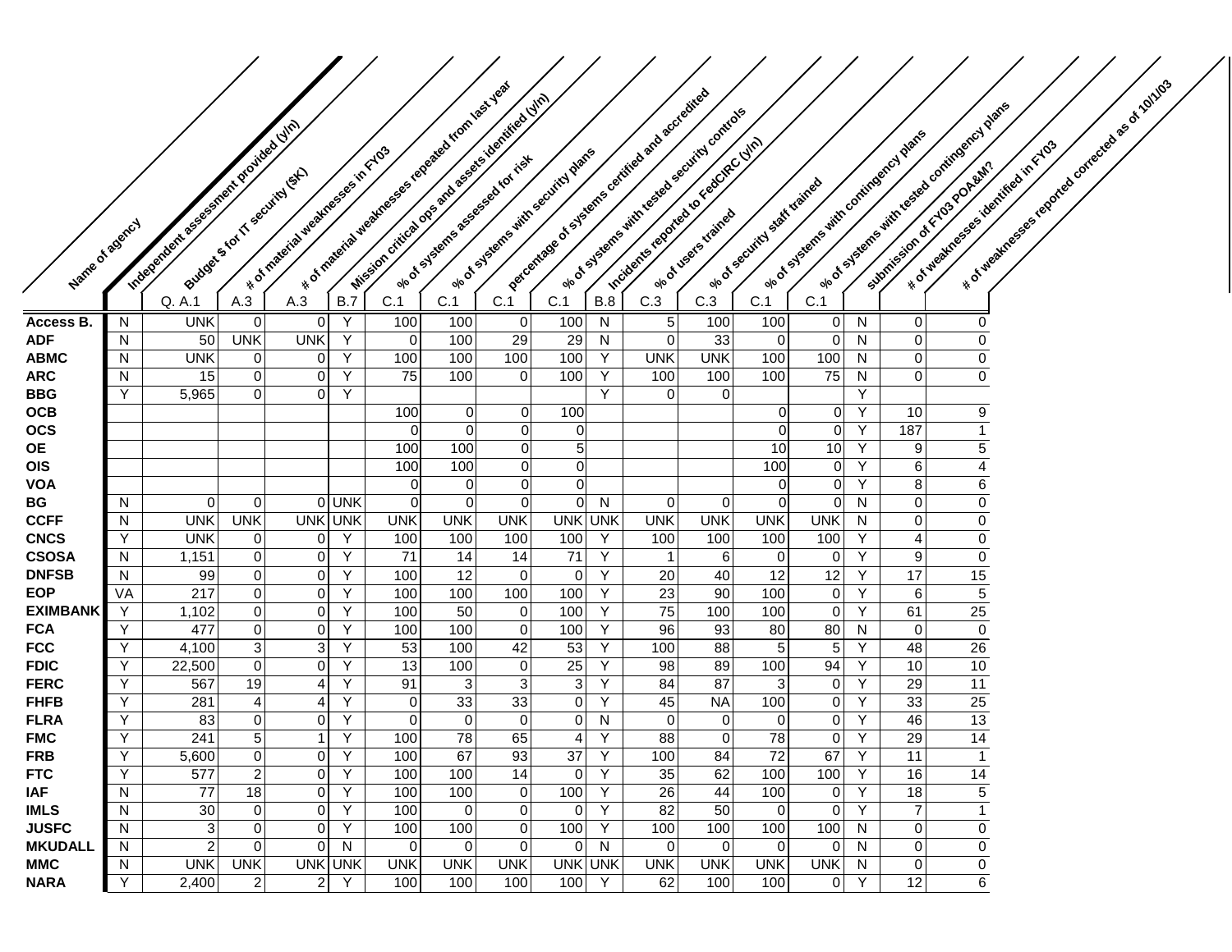| Name of agency | Independent assessment provided (y/n) | Budget $ for IT security ($K) | # of material weaknesses in FY03 | # of material weaknesses repeated from last year | Mission critical ops and assets identified (y/n) | % of systems assessed for risk | % of systems with security plans | percentage of systems certified and accredited | % of systems with tested security controls | Incidents reported to FedCIRC (y/n) | % of users trained | % of security staff trained | % of systems with contingency plans | % of systems with tested contingency plans | submission of FY03 POA&M? | # of weaknesses identified in FY03 | # of weaknesses reported corrected as of 10/1/03 |
|---|---|---|---|---|---|---|---|---|---|---|---|---|---|---|---|---|---|
| | | Q. A.1 | A.3 | A.3 | B.7 | C.1 | C.1 | C.1 | C.1 | B.8 | C.3 | C.3 | C.1 | C.1 | | | |
| **Access B.** | N | UNK | 0 | 0 | Y | 100 | 100 | 0 | 100 | N | 5 | 100 | 100 | 0 | N | 0 | 0 |
| **ADF** | N | 50 | UNK | UNK | Y | 0 | 100 | 29 | 29 | N | 0 | 33 | 0 | 0 | N | 0 | 0 |
| **ABMC** | N | UNK | 0 | 0 | Y | 100 | 100 | 100 | 100 | Y | UNK | UNK | 100 | 100 | N | 0 | 0 |
| **ARC** | N | 15 | 0 | 0 | Y | 75 | 100 | 0 | 100 | Y | 100 | 100 | 100 | 75 | N | 0 | 0 |
| **BBG** | Y | 5,965 | 0 | 0 | Y | | | | | Y | 0 | 0 | | | Y | | |
| **OCB** | | | | | | 100 | 0 | 0 | 100 | | | | 0 | 0 | Y | 10 | 9 |
| **OCS** | | | | | | 0 | 0 | 0 | 0 | | | | 0 | 0 | Y | 187 | 1 |
| **OE** | | | | | | 100 | 100 | 0 | 5 | | | | 10 | 10 | Y | 9 | 5 |
| **OIS** | | | | | | 100 | 100 | 0 | 0 | | | | 100 | 0 | Y | 6 | 4 |
| **VOA** | | | | | | 0 | 0 | 0 | 0 | | | | 0 | 0 | Y | 8 | 6 |
| **BG** | N | 0 | 0 | 0 | UNK | 0 | 0 | 0 | 0 | N | 0 | 0 | 0 | 0 | N | 0 | 0 |
| **CCFF** | N | UNK | UNK | UNK | UNK | UNK | UNK | UNK | UNK | UNK | UNK | UNK | UNK | UNK | N | 0 | 0 |
| **CNCS** | Y | UNK | 0 | 0 | Y | 100 | 100 | 100 | 100 | Y | 100 | 100 | 100 | 100 | Y | 4 | 0 |
| **CSOSA** | N | 1,151 | 0 | 0 | Y | 71 | 14 | 14 | 71 | Y | 1 | 6 | 0 | 0 | Y | 9 | 0 |
| **DNFSB** | N | 99 | 0 | 0 | Y | 100 | 12 | 0 | 0 | Y | 20 | 40 | 12 | 12 | Y | 17 | 15 |
| **EOP** | VA | 217 | 0 | 0 | Y | 100 | 100 | 100 | 100 | Y | 23 | 90 | 100 | 0 | Y | 6 | 5 |
| **EXIMBANK** | Y | 1,102 | 0 | 0 | Y | 100 | 50 | 0 | 100 | Y | 75 | 100 | 100 | 0 | Y | 61 | 25 |
| **FCA** | Y | 477 | 0 | 0 | Y | 100 | 100 | 0 | 100 | Y | 96 | 93 | 80 | 80 | N | 0 | 0 |
| **FCC** | Y | 4,100 | 3 | 3 | Y | 53 | 100 | 42 | 53 | Y | 100 | 88 | 5 | 5 | Y | 48 | 26 |
| **FDIC** | Y | 22,500 | 0 | 0 | Y | 13 | 100 | 0 | 25 | Y | 98 | 89 | 100 | 94 | Y | 10 | 10 |
| **FERC** | Y | 567 | 19 | 4 | Y | 91 | 3 | 3 | 3 | Y | 84 | 87 | 3 | 0 | Y | 29 | 11 |
| **FHFB** | Y | 281 | 4 | 4 | Y | 0 | 33 | 33 | 0 | Y | 45 | NA | 100 | 0 | Y | 33 | 25 |
| **FLRA** | Y | 83 | 0 | 0 | Y | 0 | 0 | 0 | 0 | N | 0 | 0 | 0 | 0 | Y | 46 | 13 |
| **FMC** | Y | 241 | 5 | 1 | Y | 100 | 78 | 65 | 4 | Y | 88 | 0 | 78 | 0 | Y | 29 | 14 |
| **FRB** | Y | 5,600 | 0 | 0 | Y | 100 | 67 | 93 | 37 | Y | 100 | 84 | 72 | 67 | Y | 11 | 1 |
| **FTC** | Y | 577 | 2 | 0 | Y | 100 | 100 | 14 | 0 | Y | 35 | 62 | 100 | 100 | Y | 16 | 14 |
| **IAF** | N | 77 | 18 | 0 | Y | 100 | 100 | 0 | 100 | Y | 26 | 44 | 100 | 0 | Y | 18 | 5 |
| **IMLS** | N | 30 | 0 | 0 | Y | 100 | 0 | 0 | 0 | Y | 82 | 50 | 0 | 0 | Y | 7 | 1 |
| **JUSFC** | N | 3 | 0 | 0 | Y | 100 | 100 | 0 | 100 | Y | 100 | 100 | 100 | 100 | N | 0 | 0 |
| **MKUDALL** | N | 2 | 0 | 0 | N | 0 | 0 | 0 | 0 | N | 0 | 0 | 0 | 0 | N | 0 | 0 |
| **MMC** | N | UNK | UNK | UNK | UNK | UNK | UNK | UNK | UNK | UNK | UNK | UNK | UNK | UNK | N | 0 | 0 |
| **NARA** | Y | 2,400 | 2 | 2 | Y | 100 | 100 | 100 | 100 | Y | 62 | 100 | 100 | 0 | Y | 12 | 6 |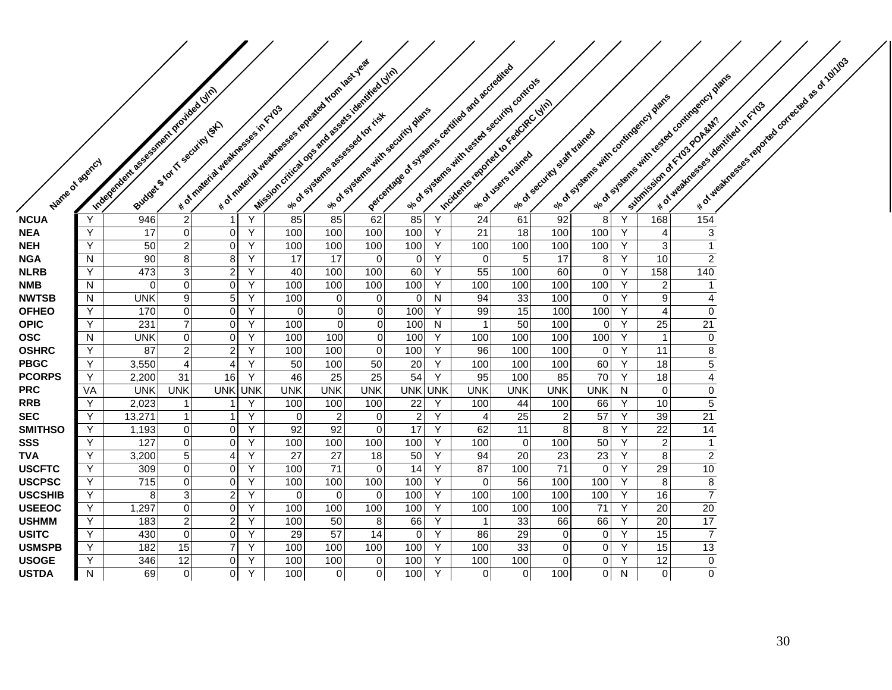| Name of agency | Independent assessment provided (y/n) | Budget $ for IT security ($K) | # of material weaknesses in FY03 | # of material weaknesses repeated from last year | Mission critical ops and assets identified (y/n) | % of systems assessed for risk | % of systems with security plans | percentage of systems certified and accredited | % of systems with tested security controls | Incidents reported to FedCIRC (y/n) | % of users trained | % of security staff trained | % of systems with contingency plans | % of systems with tested contingency plans | submission of FY03 POA&M? | # of weaknesses identified in FY03 | # of weaknesses reported corrected as of 10/1/03 |
|---|---|---|---|---|---|---|---|---|---|---|---|---|---|---|---|---|---|
| **NCUA** | Y | 946 | 2 | 1 | Y | 85 | 85 | 62 | 85 | Y | 24 | 61 | 92 | 8 | Y | 168 | 154 |
| **NEA** | Y | 17 | 0 | 0 | Y | 100 | 100 | 100 | 100 | Y | 21 | 18 | 100 | 100 | Y | 4 | 3 |
| **NEH** | Y | 50 | 2 | 0 | Y | 100 | 100 | 100 | 100 | Y | 100 | 100 | 100 | 100 | Y | 3 | 1 |
| **NGA** | N | 90 | 8 | 8 | Y | 17 | 17 | 0 | 0 | Y | 0 | 5 | 17 | 8 | Y | 10 | 2 |
| **NLRB** | Y | 473 | 3 | 2 | Y | 40 | 100 | 100 | 60 | Y | 55 | 100 | 60 | 0 | Y | 158 | 140 |
| **NMB** | N | 0 | 0 | 0 | Y | 100 | 100 | 100 | 100 | Y | 100 | 100 | 100 | 100 | Y | 2 | 1 |
| **NWTSB** | N | UNK | 9 | 5 | Y | 100 | 0 | 0 | 0 | N | 94 | 33 | 100 | 0 | Y | 9 | 4 |
| **OFHEO** | Y | 170 | 0 | 0 | Y | 0 | 0 | 0 | 100 | Y | 99 | 15 | 100 | 100 | Y | 4 | 0 |
| **OPIC** | Y | 231 | 7 | 0 | Y | 100 | 0 | 0 | 100 | N | 1 | 50 | 100 | 0 | Y | 25 | 21 |
| **OSC** | N | UNK | 0 | 0 | Y | 100 | 100 | 0 | 100 | Y | 100 | 100 | 100 | 100 | Y | 1 | 0 |
| **OSHRC** | Y | 87 | 2 | 2 | Y | 100 | 100 | 0 | 100 | Y | 96 | 100 | 100 | 0 | Y | 11 | 8 |
| **PBGC** | Y | 3,550 | 4 | 4 | Y | 50 | 100 | 50 | 20 | Y | 100 | 100 | 100 | 60 | Y | 18 | 5 |
| **PCORPS** | Y | 2,200 | 31 | 16 | Y | 46 | 25 | 25 | 54 | Y | 95 | 100 | 85 | 70 | Y | 18 | 4 |
| **PRC** | VA | UNK | UNK | UNK | UNK | UNK | UNK | UNK | UNK | UNK | UNK | UNK | UNK | UNK | N | 0 | 0 |
| **RRB** | Y | 2,023 | 1 | 1 | Y | 100 | 100 | 100 | 22 | Y | 100 | 44 | 100 | 66 | Y | 10 | 5 |
| **SEC** | Y | 13,271 | 1 | 1 | Y | 0 | 2 | 0 | 2 | Y | 4 | 25 | 2 | 57 | Y | 39 | 21 |
| **SMITHSO** | Y | 1,193 | 0 | 0 | Y | 92 | 92 | 0 | 17 | Y | 62 | 11 | 8 | 8 | Y | 22 | 14 |
| **SSS** | Y | 127 | 0 | 0 | Y | 100 | 100 | 100 | 100 | Y | 100 | 0 | 100 | 50 | Y | 2 | 1 |
| **TVA** | Y | 3,200 | 5 | 4 | Y | 27 | 27 | 18 | 50 | Y | 94 | 20 | 23 | 23 | Y | 8 | 2 |
| **USCFTC** | Y | 309 | 0 | 0 | Y | 100 | 71 | 0 | 14 | Y | 87 | 100 | 71 | 0 | Y | 29 | 10 |
| **USCPSC** | Y | 715 | 0 | 0 | Y | 100 | 100 | 100 | 100 | Y | 0 | 56 | 100 | 100 | Y | 8 | 8 |
| **USCSHIB** | Y | 8 | 3 | 2 | Y | 0 | 0 | 0 | 100 | Y | 100 | 100 | 100 | 100 | Y | 16 | 7 |
| **USEEOC** | Y | 1,297 | 0 | 0 | Y | 100 | 100 | 100 | 100 | Y | 100 | 100 | 100 | 71 | Y | 20 | 20 |
| **USHMM** | Y | 183 | 2 | 2 | Y | 100 | 50 | 8 | 66 | Y | 1 | 33 | 66 | 66 | Y | 20 | 17 |
| **USITC** | Y | 430 | 0 | 0 | Y | 29 | 57 | 14 | 0 | Y | 86 | 29 | 0 | 0 | Y | 15 | 7 |
| **USMSPB** | Y | 182 | 15 | 7 | Y | 100 | 100 | 100 | 100 | Y | 100 | 33 | 0 | 0 | Y | 15 | 13 |
| **USOGE** | Y | 346 | 12 | 0 | Y | 100 | 100 | 0 | 100 | Y | 100 | 100 | 0 | 0 | Y | 12 | 0 |
| **USTDA** | N | 69 | 0 | 0 | Y | 100 | 0 | 0 | 100 | Y | 0 | 0 | 100 | 0 | N | 0 | 0 |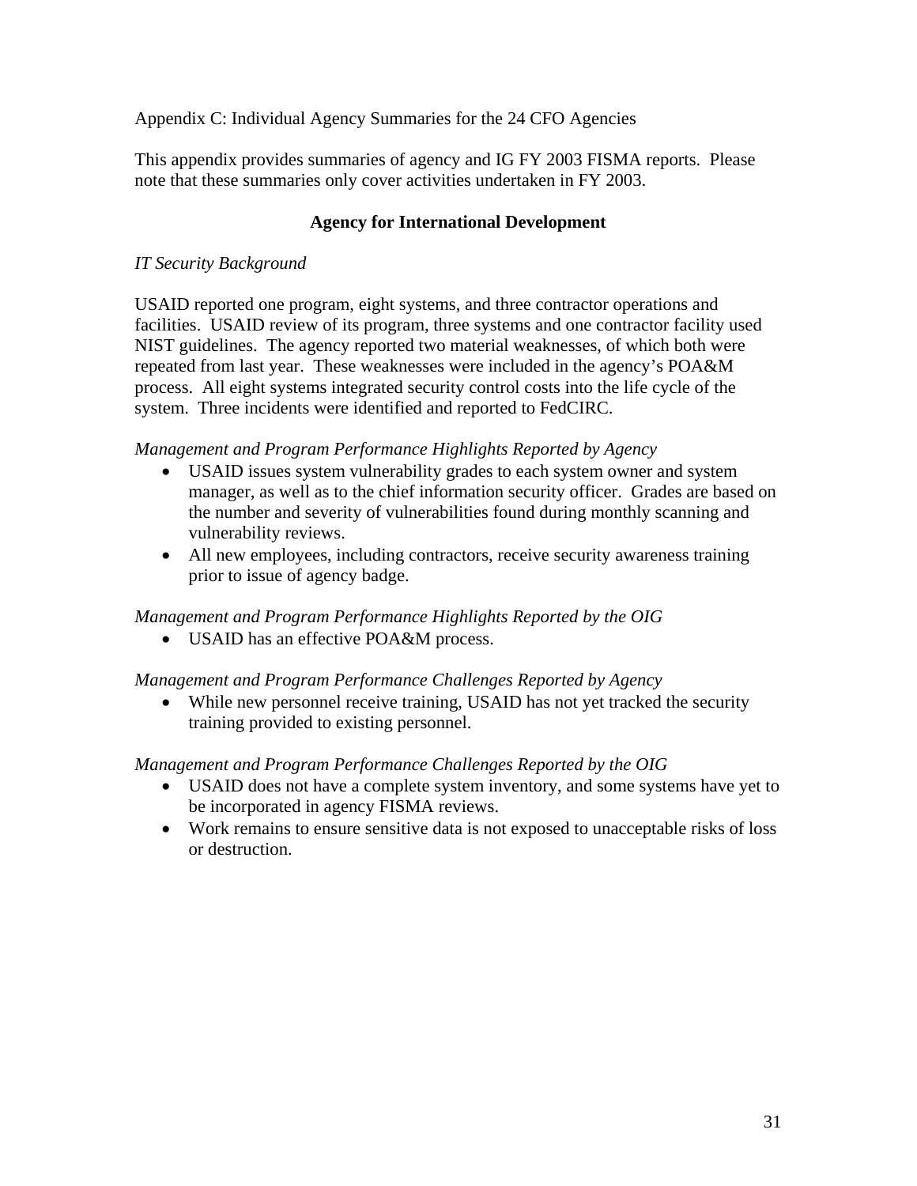Appendix C: Individual Agency Summaries for the 24 CFO Agencies

This appendix provides summaries of agency and IG FY 2003 FISMA reports. Please note that these summaries only cover activities undertaken in FY 2003.

## Agency for International Development

*IT Security Background*

USAID reported one program, eight systems, and three contractor operations and facilities. USAID review of its program, three systems and one contractor facility used NIST guidelines. The agency reported two material weaknesses, of which both were repeated from last year. These weaknesses were included in the agency's POA&M process. All eight systems integrated security control costs into the life cycle of the system. Three incidents were identified and reported to FedCIRC.

*Management and Program Performance Highlights Reported by Agency*

- USAID issues system vulnerability grades to each system owner and system manager, as well as to the chief information security officer. Grades are based on the number and severity of vulnerabilities found during monthly scanning and vulnerability reviews.
- All new employees, including contractors, receive security awareness training prior to issue of agency badge.

*Management and Program Performance Highlights Reported by the OIG*

- USAID has an effective POA&M process.

*Management and Program Performance Challenges Reported by Agency*

- While new personnel receive training, USAID has not yet tracked the security training provided to existing personnel.

*Management and Program Performance Challenges Reported by the OIG*

- USAID does not have a complete system inventory, and some systems have yet to be incorporated in agency FISMA reviews.
- Work remains to ensure sensitive data is not exposed to unacceptable risks of loss or destruction.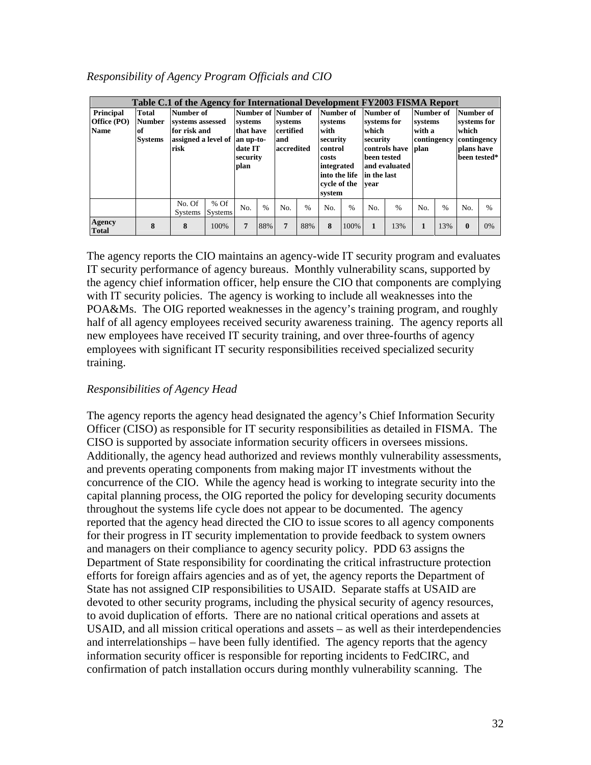*Responsibility of Agency Program Officials and CIO*

| Table C.1 of the Agency for International Development FY2003 FISMA Report | | | | | | | | | | | | | | | | |
|---|---|---|---|---|---|---|---|---|---|---|---|---|---|---|---|---|
| **Principal Office (PO) Name** | **Total Number of Systems** | **Number of systems assessed for risk and assigned a level of risk** | | **Number of systems that have an up-to-date IT security plan** | | **Number of systems certified and accredited** | | **Number of systems with security control costs integrated into the life cycle of the system** | | **Number of systems for which security controls have been tested and evaluated in the last year** | | **Number of systems with a contingency plan** | | **Number of systems for which contingency plans have been tested*** | |
| | | No. Of Systems | % Of Systems | No. | % | No. | % | No. | % | No. | % | No. | % | No. | % |
| **Agency Total** | **8** | **8** | 100% | **7** | 88% | **7** | 88% | **8** | 100% | **1** | 13% | **1** | 13% | **0** | 0% |

The agency reports the CIO maintains an agency-wide IT security program and evaluates IT security performance of agency bureaus. Monthly vulnerability scans, supported by the agency chief information officer, help ensure the CIO that components are complying with IT security policies. The agency is working to include all weaknesses into the POA&Ms. The OIG reported weaknesses in the agency's training program, and roughly half of all agency employees received security awareness training. The agency reports all new employees have received IT security training, and over three-fourths of agency employees with significant IT security responsibilities received specialized security training.

*Responsibilities of Agency Head*

The agency reports the agency head designated the agency's Chief Information Security Officer (CISO) as responsible for IT security responsibilities as detailed in FISMA. The CISO is supported by associate information security officers in oversees missions. Additionally, the agency head authorized and reviews monthly vulnerability assessments, and prevents operating components from making major IT investments without the concurrence of the CIO. While the agency head is working to integrate security into the capital planning process, the OIG reported the policy for developing security documents throughout the systems life cycle does not appear to be documented. The agency reported that the agency head directed the CIO to issue scores to all agency components for their progress in IT security implementation to provide feedback to system owners and managers on their compliance to agency security policy. PDD 63 assigns the Department of State responsibility for coordinating the critical infrastructure protection efforts for foreign affairs agencies and as of yet, the agency reports the Department of State has not assigned CIP responsibilities to USAID. Separate staffs at USAID are devoted to other security programs, including the physical security of agency resources, to avoid duplication of efforts. There are no national critical operations and assets at USAID, and all mission critical operations and assets – as well as their interdependencies and interrelationships – have been fully identified. The agency reports that the agency information security officer is responsible for reporting incidents to FedCIRC, and confirmation of patch installation occurs during monthly vulnerability scanning. The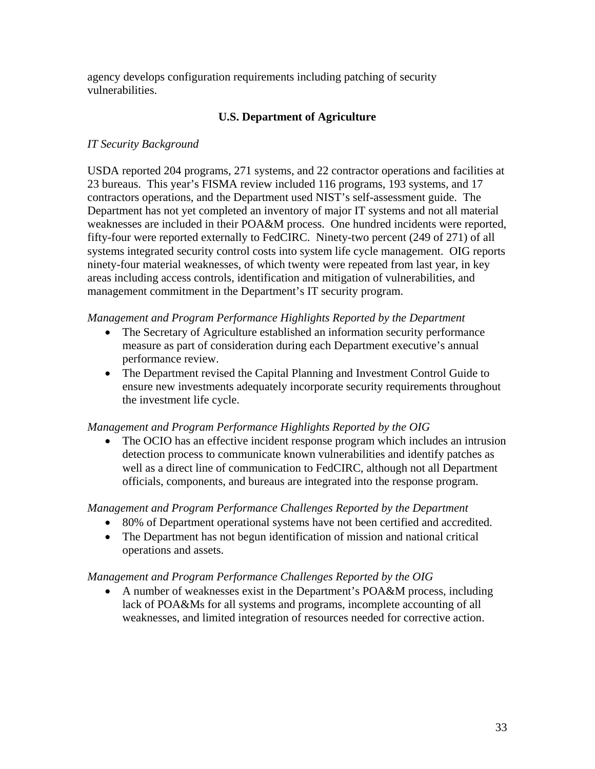agency develops configuration requirements including patching of security vulnerabilities.

## U.S. Department of Agriculture

*IT Security Background*

USDA reported 204 programs, 271 systems, and 22 contractor operations and facilities at 23 bureaus. This year's FISMA review included 116 programs, 193 systems, and 17 contractors operations, and the Department used NIST's self-assessment guide. The Department has not yet completed an inventory of major IT systems and not all material weaknesses are included in their POA&M process. One hundred incidents were reported, fifty-four were reported externally to FedCIRC. Ninety-two percent (249 of 271) of all systems integrated security control costs into system life cycle management. OIG reports ninety-four material weaknesses, of which twenty were repeated from last year, in key areas including access controls, identification and mitigation of vulnerabilities, and management commitment in the Department's IT security program.

*Management and Program Performance Highlights Reported by the Department*

- The Secretary of Agriculture established an information security performance measure as part of consideration during each Department executive's annual performance review.
- The Department revised the Capital Planning and Investment Control Guide to ensure new investments adequately incorporate security requirements throughout the investment life cycle.

*Management and Program Performance Highlights Reported by the OIG*

- The OCIO has an effective incident response program which includes an intrusion detection process to communicate known vulnerabilities and identify patches as well as a direct line of communication to FedCIRC, although not all Department officials, components, and bureaus are integrated into the response program.

*Management and Program Performance Challenges Reported by the Department*

- 80% of Department operational systems have not been certified and accredited.
- The Department has not begun identification of mission and national critical operations and assets.

*Management and Program Performance Challenges Reported by the OIG*

- A number of weaknesses exist in the Department's POA&M process, including lack of POA&Ms for all systems and programs, incomplete accounting of all weaknesses, and limited integration of resources needed for corrective action.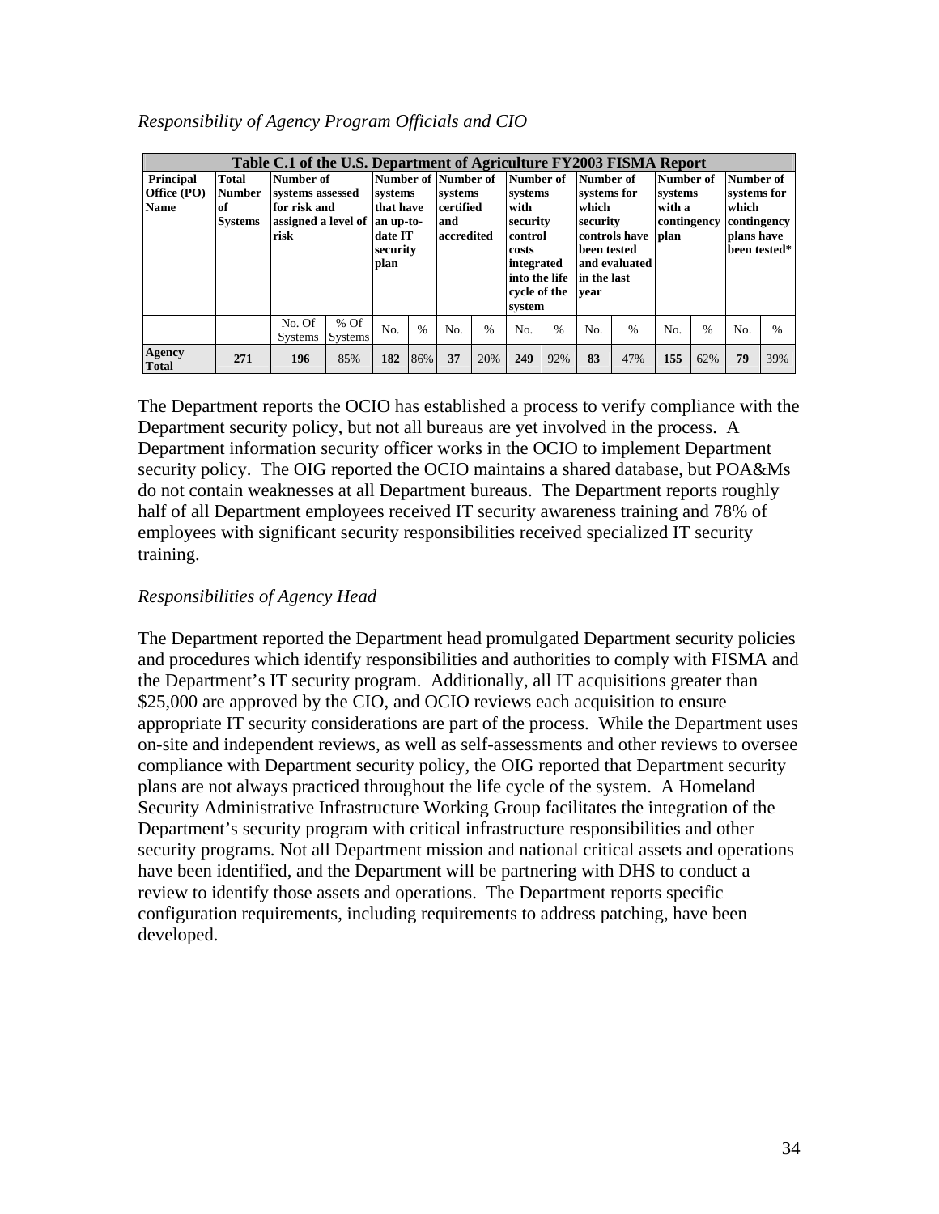*Responsibility of Agency Program Officials and CIO*

| Table C.1 of the U.S. Department of Agriculture FY2003 FISMA Report | | | | | | | | | | | | | | | | |
|---|---|---|---|---|---|---|---|---|---|---|---|---|---|---|---|---|
| **Principal Office (PO) Name** | **Total Number of Systems** | **Number of systems assessed for risk and assigned a level of risk** | | **Number of systems that have an up-to-date IT security plan** | | **Number of systems certified and accredited** | | **Number of systems with security control costs integrated into the life cycle of the system** | | **Number of systems for which security controls have been tested and evaluated in the last year** | | **Number of systems with a contingency plan** | | **Number of systems for which contingency plans have been tested*** | |
| | | No. Of Systems | % Of Systems | No. | % | No. | % | No. | % | No. | % | No. | % | No. | % |
| **Agency Total** | **271** | **196** | 85% | **182** | 86% | **37** | 20% | **249** | 92% | **83** | 47% | **155** | 62% | **79** | 39% |

The Department reports the OCIO has established a process to verify compliance with the Department security policy, but not all bureaus are yet involved in the process. A Department information security officer works in the OCIO to implement Department security policy. The OIG reported the OCIO maintains a shared database, but POA&Ms do not contain weaknesses at all Department bureaus. The Department reports roughly half of all Department employees received IT security awareness training and 78% of employees with significant security responsibilities received specialized IT security training.

*Responsibilities of Agency Head*

The Department reported the Department head promulgated Department security policies and procedures which identify responsibilities and authorities to comply with FISMA and the Department's IT security program. Additionally, all IT acquisitions greater than $25,000 are approved by the CIO, and OCIO reviews each acquisition to ensure appropriate IT security considerations are part of the process. While the Department uses on-site and independent reviews, as well as self-assessments and other reviews to oversee compliance with Department security policy, the OIG reported that Department security plans are not always practiced throughout the life cycle of the system. A Homeland Security Administrative Infrastructure Working Group facilitates the integration of the Department's security program with critical infrastructure responsibilities and other security programs. Not all Department mission and national critical assets and operations have been identified, and the Department will be partnering with DHS to conduct a review to identify those assets and operations. The Department reports specific configuration requirements, including requirements to address patching, have been developed.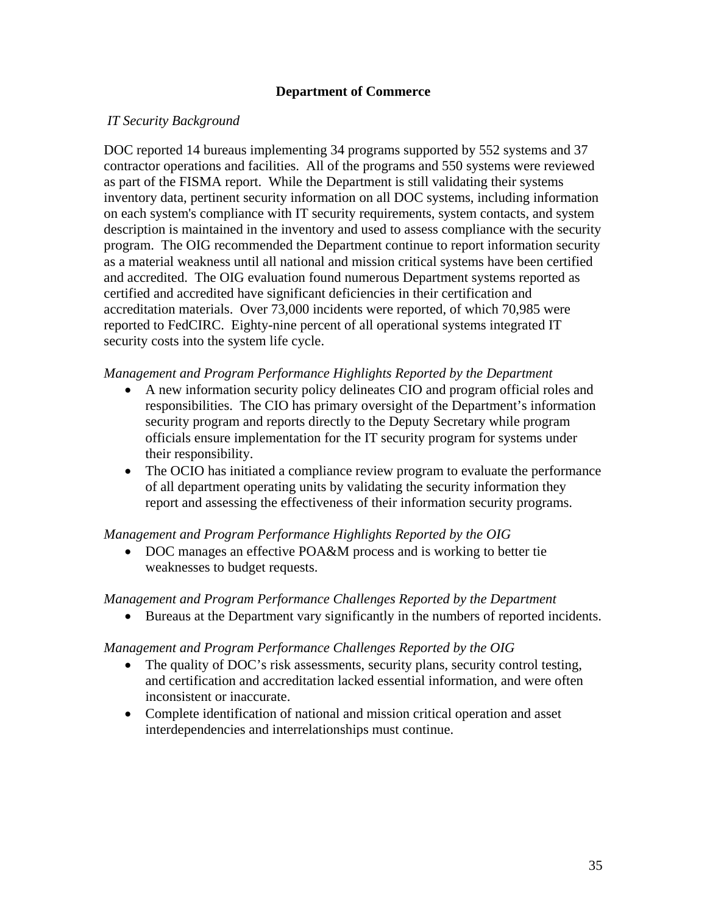## Department of Commerce

*IT Security Background*

DOC reported 14 bureaus implementing 34 programs supported by 552 systems and 37 contractor operations and facilities. All of the programs and 550 systems were reviewed as part of the FISMA report. While the Department is still validating their systems inventory data, pertinent security information on all DOC systems, including information on each system's compliance with IT security requirements, system contacts, and system description is maintained in the inventory and used to assess compliance with the security program. The OIG recommended the Department continue to report information security as a material weakness until all national and mission critical systems have been certified and accredited. The OIG evaluation found numerous Department systems reported as certified and accredited have significant deficiencies in their certification and accreditation materials. Over 73,000 incidents were reported, of which 70,985 were reported to FedCIRC. Eighty-nine percent of all operational systems integrated IT security costs into the system life cycle.

*Management and Program Performance Highlights Reported by the Department*

- A new information security policy delineates CIO and program official roles and responsibilities. The CIO has primary oversight of the Department's information security program and reports directly to the Deputy Secretary while program officials ensure implementation for the IT security program for systems under their responsibility.
- The OCIO has initiated a compliance review program to evaluate the performance of all department operating units by validating the security information they report and assessing the effectiveness of their information security programs.

*Management and Program Performance Highlights Reported by the OIG*

- DOC manages an effective POA&M process and is working to better tie weaknesses to budget requests.

*Management and Program Performance Challenges Reported by the Department*

- Bureaus at the Department vary significantly in the numbers of reported incidents.

*Management and Program Performance Challenges Reported by the OIG*

- The quality of DOC's risk assessments, security plans, security control testing, and certification and accreditation lacked essential information, and were often inconsistent or inaccurate.
- Complete identification of national and mission critical operation and asset interdependencies and interrelationships must continue.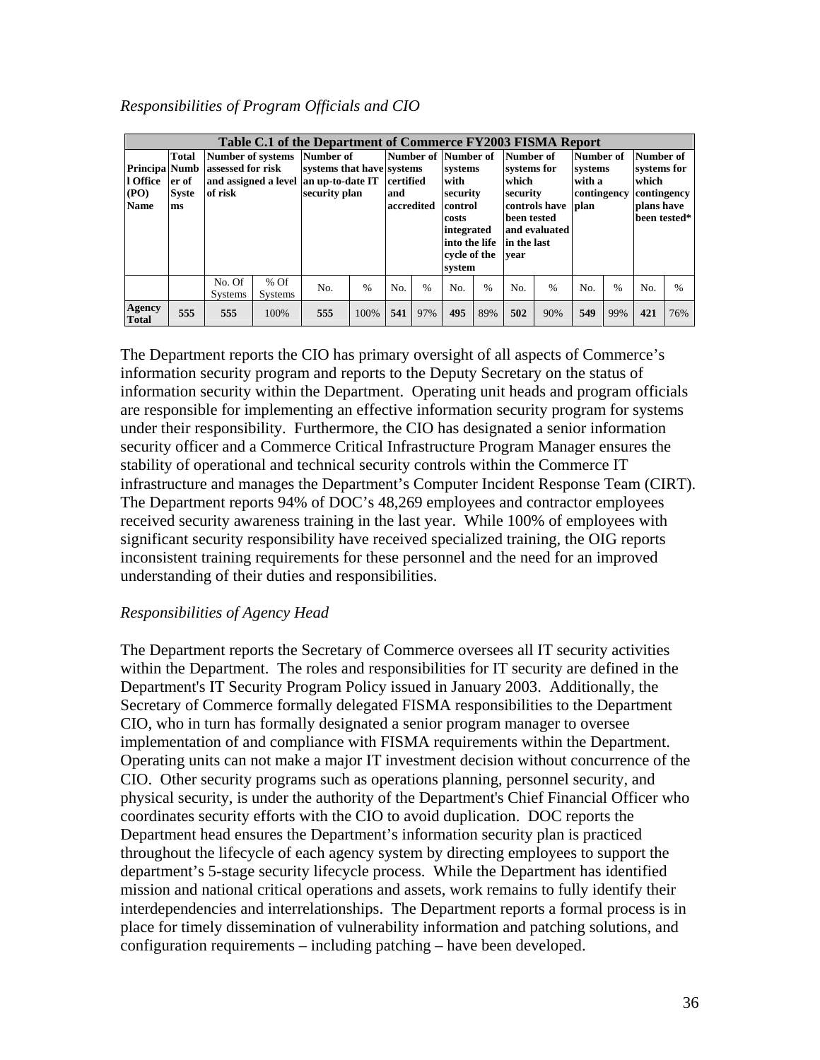*Responsibilities of Program Officials and CIO*

| Table C.1 of the Department of Commerce FY2003 FISMA Report | | | | | | | | | | | | | | | | |
|---|---|---|---|---|---|---|---|---|---|---|---|---|---|---|---|---|
| **Principal Office (PO) Name** | **Total Number of Systems** | **Number of systems assessed for risk and assigned a level of risk** | | **Number of systems that have an up-to-date IT security plan** | | **Number of systems certified and accredited** | | **Number of systems with security control costs integrated into the life cycle of the system** | | **Number of systems for which security controls have been tested and evaluated in the last year** | | **Number of systems with a contingency plan** | | **Number of systems for which contingency plans have been tested*** | |
| | | No. Of Systems | % Of Systems | No. | % | No. | % | No. | % | No. | % | No. | % | No. | % |
| **Agency Total** | **555** | **555** | 100% | **555** | 100% | **541** | 97% | **495** | 89% | **502** | 90% | **549** | 99% | **421** | 76% |

The Department reports the CIO has primary oversight of all aspects of Commerce's information security program and reports to the Deputy Secretary on the status of information security within the Department. Operating unit heads and program officials are responsible for implementing an effective information security program for systems under their responsibility. Furthermore, the CIO has designated a senior information security officer and a Commerce Critical Infrastructure Program Manager ensures the stability of operational and technical security controls within the Commerce IT infrastructure and manages the Department's Computer Incident Response Team (CIRT). The Department reports 94% of DOC's 48,269 employees and contractor employees received security awareness training in the last year. While 100% of employees with significant security responsibility have received specialized training, the OIG reports inconsistent training requirements for these personnel and the need for an improved understanding of their duties and responsibilities.

*Responsibilities of Agency Head*

The Department reports the Secretary of Commerce oversees all IT security activities within the Department. The roles and responsibilities for IT security are defined in the Department's IT Security Program Policy issued in January 2003. Additionally, the Secretary of Commerce formally delegated FISMA responsibilities to the Department CIO, who in turn has formally designated a senior program manager to oversee implementation of and compliance with FISMA requirements within the Department. Operating units can not make a major IT investment decision without concurrence of the CIO. Other security programs such as operations planning, personnel security, and physical security, is under the authority of the Department's Chief Financial Officer who coordinates security efforts with the CIO to avoid duplication. DOC reports the Department head ensures the Department's information security plan is practiced throughout the lifecycle of each agency system by directing employees to support the department's 5-stage security lifecycle process. While the Department has identified mission and national critical operations and assets, work remains to fully identify their interdependencies and interrelationships. The Department reports a formal process is in place for timely dissemination of vulnerability information and patching solutions, and configuration requirements – including patching – have been developed.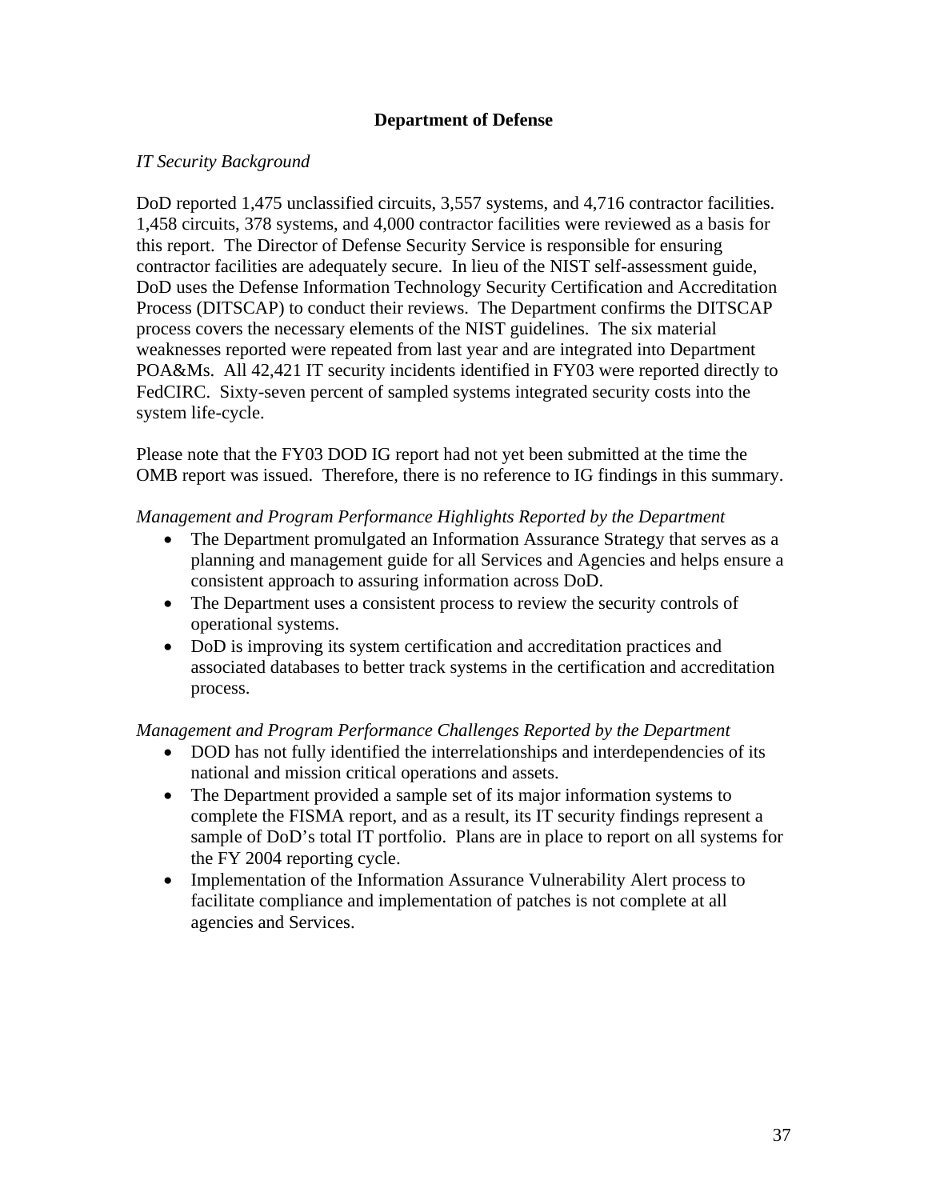## Department of Defense

*IT Security Background*

DoD reported 1,475 unclassified circuits, 3,557 systems, and 4,716 contractor facilities. 1,458 circuits, 378 systems, and 4,000 contractor facilities were reviewed as a basis for this report. The Director of Defense Security Service is responsible for ensuring contractor facilities are adequately secure. In lieu of the NIST self-assessment guide, DoD uses the Defense Information Technology Security Certification and Accreditation Process (DITSCAP) to conduct their reviews. The Department confirms the DITSCAP process covers the necessary elements of the NIST guidelines. The six material weaknesses reported were repeated from last year and are integrated into Department POA&Ms. All 42,421 IT security incidents identified in FY03 were reported directly to FedCIRC. Sixty-seven percent of sampled systems integrated security costs into the system life-cycle.

Please note that the FY03 DOD IG report had not yet been submitted at the time the OMB report was issued. Therefore, there is no reference to IG findings in this summary.

*Management and Program Performance Highlights Reported by the Department*

- The Department promulgated an Information Assurance Strategy that serves as a planning and management guide for all Services and Agencies and helps ensure a consistent approach to assuring information across DoD.
- The Department uses a consistent process to review the security controls of operational systems.
- DoD is improving its system certification and accreditation practices and associated databases to better track systems in the certification and accreditation process.

*Management and Program Performance Challenges Reported by the Department*

- DOD has not fully identified the interrelationships and interdependencies of its national and mission critical operations and assets.
- The Department provided a sample set of its major information systems to complete the FISMA report, and as a result, its IT security findings represent a sample of DoD's total IT portfolio. Plans are in place to report on all systems for the FY 2004 reporting cycle.
- Implementation of the Information Assurance Vulnerability Alert process to facilitate compliance and implementation of patches is not complete at all agencies and Services.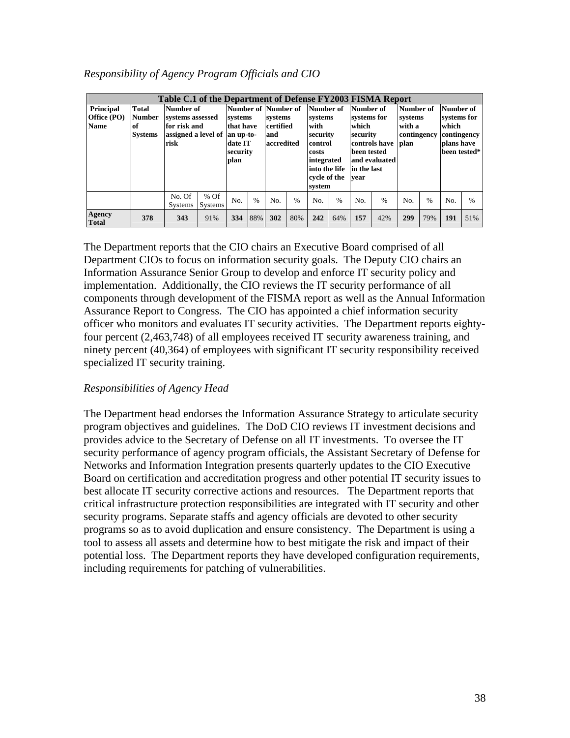*Responsibility of Agency Program Officials and CIO*

| Table C.1 of the Department of Defense FY2003 FISMA Report | | | | | | | | | | | | | | | | |
|---|---|---|---|---|---|---|---|---|---|---|---|---|---|---|---|---|
| **Principal Office (PO) Name** | **Total Number of Systems** | **Number of systems assessed for risk and assigned a level of risk** | | **Number of systems that have an up-to-date IT security plan** | | **Number of systems certified and accredited** | | **Number of systems with security control costs integrated into the life cycle of the system** | | **Number of systems for which security controls have been tested and evaluated in the last year** | | **Number of systems with a contingency plan** | | **Number of systems for which contingency plans have been tested*** | |
| | | No. Of Systems | % Of Systems | No. | % | No. | % | No. | % | No. | % | No. | % | No. | % |
| **Agency Total** | **378** | **343** | 91% | **334** | 88% | **302** | 80% | **242** | 64% | **157** | 42% | **299** | 79% | **191** | 51% |

The Department reports that the CIO chairs an Executive Board comprised of all Department CIOs to focus on information security goals. The Deputy CIO chairs an Information Assurance Senior Group to develop and enforce IT security policy and implementation. Additionally, the CIO reviews the IT security performance of all components through development of the FISMA report as well as the Annual Information Assurance Report to Congress. The CIO has appointed a chief information security officer who monitors and evaluates IT security activities. The Department reports eighty-four percent (2,463,748) of all employees received IT security awareness training, and ninety percent (40,364) of employees with significant IT security responsibility received specialized IT security training.

*Responsibilities of Agency Head*

The Department head endorses the Information Assurance Strategy to articulate security program objectives and guidelines. The DoD CIO reviews IT investment decisions and provides advice to the Secretary of Defense on all IT investments. To oversee the IT security performance of agency program officials, the Assistant Secretary of Defense for Networks and Information Integration presents quarterly updates to the CIO Executive Board on certification and accreditation progress and other potential IT security issues to best allocate IT security corrective actions and resources. The Department reports that critical infrastructure protection responsibilities are integrated with IT security and other security programs. Separate staffs and agency officials are devoted to other security programs so as to avoid duplication and ensure consistency. The Department is using a tool to assess all assets and determine how to best mitigate the risk and impact of their potential loss. The Department reports they have developed configuration requirements, including requirements for patching of vulnerabilities.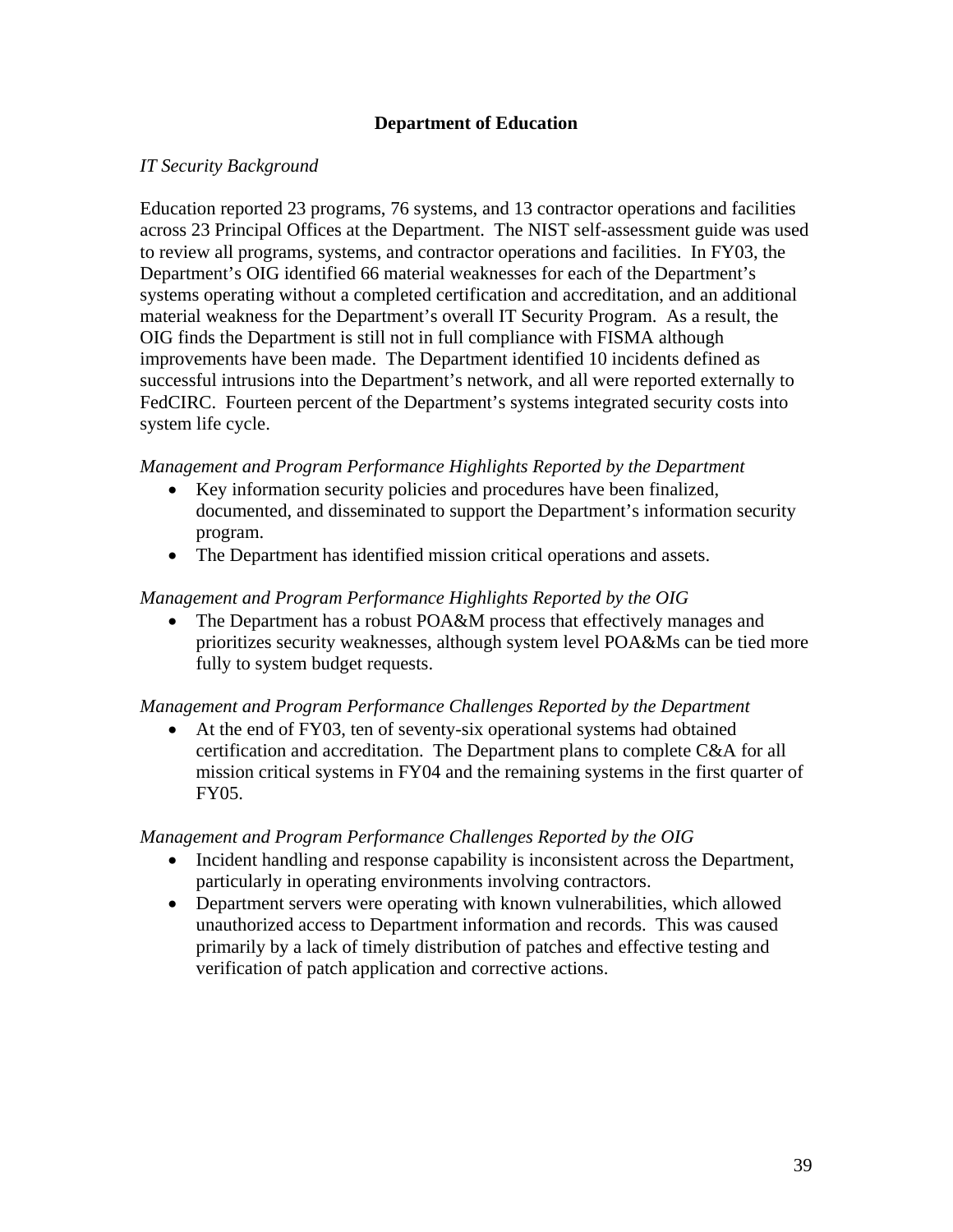## Department of Education

*IT Security Background*

Education reported 23 programs, 76 systems, and 13 contractor operations and facilities across 23 Principal Offices at the Department. The NIST self-assessment guide was used to review all programs, systems, and contractor operations and facilities. In FY03, the Department's OIG identified 66 material weaknesses for each of the Department's systems operating without a completed certification and accreditation, and an additional material weakness for the Department's overall IT Security Program. As a result, the OIG finds the Department is still not in full compliance with FISMA although improvements have been made. The Department identified 10 incidents defined as successful intrusions into the Department's network, and all were reported externally to FedCIRC. Fourteen percent of the Department's systems integrated security costs into system life cycle.

*Management and Program Performance Highlights Reported by the Department*

- Key information security policies and procedures have been finalized, documented, and disseminated to support the Department's information security program.
- The Department has identified mission critical operations and assets.

*Management and Program Performance Highlights Reported by the OIG*

- The Department has a robust POA&M process that effectively manages and prioritizes security weaknesses, although system level POA&Ms can be tied more fully to system budget requests.

*Management and Program Performance Challenges Reported by the Department*

- At the end of FY03, ten of seventy-six operational systems had obtained certification and accreditation. The Department plans to complete C&A for all mission critical systems in FY04 and the remaining systems in the first quarter of FY05.

*Management and Program Performance Challenges Reported by the OIG*

- Incident handling and response capability is inconsistent across the Department, particularly in operating environments involving contractors.
- Department servers were operating with known vulnerabilities, which allowed unauthorized access to Department information and records. This was caused primarily by a lack of timely distribution of patches and effective testing and verification of patch application and corrective actions.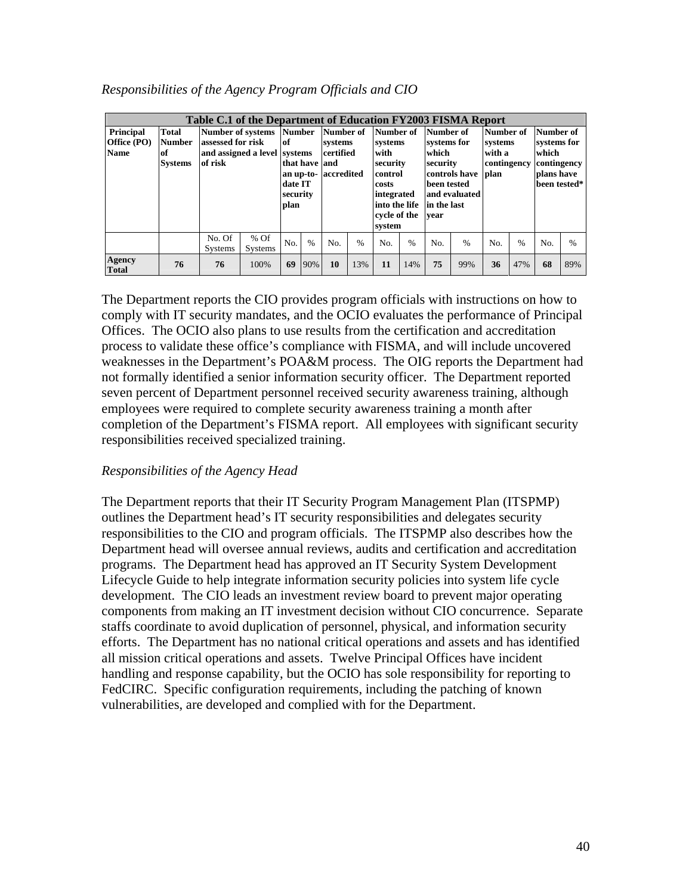*Responsibilities of the Agency Program Officials and CIO*

| Table C.1 of the Department of Education FY2003 FISMA Report | | | | | | | | | | | | | | | | |
|---|---|---|---|---|---|---|---|---|---|---|---|---|---|---|---|---|
| **Principal Office (PO) Name** | **Total Number of Systems** | **Number of systems assessed for risk and assigned a level of risk** | | **Number of systems that have an up-to-date IT security plan** | | **Number of systems certified and accredited** | | **Number of systems with security control costs integrated into the life cycle of the system** | | **Number of systems for which security controls have been tested and evaluated in the last year** | | **Number of systems with a contingency plan** | | **Number of systems for which contingency plans have been tested*** | |
| | | No. Of Systems | % Of Systems | No. | % | No. | % | No. | % | No. | % | No. | % | No. | % |
| **Agency Total** | **76** | **76** | 100% | **69** | 90% | **10** | 13% | **11** | 14% | **75** | 99% | **36** | 47% | **68** | 89% |

The Department reports the CIO provides program officials with instructions on how to comply with IT security mandates, and the OCIO evaluates the performance of Principal Offices. The OCIO also plans to use results from the certification and accreditation process to validate these office's compliance with FISMA, and will include uncovered weaknesses in the Department's POA&M process. The OIG reports the Department had not formally identified a senior information security officer. The Department reported seven percent of Department personnel received security awareness training, although employees were required to complete security awareness training a month after completion of the Department's FISMA report. All employees with significant security responsibilities received specialized training.

*Responsibilities of the Agency Head*

The Department reports that their IT Security Program Management Plan (ITSPMP) outlines the Department head's IT security responsibilities and delegates security responsibilities to the CIO and program officials. The ITSPMP also describes how the Department head will oversee annual reviews, audits and certification and accreditation programs. The Department head has approved an IT Security System Development Lifecycle Guide to help integrate information security policies into system life cycle development. The CIO leads an investment review board to prevent major operating components from making an IT investment decision without CIO concurrence. Separate staffs coordinate to avoid duplication of personnel, physical, and information security efforts. The Department has no national critical operations and assets and has identified all mission critical operations and assets. Twelve Principal Offices have incident handling and response capability, but the OCIO has sole responsibility for reporting to FedCIRC. Specific configuration requirements, including the patching of known vulnerabilities, are developed and complied with for the Department.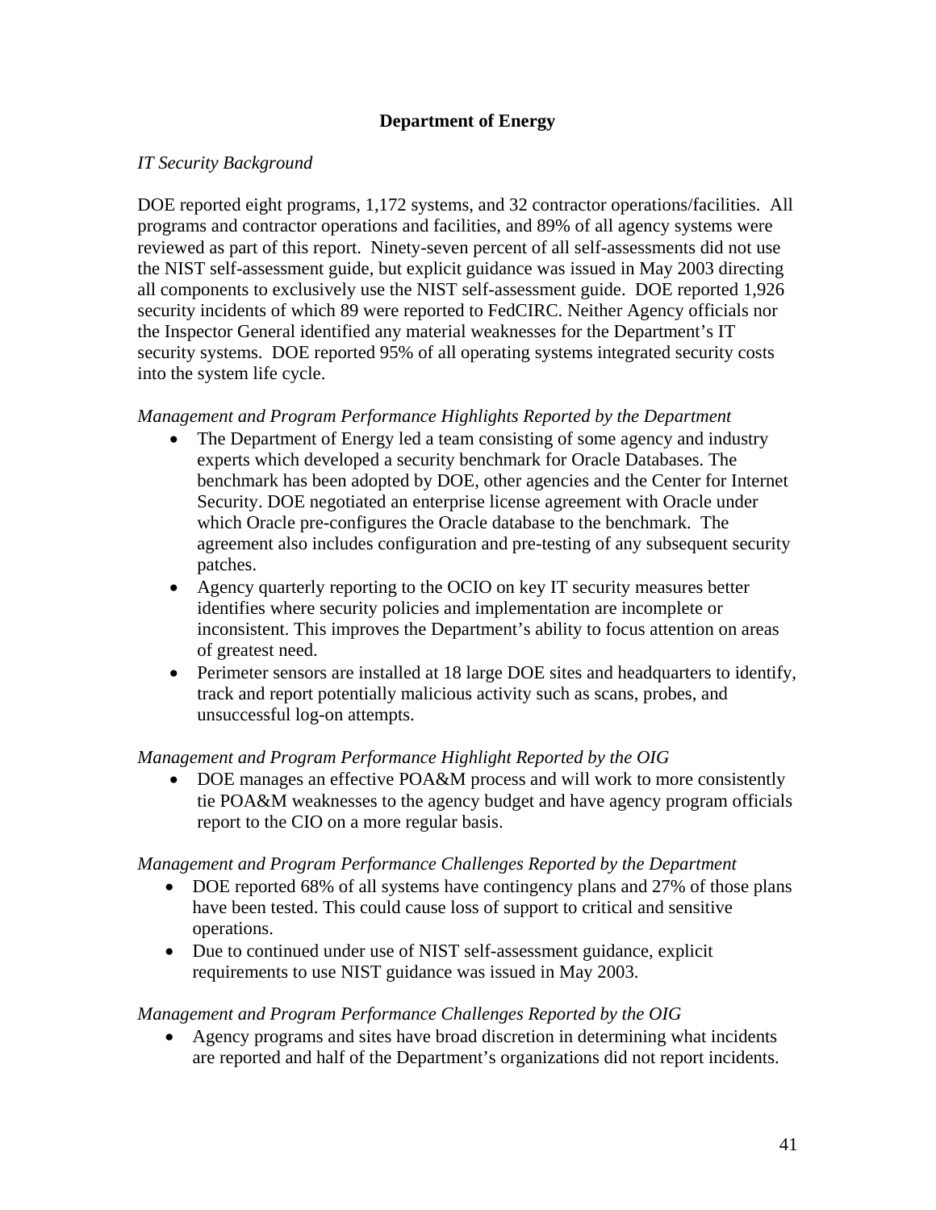## Department of Energy

*IT Security Background*

DOE reported eight programs, 1,172 systems, and 32 contractor operations/facilities. All programs and contractor operations and facilities, and 89% of all agency systems were reviewed as part of this report. Ninety-seven percent of all self-assessments did not use the NIST self-assessment guide, but explicit guidance was issued in May 2003 directing all components to exclusively use the NIST self-assessment guide. DOE reported 1,926 security incidents of which 89 were reported to FedCIRC. Neither Agency officials nor the Inspector General identified any material weaknesses for the Department's IT security systems. DOE reported 95% of all operating systems integrated security costs into the system life cycle.

*Management and Program Performance Highlights Reported by the Department*

- The Department of Energy led a team consisting of some agency and industry experts which developed a security benchmark for Oracle Databases. The benchmark has been adopted by DOE, other agencies and the Center for Internet Security. DOE negotiated an enterprise license agreement with Oracle under which Oracle pre-configures the Oracle database to the benchmark. The agreement also includes configuration and pre-testing of any subsequent security patches.
- Agency quarterly reporting to the OCIO on key IT security measures better identifies where security policies and implementation are incomplete or inconsistent. This improves the Department's ability to focus attention on areas of greatest need.
- Perimeter sensors are installed at 18 large DOE sites and headquarters to identify, track and report potentially malicious activity such as scans, probes, and unsuccessful log-on attempts.

*Management and Program Performance Highlight Reported by the OIG*

- DOE manages an effective POA&M process and will work to more consistently tie POA&M weaknesses to the agency budget and have agency program officials report to the CIO on a more regular basis.

*Management and Program Performance Challenges Reported by the Department*

- DOE reported 68% of all systems have contingency plans and 27% of those plans have been tested. This could cause loss of support to critical and sensitive operations.
- Due to continued under use of NIST self-assessment guidance, explicit requirements to use NIST guidance was issued in May 2003.

*Management and Program Performance Challenges Reported by the OIG*

- Agency programs and sites have broad discretion in determining what incidents are reported and half of the Department's organizations did not report incidents.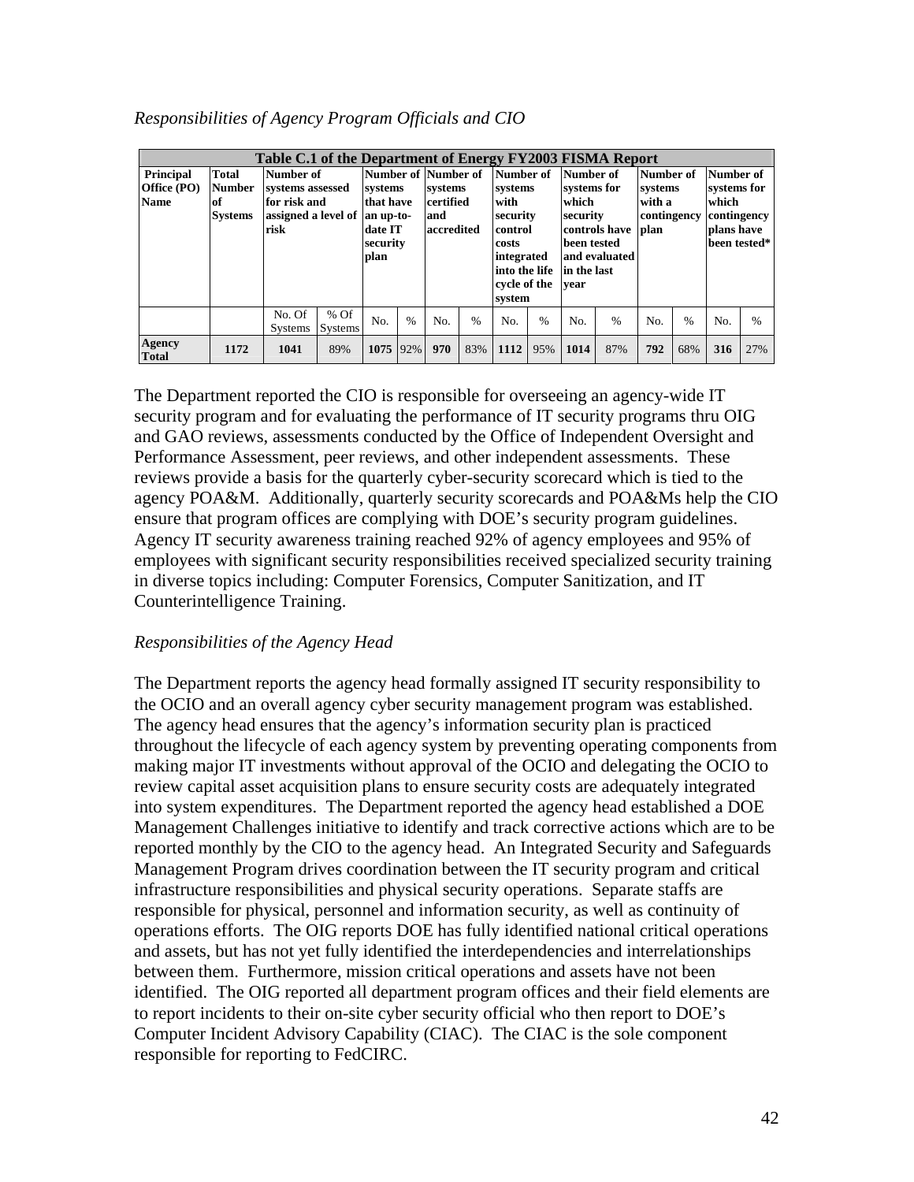*Responsibilities of Agency Program Officials and CIO*

| Table C.1 of the Department of Energy FY2003 FISMA Report | | | | | | | | | | | | | | | | |
|---|---|---|---|---|---|---|---|---|---|---|---|---|---|---|---|---|
| **Principal Office (PO) Name** | **Total Number of Systems** | **Number of systems assessed for risk and assigned a level of risk** | | **Number of systems that have an up-to-date IT security plan** | | **Number of systems certified and accredited** | | **Number of systems with security control costs integrated into the life cycle of the system** | | **Number of systems for which security controls have been tested and evaluated in the last year** | | **Number of systems with a contingency plan** | | **Number of systems for which contingency plans have been tested*** | |
| | | No. Of Systems | % Of Systems | No. | % | No. | % | No. | % | No. | % | No. | % | No. | % |
| **Agency Total** | **1172** | **1041** | 89% | **1075** | 92% | **970** | 83% | **1112** | 95% | **1014** | 87% | **792** | 68% | **316** | 27% |

The Department reported the CIO is responsible for overseeing an agency-wide IT security program and for evaluating the performance of IT security programs thru OIG and GAO reviews, assessments conducted by the Office of Independent Oversight and Performance Assessment, peer reviews, and other independent assessments. These reviews provide a basis for the quarterly cyber-security scorecard which is tied to the agency POA&M. Additionally, quarterly security scorecards and POA&Ms help the CIO ensure that program offices are complying with DOE's security program guidelines. Agency IT security awareness training reached 92% of agency employees and 95% of employees with significant security responsibilities received specialized security training in diverse topics including: Computer Forensics, Computer Sanitization, and IT Counterintelligence Training.

*Responsibilities of the Agency Head*

The Department reports the agency head formally assigned IT security responsibility to the OCIO and an overall agency cyber security management program was established. The agency head ensures that the agency's information security plan is practiced throughout the lifecycle of each agency system by preventing operating components from making major IT investments without approval of the OCIO and delegating the OCIO to review capital asset acquisition plans to ensure security costs are adequately integrated into system expenditures. The Department reported the agency head established a DOE Management Challenges initiative to identify and track corrective actions which are to be reported monthly by the CIO to the agency head. An Integrated Security and Safeguards Management Program drives coordination between the IT security program and critical infrastructure responsibilities and physical security operations. Separate staffs are responsible for physical, personnel and information security, as well as continuity of operations efforts. The OIG reports DOE has fully identified national critical operations and assets, but has not yet fully identified the interdependencies and interrelationships between them. Furthermore, mission critical operations and assets have not been identified. The OIG reported all department program offices and their field elements are to report incidents to their on-site cyber security official who then report to DOE's Computer Incident Advisory Capability (CIAC). The CIAC is the sole component responsible for reporting to FedCIRC.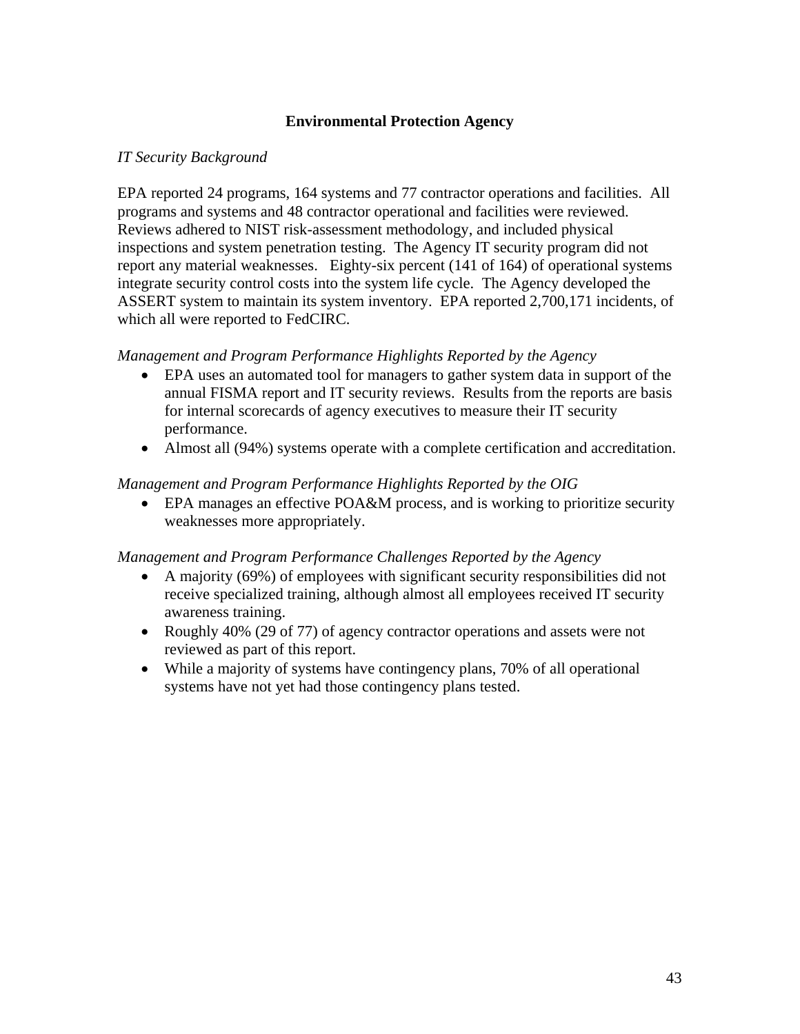## Environmental Protection Agency

*IT Security Background*

EPA reported 24 programs, 164 systems and 77 contractor operations and facilities. All programs and systems and 48 contractor operational and facilities were reviewed. Reviews adhered to NIST risk-assessment methodology, and included physical inspections and system penetration testing. The Agency IT security program did not report any material weaknesses. Eighty-six percent (141 of 164) of operational systems integrate security control costs into the system life cycle. The Agency developed the ASSERT system to maintain its system inventory. EPA reported 2,700,171 incidents, of which all were reported to FedCIRC.

*Management and Program Performance Highlights Reported by the Agency*

- EPA uses an automated tool for managers to gather system data in support of the annual FISMA report and IT security reviews. Results from the reports are basis for internal scorecards of agency executives to measure their IT security performance.
- Almost all (94%) systems operate with a complete certification and accreditation.

*Management and Program Performance Highlights Reported by the OIG*

- EPA manages an effective POA&M process, and is working to prioritize security weaknesses more appropriately.

*Management and Program Performance Challenges Reported by the Agency*

- A majority (69%) of employees with significant security responsibilities did not receive specialized training, although almost all employees received IT security awareness training.
- Roughly 40% (29 of 77) of agency contractor operations and assets were not reviewed as part of this report.
- While a majority of systems have contingency plans, 70% of all operational systems have not yet had those contingency plans tested.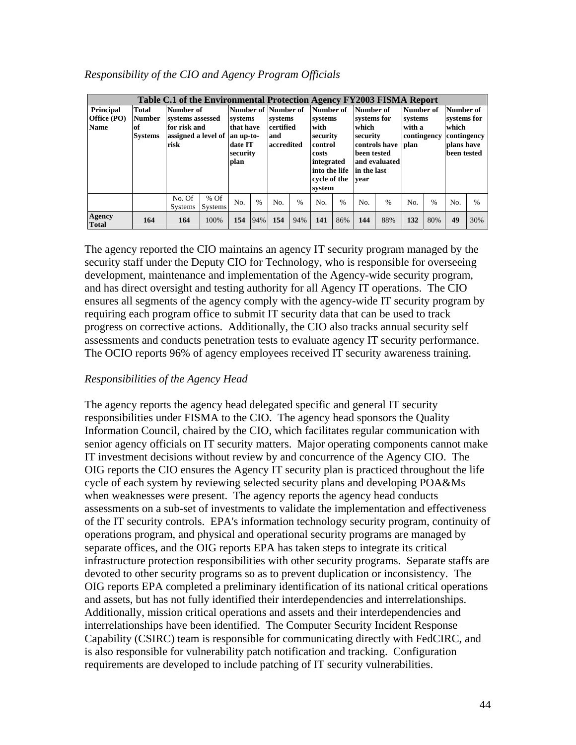*Responsibility of the CIO and Agency Program Officials*

| Table C.1 of the Environmental Protection Agency FY2003 FISMA Report | | | | | | | | | | | | | | | | |
|---|---|---|---|---|---|---|---|---|---|---|---|---|---|---|---|---|
| **Principal Office (PO) Name** | **Total Number of Systems** | **Number of systems assessed for risk and assigned a level of risk** | | **Number of systems that have an up-to-date IT security plan** | | **Number of systems certified and accredited** | | **Number of systems with security control costs integrated into the life cycle of the system** | | **Number of systems for which security controls have been tested and evaluated in the last year** | | **Number of systems with a contingency plan** | | **Number of systems for which contingency plans have been tested** | | |
| | | No. Of Systems | % Of Systems | No. | % | No. | % | No. | % | No. | % | No. | % | No. | % | |
| **Agency Total** | **164** | **164** | 100% | **154** | 94% | **154** | 94% | **141** | 86% | **144** | 88% | **132** | 80% | **49** | 30% | |

The agency reported the CIO maintains an agency IT security program managed by the security staff under the Deputy CIO for Technology, who is responsible for overseeing development, maintenance and implementation of the Agency-wide security program, and has direct oversight and testing authority for all Agency IT operations. The CIO ensures all segments of the agency comply with the agency-wide IT security program by requiring each program office to submit IT security data that can be used to track progress on corrective actions. Additionally, the CIO also tracks annual security self assessments and conducts penetration tests to evaluate agency IT security performance. The OCIO reports 96% of agency employees received IT security awareness training.

*Responsibilities of the Agency Head*

The agency reports the agency head delegated specific and general IT security responsibilities under FISMA to the CIO. The agency head sponsors the Quality Information Council, chaired by the CIO, which facilitates regular communication with senior agency officials on IT security matters. Major operating components cannot make IT investment decisions without review by and concurrence of the Agency CIO. The OIG reports the CIO ensures the Agency IT security plan is practiced throughout the life cycle of each system by reviewing selected security plans and developing POA&Ms when weaknesses were present. The agency reports the agency head conducts assessments on a sub-set of investments to validate the implementation and effectiveness of the IT security controls. EPA's information technology security program, continuity of operations program, and physical and operational security programs are managed by separate offices, and the OIG reports EPA has taken steps to integrate its critical infrastructure protection responsibilities with other security programs. Separate staffs are devoted to other security programs so as to prevent duplication or inconsistency. The OIG reports EPA completed a preliminary identification of its national critical operations and assets, but has not fully identified their interdependencies and interrelationships. Additionally, mission critical operations and assets and their interdependencies and interrelationships have been identified. The Computer Security Incident Response Capability (CSIRC) team is responsible for communicating directly with FedCIRC, and is also responsible for vulnerability patch notification and tracking. Configuration requirements are developed to include patching of IT security vulnerabilities.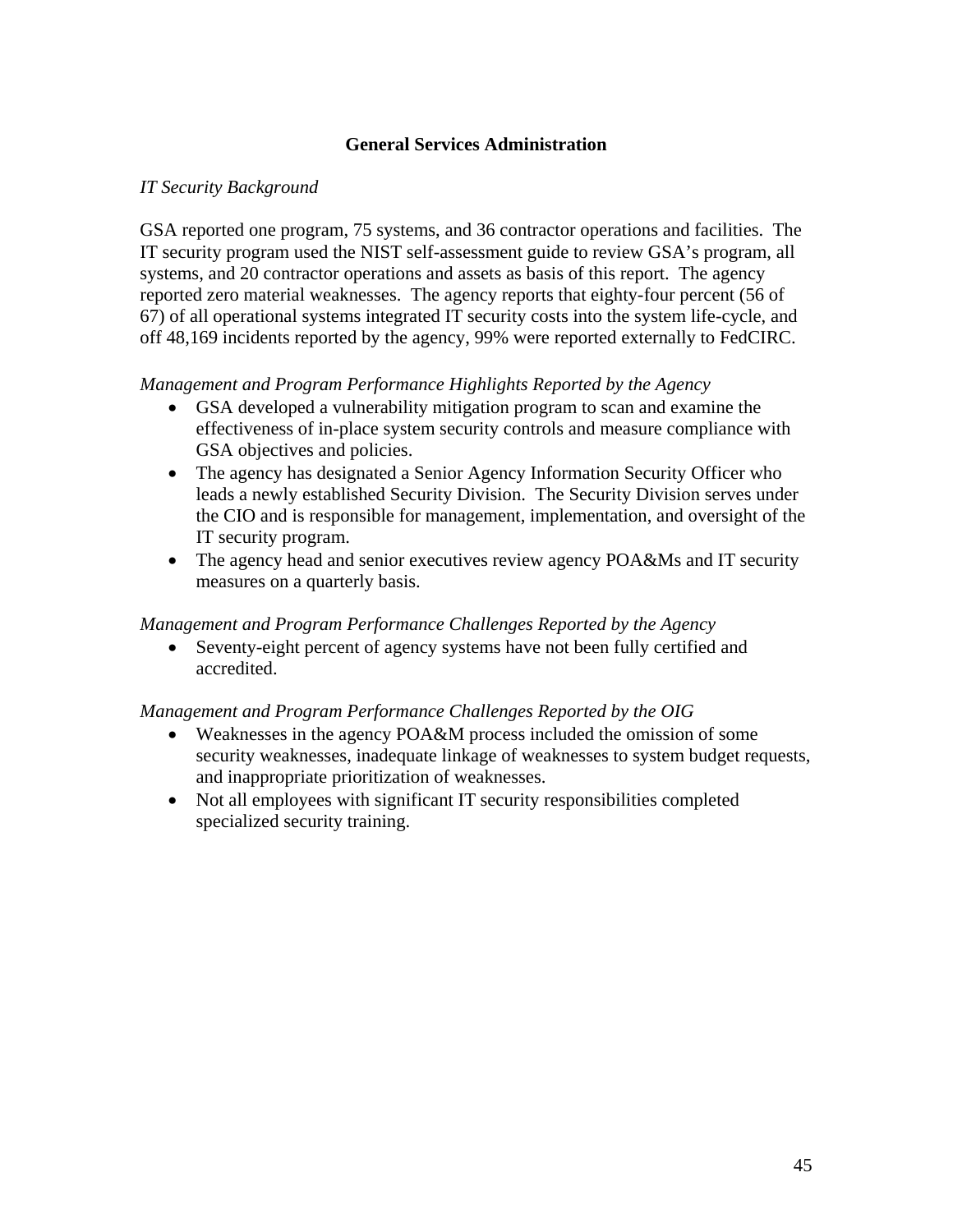## General Services Administration

*IT Security Background*

GSA reported one program, 75 systems, and 36 contractor operations and facilities. The IT security program used the NIST self-assessment guide to review GSA's program, all systems, and 20 contractor operations and assets as basis of this report. The agency reported zero material weaknesses. The agency reports that eighty-four percent (56 of 67) of all operational systems integrated IT security costs into the system life-cycle, and off 48,169 incidents reported by the agency, 99% were reported externally to FedCIRC.

*Management and Program Performance Highlights Reported by the Agency*

- GSA developed a vulnerability mitigation program to scan and examine the effectiveness of in-place system security controls and measure compliance with GSA objectives and policies.
- The agency has designated a Senior Agency Information Security Officer who leads a newly established Security Division. The Security Division serves under the CIO and is responsible for management, implementation, and oversight of the IT security program.
- The agency head and senior executives review agency POA&Ms and IT security measures on a quarterly basis.

*Management and Program Performance Challenges Reported by the Agency*

- Seventy-eight percent of agency systems have not been fully certified and accredited.

*Management and Program Performance Challenges Reported by the OIG*

- Weaknesses in the agency POA&M process included the omission of some security weaknesses, inadequate linkage of weaknesses to system budget requests, and inappropriate prioritization of weaknesses.
- Not all employees with significant IT security responsibilities completed specialized security training.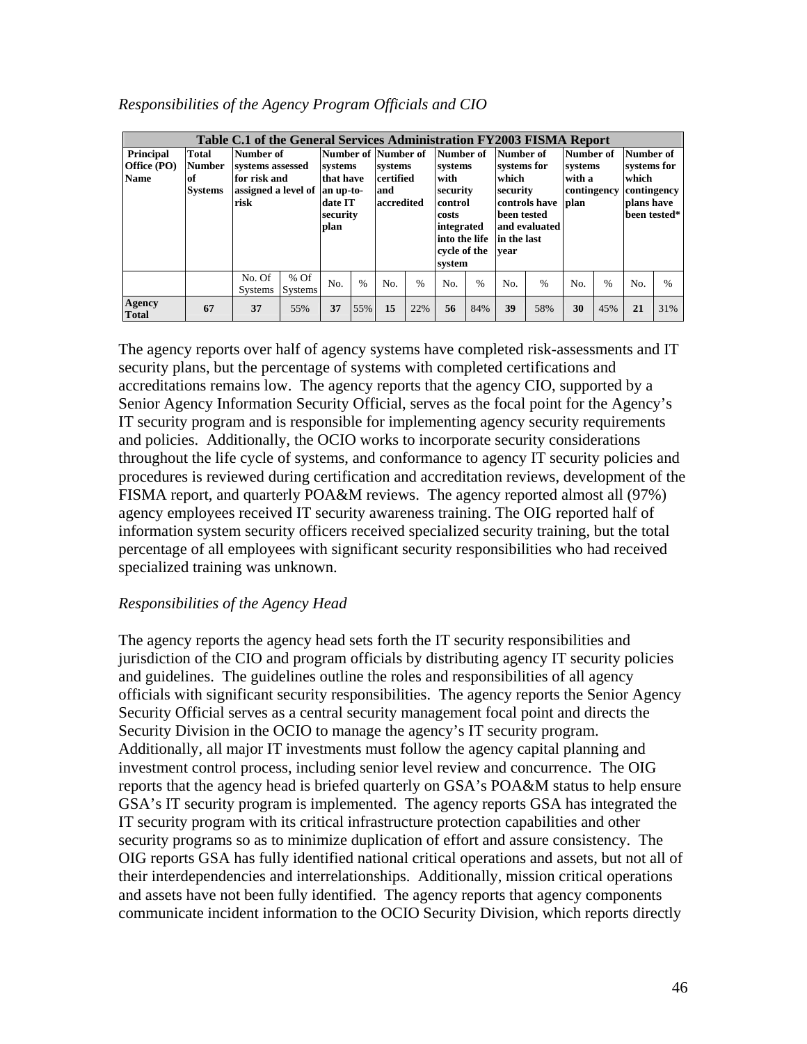*Responsibilities of the Agency Program Officials and CIO*

| Table C.1 of the General Services Administration FY2003 FISMA Report | | | | | | | | | | | | | | | | |
|---|---|---|---|---|---|---|---|---|---|---|---|---|---|---|---|---|
| **Principal Office (PO) Name** | **Total Number of Systems** | **Number of systems assessed for risk and assigned a level of risk** | | **Number of systems that have an up-to-date IT security plan** | | **Number of systems certified and accredited** | | **Number of systems with security control costs integrated into the life cycle of the system** | | **Number of systems for which security controls have been tested and evaluated in the last year** | | **Number of systems with a contingency plan** | | **Number of systems for which contingency plans have been tested*** | |
| | | No. Of Systems | % Of Systems | No. | % | No. | % | No. | % | No. | % | No. | % | No. | % |
| **Agency Total** | **67** | **37** | 55% | **37** | 55% | **15** | 22% | **56** | 84% | **39** | 58% | **30** | 45% | **21** | 31% |

The agency reports over half of agency systems have completed risk-assessments and IT security plans, but the percentage of systems with completed certifications and accreditations remains low. The agency reports that the agency CIO, supported by a Senior Agency Information Security Official, serves as the focal point for the Agency's IT security program and is responsible for implementing agency security requirements and policies. Additionally, the OCIO works to incorporate security considerations throughout the life cycle of systems, and conformance to agency IT security policies and procedures is reviewed during certification and accreditation reviews, development of the FISMA report, and quarterly POA&M reviews. The agency reported almost all (97%) agency employees received IT security awareness training. The OIG reported half of information system security officers received specialized security training, but the total percentage of all employees with significant security responsibilities who had received specialized training was unknown.

*Responsibilities of the Agency Head*

The agency reports the agency head sets forth the IT security responsibilities and jurisdiction of the CIO and program officials by distributing agency IT security policies and guidelines. The guidelines outline the roles and responsibilities of all agency officials with significant security responsibilities. The agency reports the Senior Agency Security Official serves as a central security management focal point and directs the Security Division in the OCIO to manage the agency's IT security program. Additionally, all major IT investments must follow the agency capital planning and investment control process, including senior level review and concurrence. The OIG reports that the agency head is briefed quarterly on GSA's POA&M status to help ensure GSA's IT security program is implemented. The agency reports GSA has integrated the IT security program with its critical infrastructure protection capabilities and other security programs so as to minimize duplication of effort and assure consistency. The OIG reports GSA has fully identified national critical operations and assets, but not all of their interdependencies and interrelationships. Additionally, mission critical operations and assets have not been fully identified. The agency reports that agency components communicate incident information to the OCIO Security Division, which reports directly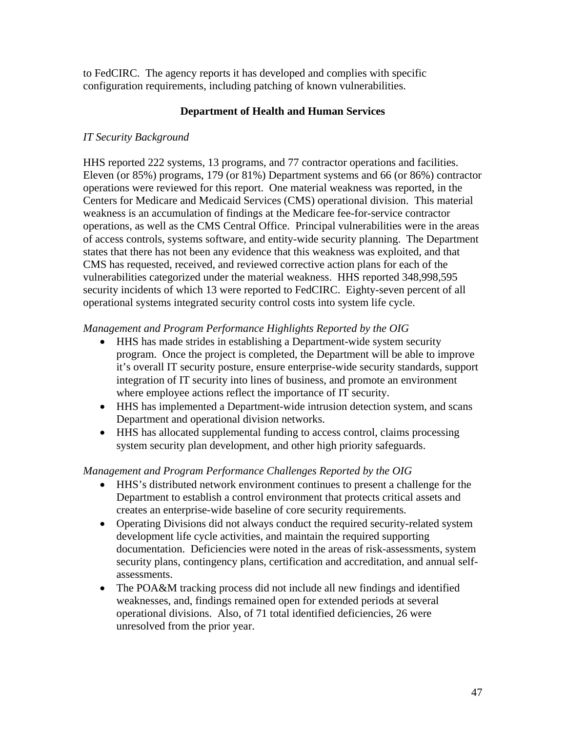to FedCIRC. The agency reports it has developed and complies with specific configuration requirements, including patching of known vulnerabilities.

## Department of Health and Human Services

*IT Security Background*

HHS reported 222 systems, 13 programs, and 77 contractor operations and facilities. Eleven (or 85%) programs, 179 (or 81%) Department systems and 66 (or 86%) contractor operations were reviewed for this report. One material weakness was reported, in the Centers for Medicare and Medicaid Services (CMS) operational division. This material weakness is an accumulation of findings at the Medicare fee-for-service contractor operations, as well as the CMS Central Office. Principal vulnerabilities were in the areas of access controls, systems software, and entity-wide security planning. The Department states that there has not been any evidence that this weakness was exploited, and that CMS has requested, received, and reviewed corrective action plans for each of the vulnerabilities categorized under the material weakness. HHS reported 348,998,595 security incidents of which 13 were reported to FedCIRC. Eighty-seven percent of all operational systems integrated security control costs into system life cycle.

*Management and Program Performance Highlights Reported by the OIG*

- HHS has made strides in establishing a Department-wide system security program. Once the project is completed, the Department will be able to improve it's overall IT security posture, ensure enterprise-wide security standards, support integration of IT security into lines of business, and promote an environment where employee actions reflect the importance of IT security.
- HHS has implemented a Department-wide intrusion detection system, and scans Department and operational division networks.
- HHS has allocated supplemental funding to access control, claims processing system security plan development, and other high priority safeguards.

*Management and Program Performance Challenges Reported by the OIG*

- HHS's distributed network environment continues to present a challenge for the Department to establish a control environment that protects critical assets and creates an enterprise-wide baseline of core security requirements.
- Operating Divisions did not always conduct the required security-related system development life cycle activities, and maintain the required supporting documentation. Deficiencies were noted in the areas of risk-assessments, system security plans, contingency plans, certification and accreditation, and annual self-assessments.
- The POA&M tracking process did not include all new findings and identified weaknesses, and, findings remained open for extended periods at several operational divisions. Also, of 71 total identified deficiencies, 26 were unresolved from the prior year.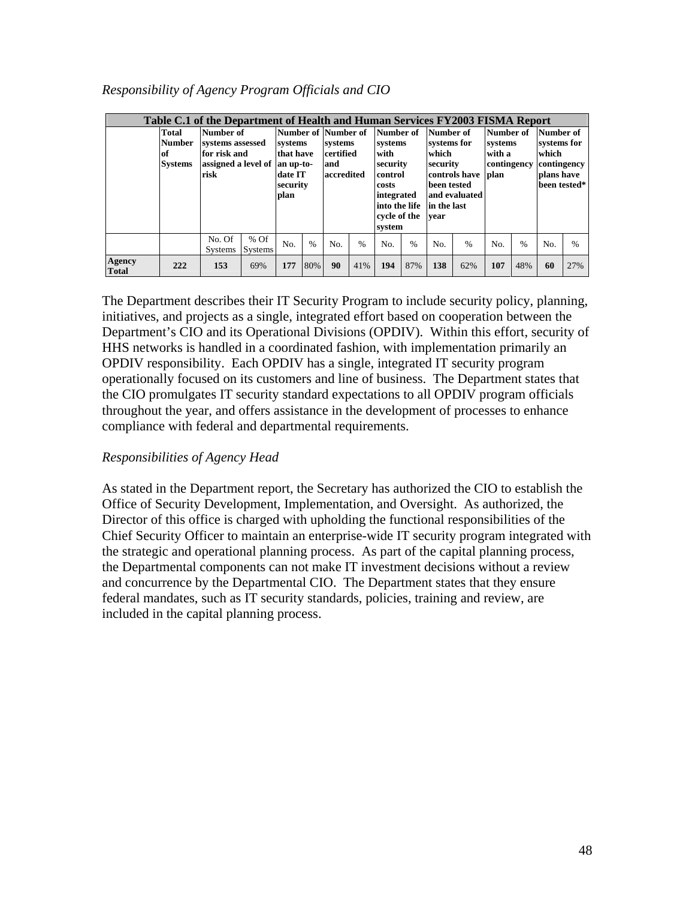*Responsibility of Agency Program Officials and CIO*

| Table C.1 of the Department of Health and Human Services FY2003 FISMA Report | | | | | | | | | | | | | | | | |
|---|---|---|---|---|---|---|---|---|---|---|---|---|---|---|---|---|
| | **Total Number of Systems** | **Number of systems assessed for risk and assigned a level of risk** | | **Number of systems that have an up-to-date IT security plan** | | **Number of systems certified and accredited** | | **Number of systems with security control costs integrated into the life cycle of the system** | | **Number of systems for which security controls have been tested and evaluated in the last year** | | **Number of systems with a contingency plan** | | **Number of systems for which contingency plans have been tested*** | |
| | | No. Of Systems | % Of Systems | No. | % | No. | % | No. | % | No. | % | No. | % | No. | % |
| **Agency Total** | **222** | **153** | 69% | **177** | 80% | **90** | 41% | **194** | 87% | **138** | 62% | **107** | 48% | **60** | 27% |

The Department describes their IT Security Program to include security policy, planning, initiatives, and projects as a single, integrated effort based on cooperation between the Department's CIO and its Operational Divisions (OPDIV). Within this effort, security of HHS networks is handled in a coordinated fashion, with implementation primarily an OPDIV responsibility. Each OPDIV has a single, integrated IT security program operationally focused on its customers and line of business. The Department states that the CIO promulgates IT security standard expectations to all OPDIV program officials throughout the year, and offers assistance in the development of processes to enhance compliance with federal and departmental requirements.

*Responsibilities of Agency Head*

As stated in the Department report, the Secretary has authorized the CIO to establish the Office of Security Development, Implementation, and Oversight. As authorized, the Director of this office is charged with upholding the functional responsibilities of the Chief Security Officer to maintain an enterprise-wide IT security program integrated with the strategic and operational planning process. As part of the capital planning process, the Departmental components can not make IT investment decisions without a review and concurrence by the Departmental CIO. The Department states that they ensure federal mandates, such as IT security standards, policies, training and review, are included in the capital planning process.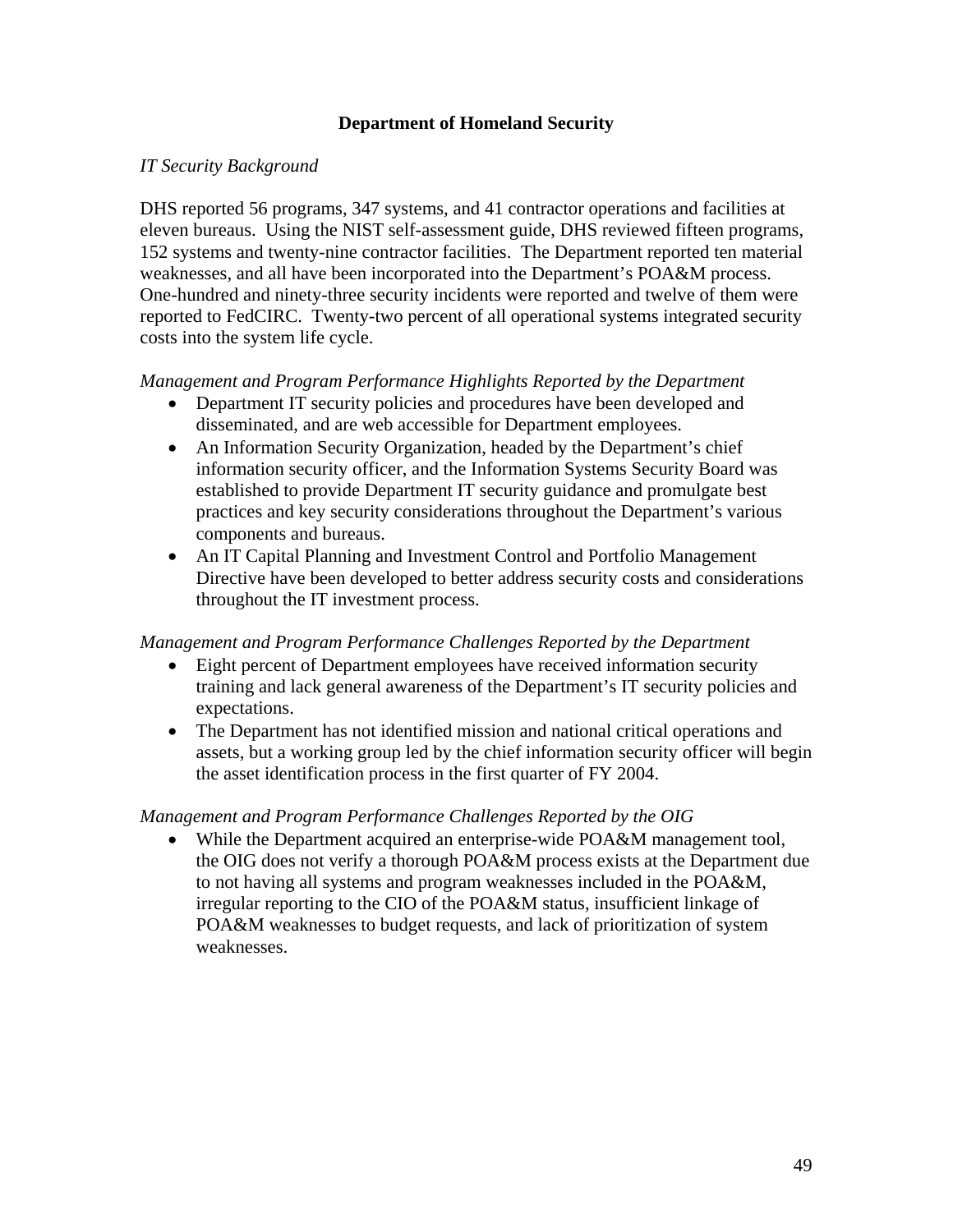## Department of Homeland Security

*IT Security Background*

DHS reported 56 programs, 347 systems, and 41 contractor operations and facilities at eleven bureaus. Using the NIST self-assessment guide, DHS reviewed fifteen programs, 152 systems and twenty-nine contractor facilities. The Department reported ten material weaknesses, and all have been incorporated into the Department's POA&M process. One-hundred and ninety-three security incidents were reported and twelve of them were reported to FedCIRC. Twenty-two percent of all operational systems integrated security costs into the system life cycle.

*Management and Program Performance Highlights Reported by the Department*

- Department IT security policies and procedures have been developed and disseminated, and are web accessible for Department employees.
- An Information Security Organization, headed by the Department's chief information security officer, and the Information Systems Security Board was established to provide Department IT security guidance and promulgate best practices and key security considerations throughout the Department's various components and bureaus.
- An IT Capital Planning and Investment Control and Portfolio Management Directive have been developed to better address security costs and considerations throughout the IT investment process.

*Management and Program Performance Challenges Reported by the Department*

- Eight percent of Department employees have received information security training and lack general awareness of the Department's IT security policies and expectations.
- The Department has not identified mission and national critical operations and assets, but a working group led by the chief information security officer will begin the asset identification process in the first quarter of FY 2004.

*Management and Program Performance Challenges Reported by the OIG*

- While the Department acquired an enterprise-wide POA&M management tool, the OIG does not verify a thorough POA&M process exists at the Department due to not having all systems and program weaknesses included in the POA&M, irregular reporting to the CIO of the POA&M status, insufficient linkage of POA&M weaknesses to budget requests, and lack of prioritization of system weaknesses.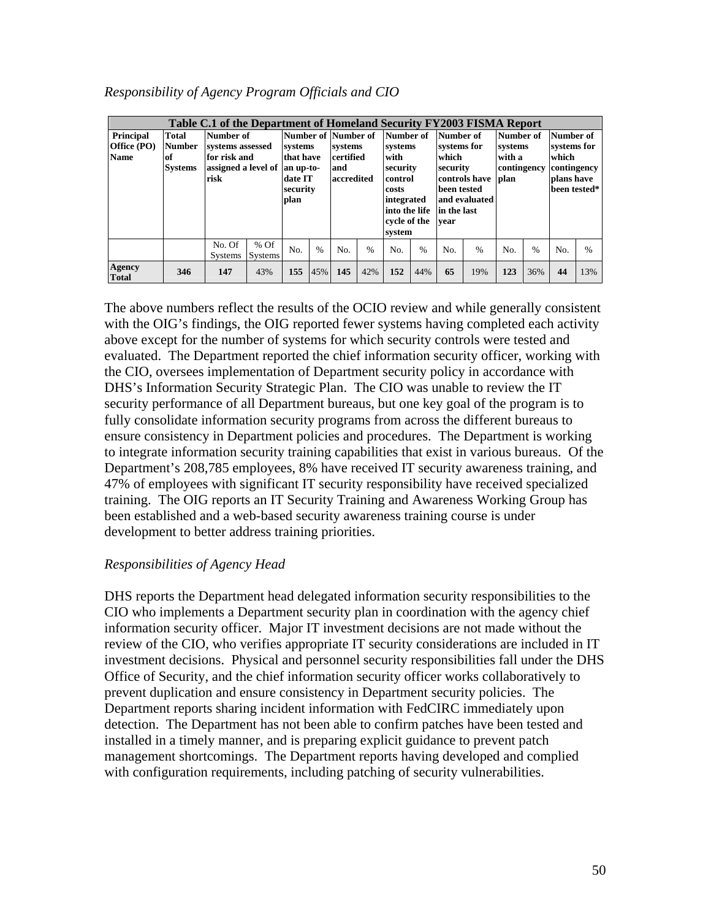*Responsibility of Agency Program Officials and CIO*

| Table C.1 of the Department of Homeland Security FY2003 FISMA Report | | | | | | | | | | | | | | | | |
|---|---|---|---|---|---|---|---|---|---|---|---|---|---|---|---|---|
| **Principal Office (PO) Name** | **Total Number of Systems** | **Number of systems assessed for risk and assigned a level of risk** | | **Number of systems that have an up-to-date IT security plan** | | **Number of systems certified and accredited** | | **Number of systems with security control costs integrated into the life cycle of the system** | | **Number of systems for which security controls have been tested and evaluated in the last year** | | **Number of systems with a contingency plan** | | **Number of systems for which contingency plans have been tested*** | |
| | | No. Of Systems | % Of Systems | No. | % | No. | % | No. | % | No. | % | No. | % | No. | % |
| **Agency Total** | **346** | **147** | 43% | **155** | 45% | **145** | 42% | **152** | 44% | **65** | 19% | **123** | 36% | **44** | 13% |

The above numbers reflect the results of the OCIO review and while generally consistent with the OIG's findings, the OIG reported fewer systems having completed each activity above except for the number of systems for which security controls were tested and evaluated. The Department reported the chief information security officer, working with the CIO, oversees implementation of Department security policy in accordance with DHS's Information Security Strategic Plan. The CIO was unable to review the IT security performance of all Department bureaus, but one key goal of the program is to fully consolidate information security programs from across the different bureaus to ensure consistency in Department policies and procedures. The Department is working to integrate information security training capabilities that exist in various bureaus. Of the Department's 208,785 employees, 8% have received IT security awareness training, and 47% of employees with significant IT security responsibility have received specialized training. The OIG reports an IT Security Training and Awareness Working Group has been established and a web-based security awareness training course is under development to better address training priorities.

*Responsibilities of Agency Head*

DHS reports the Department head delegated information security responsibilities to the CIO who implements a Department security plan in coordination with the agency chief information security officer. Major IT investment decisions are not made without the review of the CIO, who verifies appropriate IT security considerations are included in IT investment decisions. Physical and personnel security responsibilities fall under the DHS Office of Security, and the chief information security officer works collaboratively to prevent duplication and ensure consistency in Department security policies. The Department reports sharing incident information with FedCIRC immediately upon detection. The Department has not been able to confirm patches have been tested and installed in a timely manner, and is preparing explicit guidance to prevent patch management shortcomings. The Department reports having developed and complied with configuration requirements, including patching of security vulnerabilities.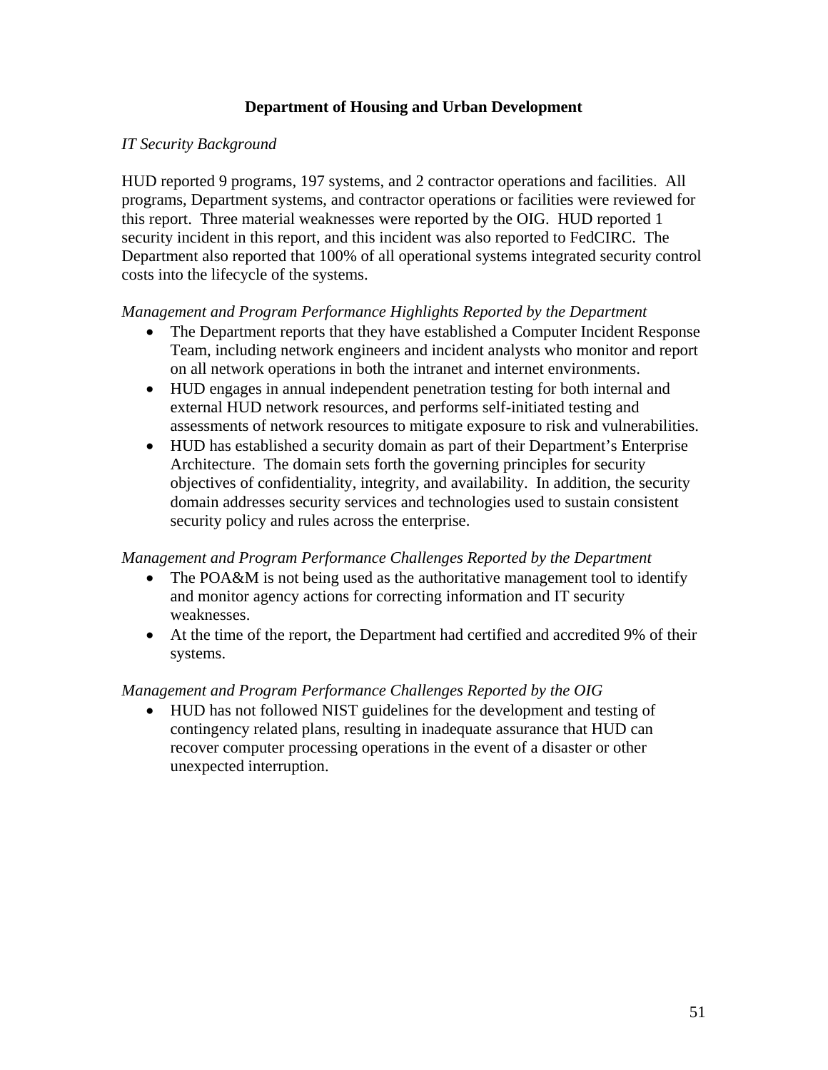## Department of Housing and Urban Development

*IT Security Background*

HUD reported 9 programs, 197 systems, and 2 contractor operations and facilities. All programs, Department systems, and contractor operations or facilities were reviewed for this report. Three material weaknesses were reported by the OIG. HUD reported 1 security incident in this report, and this incident was also reported to FedCIRC. The Department also reported that 100% of all operational systems integrated security control costs into the lifecycle of the systems.

*Management and Program Performance Highlights Reported by the Department*

- The Department reports that they have established a Computer Incident Response Team, including network engineers and incident analysts who monitor and report on all network operations in both the intranet and internet environments.
- HUD engages in annual independent penetration testing for both internal and external HUD network resources, and performs self-initiated testing and assessments of network resources to mitigate exposure to risk and vulnerabilities.
- HUD has established a security domain as part of their Department's Enterprise Architecture. The domain sets forth the governing principles for security objectives of confidentiality, integrity, and availability. In addition, the security domain addresses security services and technologies used to sustain consistent security policy and rules across the enterprise.

*Management and Program Performance Challenges Reported by the Department*

- The POA&M is not being used as the authoritative management tool to identify and monitor agency actions for correcting information and IT security weaknesses.
- At the time of the report, the Department had certified and accredited 9% of their systems.

*Management and Program Performance Challenges Reported by the OIG*

- HUD has not followed NIST guidelines for the development and testing of contingency related plans, resulting in inadequate assurance that HUD can recover computer processing operations in the event of a disaster or other unexpected interruption.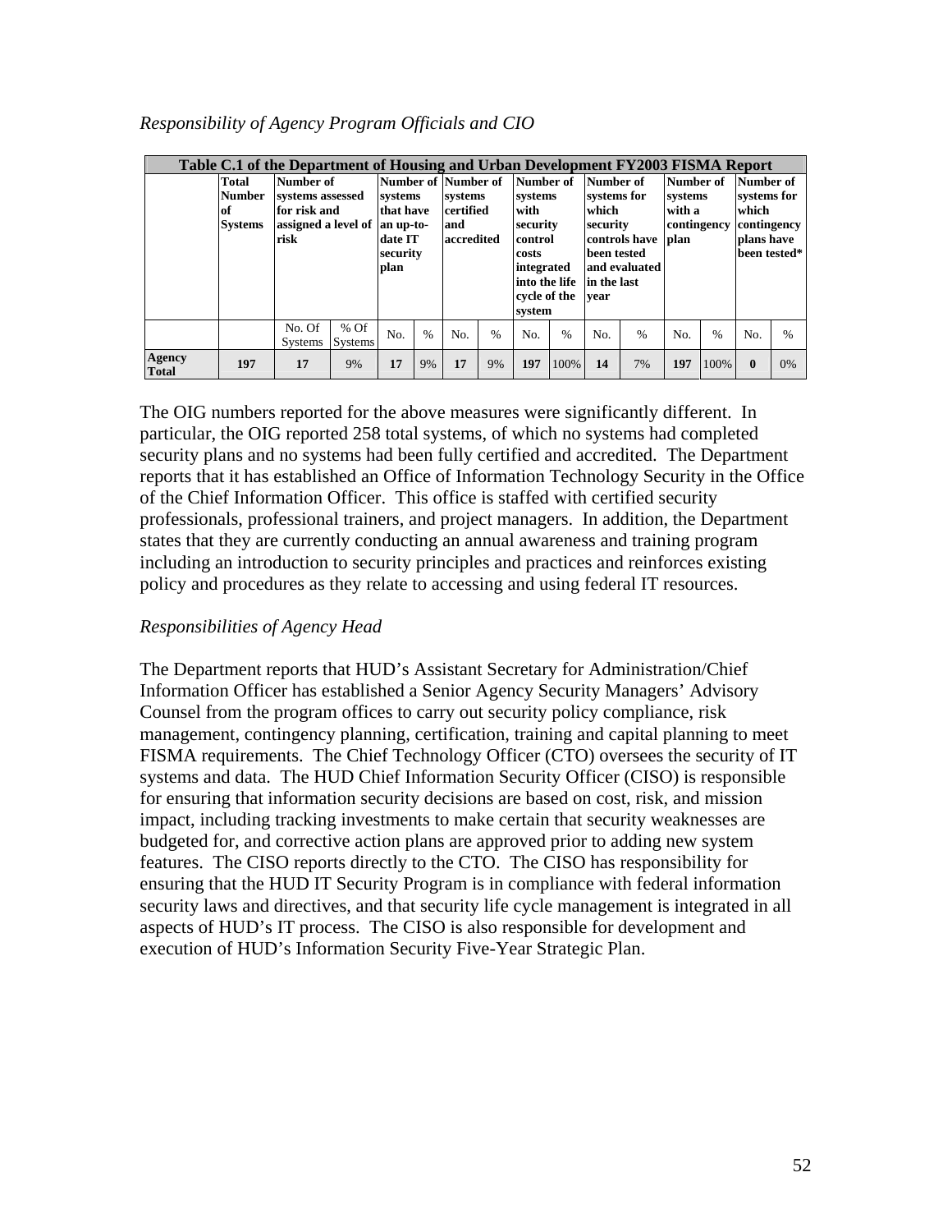*Responsibility of Agency Program Officials and CIO*

| Table C.1 of the Department of Housing and Urban Development FY2003 FISMA Report | | | | | | | | | | | | | | | | |
|---|---|---|---|---|---|---|---|---|---|---|---|---|---|---|---|---|
| | **Total Number of Systems** | **Number of systems assessed for risk and assigned a level of risk** | | **Number of systems that have an up-to-date IT security plan** | | **Number of systems certified and accredited** | | **Number of systems with security control costs integrated into the life cycle of the system** | | **Number of systems for which security controls have been tested and evaluated in the last year** | | **Number of systems with a contingency plan** | | **Number of systems for which contingency plans have been tested*** | |
| | | No. Of Systems | % Of Systems | No. | % | No. | % | No. | % | No. | % | No. | % | No. | % |
| **Agency Total** | **197** | **17** | 9% | **17** | 9% | **17** | 9% | **197** | 100% | **14** | 7% | **197** | 100% | **0** | 0% |

The OIG numbers reported for the above measures were significantly different. In particular, the OIG reported 258 total systems, of which no systems had completed security plans and no systems had been fully certified and accredited. The Department reports that it has established an Office of Information Technology Security in the Office of the Chief Information Officer. This office is staffed with certified security professionals, professional trainers, and project managers. In addition, the Department states that they are currently conducting an annual awareness and training program including an introduction to security principles and practices and reinforces existing policy and procedures as they relate to accessing and using federal IT resources.

*Responsibilities of Agency Head*

The Department reports that HUD's Assistant Secretary for Administration/Chief Information Officer has established a Senior Agency Security Managers' Advisory Counsel from the program offices to carry out security policy compliance, risk management, contingency planning, certification, training and capital planning to meet FISMA requirements. The Chief Technology Officer (CTO) oversees the security of IT systems and data. The HUD Chief Information Security Officer (CISO) is responsible for ensuring that information security decisions are based on cost, risk, and mission impact, including tracking investments to make certain that security weaknesses are budgeted for, and corrective action plans are approved prior to adding new system features. The CISO reports directly to the CTO. The CISO has responsibility for ensuring that the HUD IT Security Program is in compliance with federal information security laws and directives, and that security life cycle management is integrated in all aspects of HUD's IT process. The CISO is also responsible for development and execution of HUD's Information Security Five-Year Strategic Plan.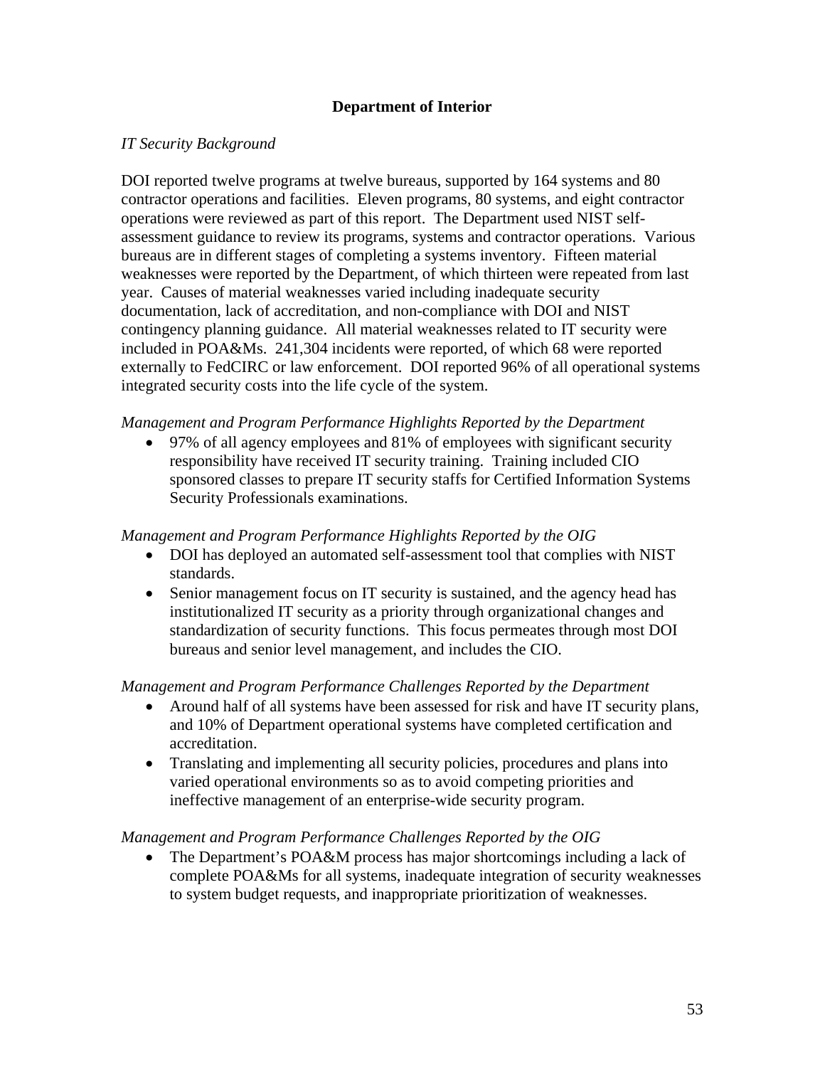## Department of Interior

*IT Security Background*

DOI reported twelve programs at twelve bureaus, supported by 164 systems and 80 contractor operations and facilities. Eleven programs, 80 systems, and eight contractor operations were reviewed as part of this report. The Department used NIST self-assessment guidance to review its programs, systems and contractor operations. Various bureaus are in different stages of completing a systems inventory. Fifteen material weaknesses were reported by the Department, of which thirteen were repeated from last year. Causes of material weaknesses varied including inadequate security documentation, lack of accreditation, and non-compliance with DOI and NIST contingency planning guidance. All material weaknesses related to IT security were included in POA&Ms. 241,304 incidents were reported, of which 68 were reported externally to FedCIRC or law enforcement. DOI reported 96% of all operational systems integrated security costs into the life cycle of the system.

*Management and Program Performance Highlights Reported by the Department*

- 97% of all agency employees and 81% of employees with significant security responsibility have received IT security training. Training included CIO sponsored classes to prepare IT security staffs for Certified Information Systems Security Professionals examinations.

*Management and Program Performance Highlights Reported by the OIG*

- DOI has deployed an automated self-assessment tool that complies with NIST standards.
- Senior management focus on IT security is sustained, and the agency head has institutionalized IT security as a priority through organizational changes and standardization of security functions. This focus permeates through most DOI bureaus and senior level management, and includes the CIO.

*Management and Program Performance Challenges Reported by the Department*

- Around half of all systems have been assessed for risk and have IT security plans, and 10% of Department operational systems have completed certification and accreditation.
- Translating and implementing all security policies, procedures and plans into varied operational environments so as to avoid competing priorities and ineffective management of an enterprise-wide security program.

*Management and Program Performance Challenges Reported by the OIG*

- The Department's POA&M process has major shortcomings including a lack of complete POA&Ms for all systems, inadequate integration of security weaknesses to system budget requests, and inappropriate prioritization of weaknesses.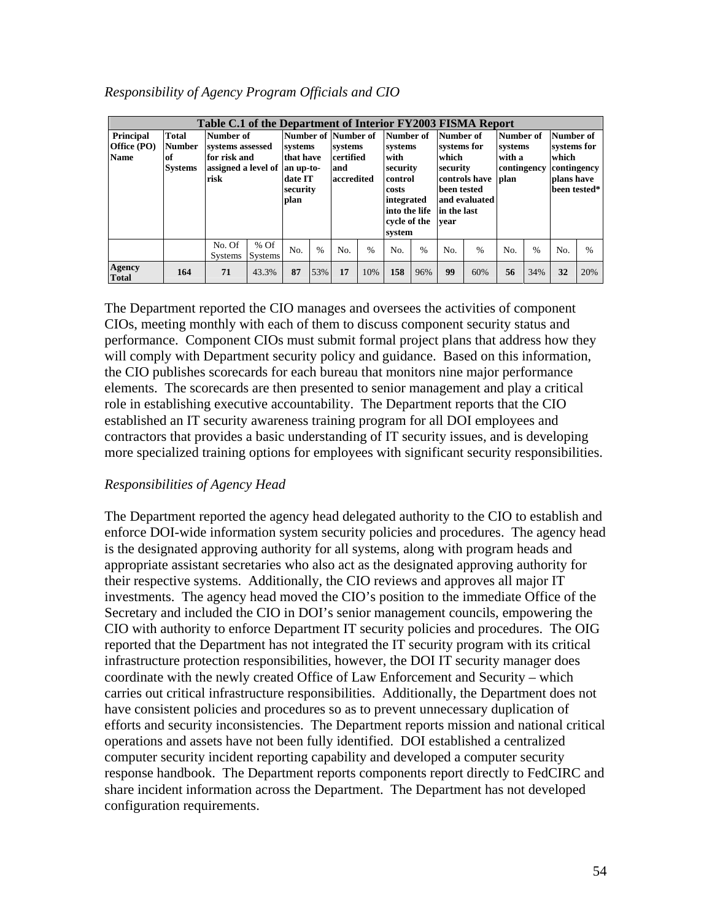*Responsibility of Agency Program Officials and CIO*

| Table C.1 of the Department of Interior FY2003 FISMA Report | | | | | | | | | | | | | | | | |
|---|---|---|---|---|---|---|---|---|---|---|---|---|---|---|---|---|
| **Principal Office (PO) Name** | **Total Number of Systems** | **Number of systems assessed for risk and assigned a level of risk** | | **Number of systems that have an up-to-date IT security plan** | | **Number of systems certified and accredited** | | **Number of systems with security control costs integrated into the life cycle of the system** | | **Number of systems for which security controls have been tested and evaluated in the last year** | | **Number of systems with a contingency plan** | | **Number of systems for which contingency plans have been tested*** | |
| | | No. Of Systems | % Of Systems | No. | % | No. | % | No. | % | No. | % | No. | % | No. | % |
| **Agency Total** | **164** | **71** | 43.3% | **87** | 53% | **17** | 10% | **158** | 96% | **99** | 60% | **56** | 34% | **32** | 20% |

The Department reported the CIO manages and oversees the activities of component CIOs, meeting monthly with each of them to discuss component security status and performance. Component CIOs must submit formal project plans that address how they will comply with Department security policy and guidance. Based on this information, the CIO publishes scorecards for each bureau that monitors nine major performance elements. The scorecards are then presented to senior management and play a critical role in establishing executive accountability. The Department reports that the CIO established an IT security awareness training program for all DOI employees and contractors that provides a basic understanding of IT security issues, and is developing more specialized training options for employees with significant security responsibilities.

*Responsibilities of Agency Head*

The Department reported the agency head delegated authority to the CIO to establish and enforce DOI-wide information system security policies and procedures. The agency head is the designated approving authority for all systems, along with program heads and appropriate assistant secretaries who also act as the designated approving authority for their respective systems. Additionally, the CIO reviews and approves all major IT investments. The agency head moved the CIO's position to the immediate Office of the Secretary and included the CIO in DOI's senior management councils, empowering the CIO with authority to enforce Department IT security policies and procedures. The OIG reported that the Department has not integrated the IT security program with its critical infrastructure protection responsibilities, however, the DOI IT security manager does coordinate with the newly created Office of Law Enforcement and Security – which carries out critical infrastructure responsibilities. Additionally, the Department does not have consistent policies and procedures so as to prevent unnecessary duplication of efforts and security inconsistencies. The Department reports mission and national critical operations and assets have not been fully identified. DOI established a centralized computer security incident reporting capability and developed a computer security response handbook. The Department reports components report directly to FedCIRC and share incident information across the Department. The Department has not developed configuration requirements.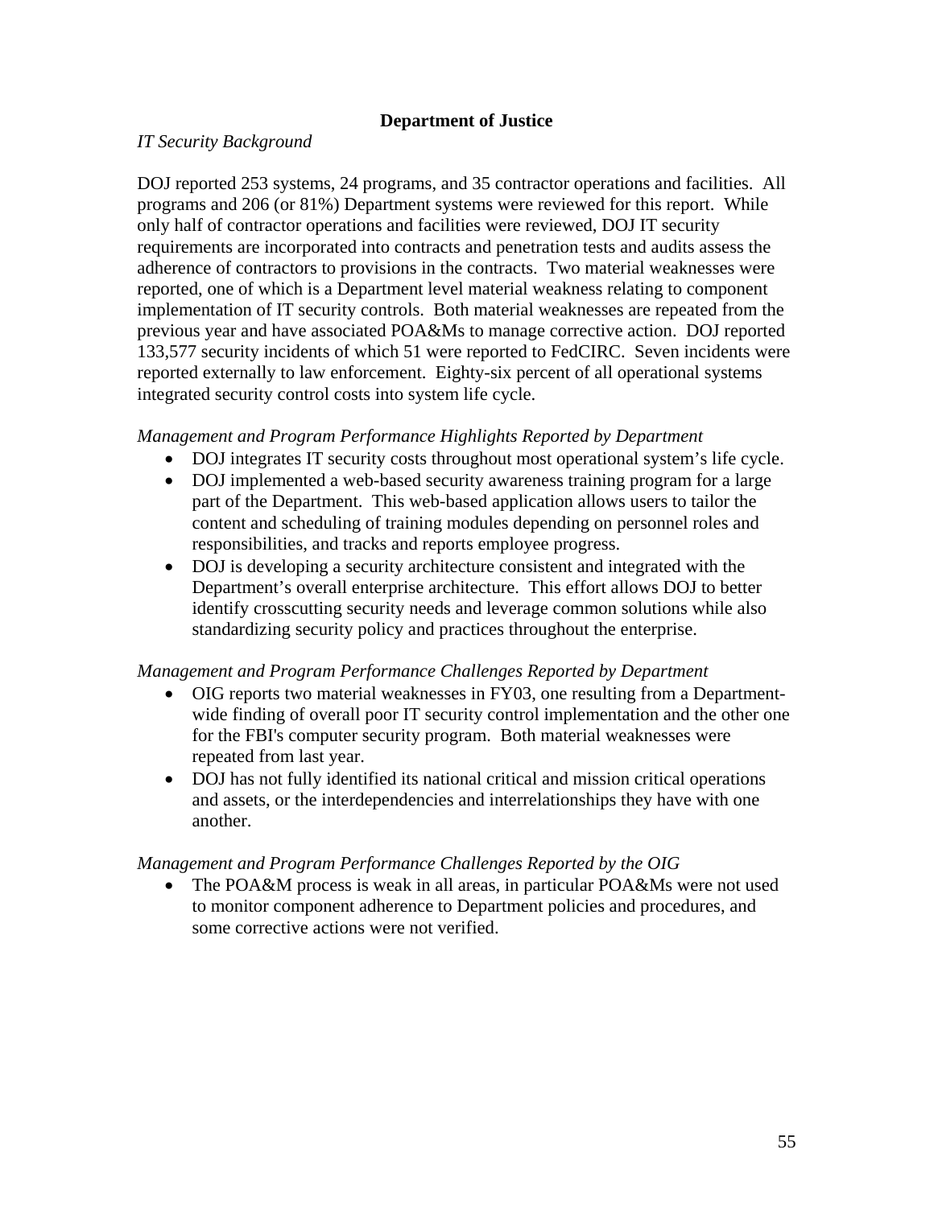## Department of Justice

*IT Security Background*

DOJ reported 253 systems, 24 programs, and 35 contractor operations and facilities. All programs and 206 (or 81%) Department systems were reviewed for this report. While only half of contractor operations and facilities were reviewed, DOJ IT security requirements are incorporated into contracts and penetration tests and audits assess the adherence of contractors to provisions in the contracts. Two material weaknesses were reported, one of which is a Department level material weakness relating to component implementation of IT security controls. Both material weaknesses are repeated from the previous year and have associated POA&Ms to manage corrective action. DOJ reported 133,577 security incidents of which 51 were reported to FedCIRC. Seven incidents were reported externally to law enforcement. Eighty-six percent of all operational systems integrated security control costs into system life cycle.

*Management and Program Performance Highlights Reported by Department*

- DOJ integrates IT security costs throughout most operational system's life cycle.
- DOJ implemented a web-based security awareness training program for a large part of the Department. This web-based application allows users to tailor the content and scheduling of training modules depending on personnel roles and responsibilities, and tracks and reports employee progress.
- DOJ is developing a security architecture consistent and integrated with the Department's overall enterprise architecture. This effort allows DOJ to better identify crosscutting security needs and leverage common solutions while also standardizing security policy and practices throughout the enterprise.

*Management and Program Performance Challenges Reported by Department*

- OIG reports two material weaknesses in FY03, one resulting from a Department-wide finding of overall poor IT security control implementation and the other one for the FBI's computer security program. Both material weaknesses were repeated from last year.
- DOJ has not fully identified its national critical and mission critical operations and assets, or the interdependencies and interrelationships they have with one another.

*Management and Program Performance Challenges Reported by the OIG*

- The POA&M process is weak in all areas, in particular POA&Ms were not used to monitor component adherence to Department policies and procedures, and some corrective actions were not verified.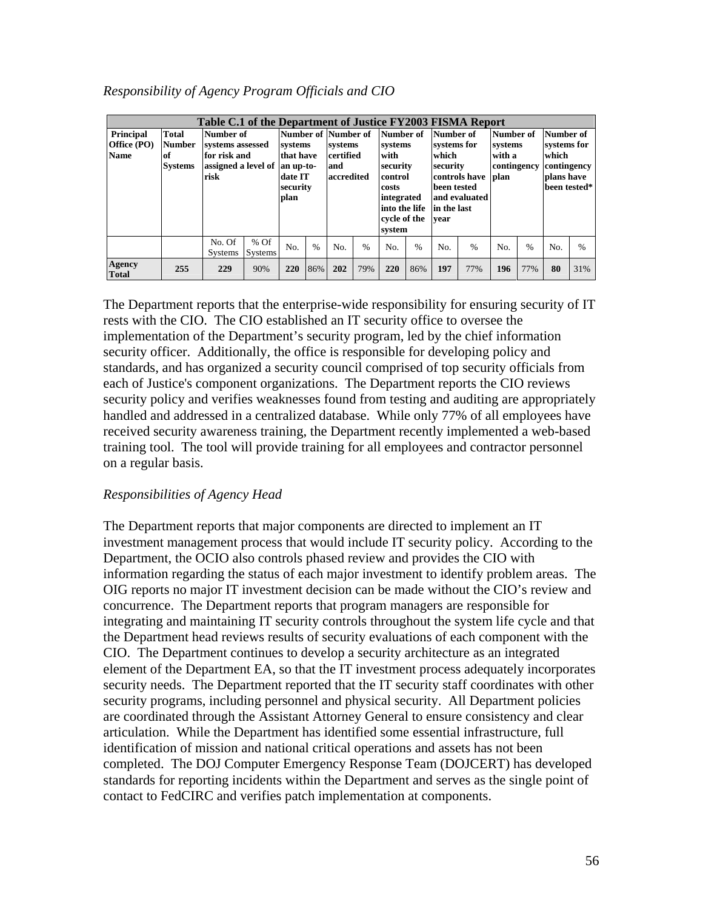*Responsibility of Agency Program Officials and CIO*

| Table C.1 of the Department of Justice FY2003 FISMA Report | | | | | | | | | | | | | | | | |
|---|---|---|---|---|---|---|---|---|---|---|---|---|---|---|---|---|
| **Principal Office (PO) Name** | **Total Number of Systems** | **Number of systems assessed for risk and assigned a level of risk** | | **Number of systems that have an up-to-date IT security plan** | | **Number of systems certified and accredited** | | **Number of systems with security control costs integrated into the life cycle of the system** | | **Number of systems for which security controls have been tested and evaluated in the last year** | | **Number of systems with a contingency plan** | | **Number of systems for which contingency plans have been tested*** | |
| | | No. Of Systems | % Of Systems | No. | % | No. | % | No. | % | No. | % | No. | % | No. | % |
| **Agency Total** | **255** | **229** | 90% | **220** | 86% | **202** | 79% | **220** | 86% | **197** | 77% | **196** | 77% | **80** | 31% |

The Department reports that the enterprise-wide responsibility for ensuring security of IT rests with the CIO. The CIO established an IT security office to oversee the implementation of the Department's security program, led by the chief information security officer. Additionally, the office is responsible for developing policy and standards, and has organized a security council comprised of top security officials from each of Justice's component organizations. The Department reports the CIO reviews security policy and verifies weaknesses found from testing and auditing are appropriately handled and addressed in a centralized database. While only 77% of all employees have received security awareness training, the Department recently implemented a web-based training tool. The tool will provide training for all employees and contractor personnel on a regular basis.

*Responsibilities of Agency Head*

The Department reports that major components are directed to implement an IT investment management process that would include IT security policy. According to the Department, the OCIO also controls phased review and provides the CIO with information regarding the status of each major investment to identify problem areas. The OIG reports no major IT investment decision can be made without the CIO's review and concurrence. The Department reports that program managers are responsible for integrating and maintaining IT security controls throughout the system life cycle and that the Department head reviews results of security evaluations of each component with the CIO. The Department continues to develop a security architecture as an integrated element of the Department EA, so that the IT investment process adequately incorporates security needs. The Department reported that the IT security staff coordinates with other security programs, including personnel and physical security. All Department policies are coordinated through the Assistant Attorney General to ensure consistency and clear articulation. While the Department has identified some essential infrastructure, full identification of mission and national critical operations and assets has not been completed. The DOJ Computer Emergency Response Team (DOJCERT) has developed standards for reporting incidents within the Department and serves as the single point of contact to FedCIRC and verifies patch implementation at components.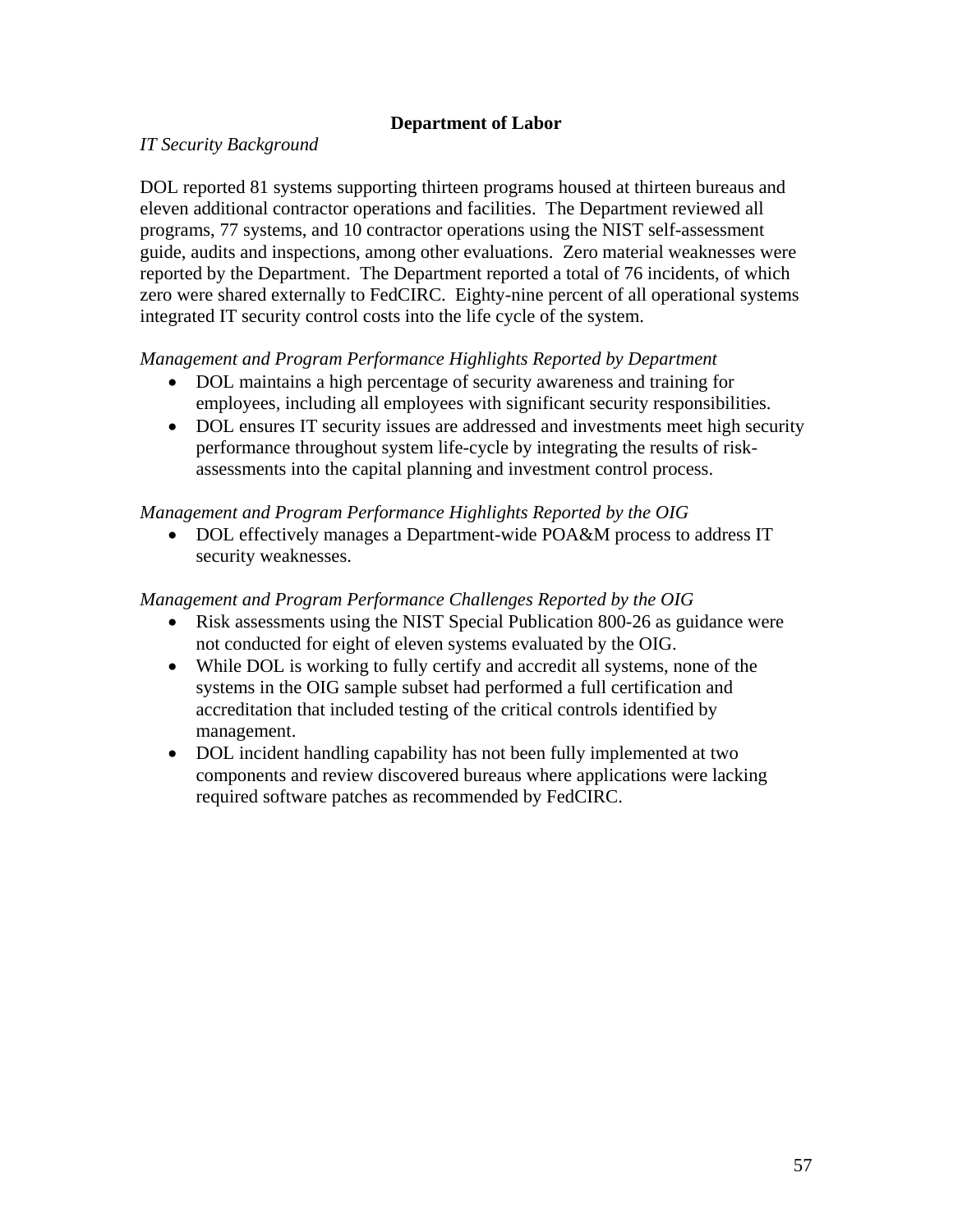## Department of Labor

*IT Security Background*

DOL reported 81 systems supporting thirteen programs housed at thirteen bureaus and eleven additional contractor operations and facilities. The Department reviewed all programs, 77 systems, and 10 contractor operations using the NIST self-assessment guide, audits and inspections, among other evaluations. Zero material weaknesses were reported by the Department. The Department reported a total of 76 incidents, of which zero were shared externally to FedCIRC. Eighty-nine percent of all operational systems integrated IT security control costs into the life cycle of the system.

*Management and Program Performance Highlights Reported by Department*

- DOL maintains a high percentage of security awareness and training for employees, including all employees with significant security responsibilities.
- DOL ensures IT security issues are addressed and investments meet high security performance throughout system life-cycle by integrating the results of risk-assessments into the capital planning and investment control process.

*Management and Program Performance Highlights Reported by the OIG*

- DOL effectively manages a Department-wide POA&M process to address IT security weaknesses.

*Management and Program Performance Challenges Reported by the OIG*

- Risk assessments using the NIST Special Publication 800-26 as guidance were not conducted for eight of eleven systems evaluated by the OIG.
- While DOL is working to fully certify and accredit all systems, none of the systems in the OIG sample subset had performed a full certification and accreditation that included testing of the critical controls identified by management.
- DOL incident handling capability has not been fully implemented at two components and review discovered bureaus where applications were lacking required software patches as recommended by FedCIRC.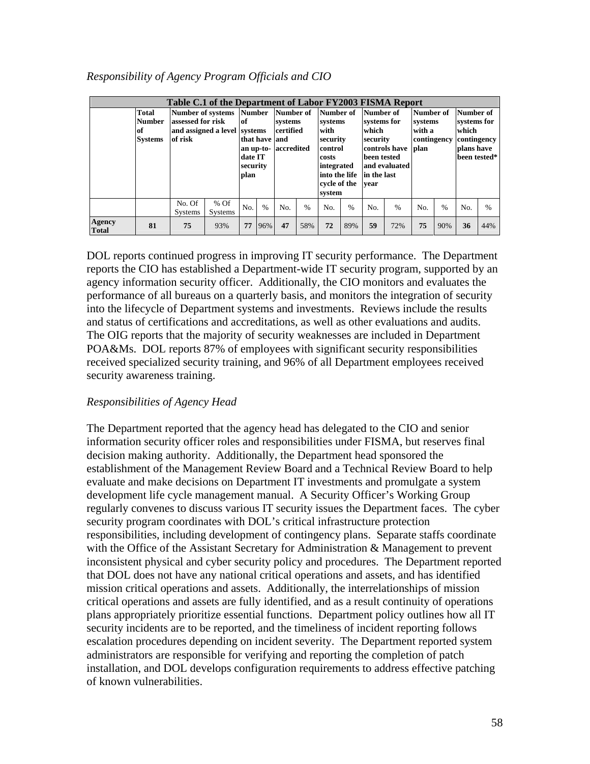*Responsibility of Agency Program Officials and CIO*

| Table C.1 of the Department of Labor FY2003 FISMA Report | | | | | | | | | | | | | | | | |
|---|---|---|---|---|---|---|---|---|---|---|---|---|---|---|---|---|
| | **Total Number of Systems** | **Number of systems assessed for risk and assigned a level of risk** | | **Number of systems that have an up-to-date IT security plan** | | **Number of systems certified and accredited** | | **Number of systems with security control costs integrated into the life cycle of the system** | | **Number of systems for which security controls have been tested and evaluated in the last year** | | **Number of systems with a contingency plan** | | **Number of systems for which contingency plans have been tested*** | |
| | | No. Of Systems | % Of Systems | No. | % | No. | % | No. | % | No. | % | No. | % | No. | % |
| **Agency Total** | **81** | **75** | 93% | **77** | 96% | **47** | 58% | **72** | 89% | **59** | 72% | **75** | 90% | **36** | 44% |

DOL reports continued progress in improving IT security performance. The Department reports the CIO has established a Department-wide IT security program, supported by an agency information security officer. Additionally, the CIO monitors and evaluates the performance of all bureaus on a quarterly basis, and monitors the integration of security into the lifecycle of Department systems and investments. Reviews include the results and status of certifications and accreditations, as well as other evaluations and audits. The OIG reports that the majority of security weaknesses are included in Department POA&Ms. DOL reports 87% of employees with significant security responsibilities received specialized security training, and 96% of all Department employees received security awareness training.

*Responsibilities of Agency Head*

The Department reported that the agency head has delegated to the CIO and senior information security officer roles and responsibilities under FISMA, but reserves final decision making authority. Additionally, the Department head sponsored the establishment of the Management Review Board and a Technical Review Board to help evaluate and make decisions on Department IT investments and promulgate a system development life cycle management manual. A Security Officer's Working Group regularly convenes to discuss various IT security issues the Department faces. The cyber security program coordinates with DOL's critical infrastructure protection responsibilities, including development of contingency plans. Separate staffs coordinate with the Office of the Assistant Secretary for Administration & Management to prevent inconsistent physical and cyber security policy and procedures. The Department reported that DOL does not have any national critical operations and assets, and has identified mission critical operations and assets. Additionally, the interrelationships of mission critical operations and assets are fully identified, and as a result continuity of operations plans appropriately prioritize essential functions. Department policy outlines how all IT security incidents are to be reported, and the timeliness of incident reporting follows escalation procedures depending on incident severity. The Department reported system administrators are responsible for verifying and reporting the completion of patch installation, and DOL develops configuration requirements to address effective patching of known vulnerabilities.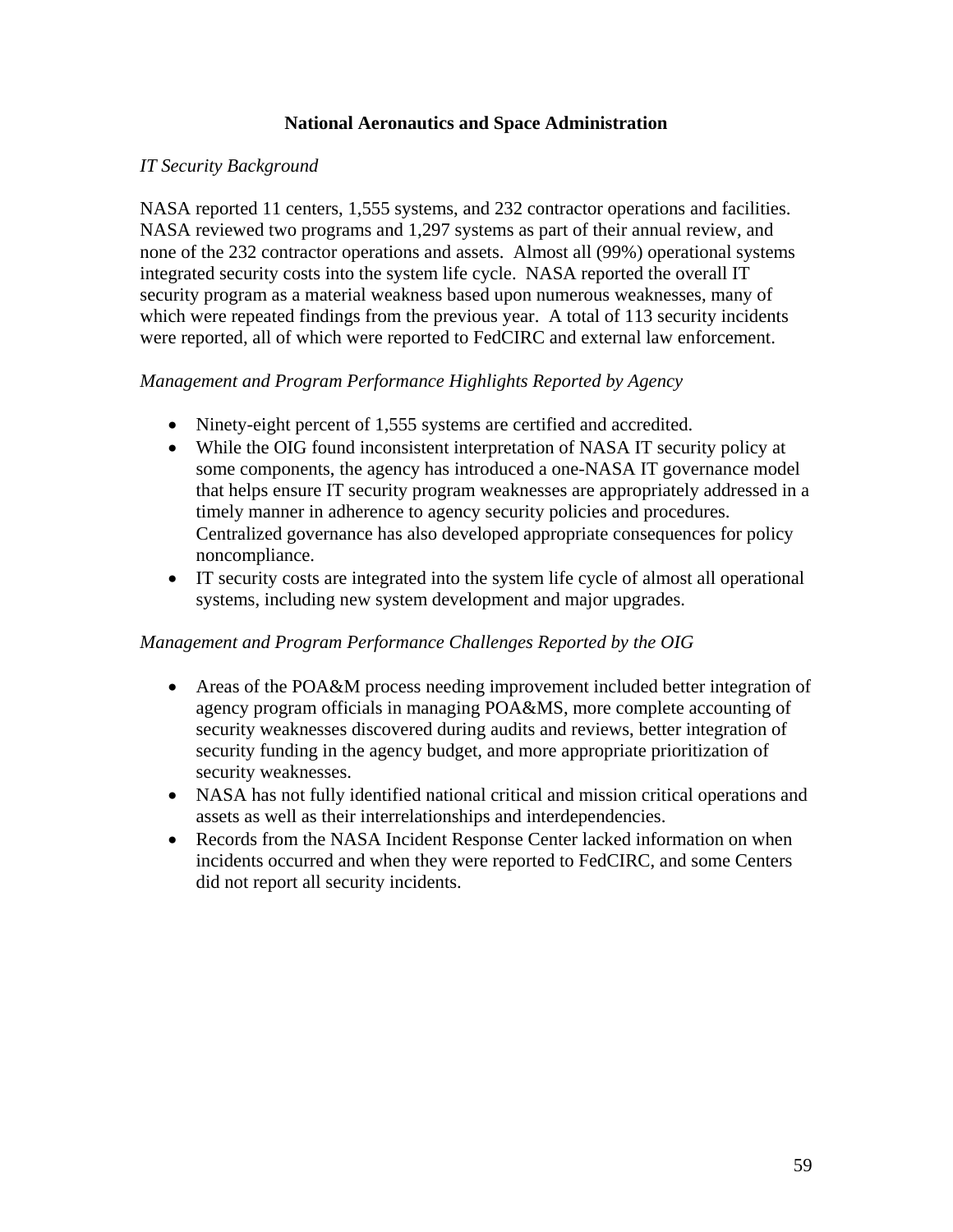## National Aeronautics and Space Administration

*IT Security Background*

NASA reported 11 centers, 1,555 systems, and 232 contractor operations and facilities. NASA reviewed two programs and 1,297 systems as part of their annual review, and none of the 232 contractor operations and assets. Almost all (99%) operational systems integrated security costs into the system life cycle. NASA reported the overall IT security program as a material weakness based upon numerous weaknesses, many of which were repeated findings from the previous year. A total of 113 security incidents were reported, all of which were reported to FedCIRC and external law enforcement.

*Management and Program Performance Highlights Reported by Agency*

- Ninety-eight percent of 1,555 systems are certified and accredited.
- While the OIG found inconsistent interpretation of NASA IT security policy at some components, the agency has introduced a one-NASA IT governance model that helps ensure IT security program weaknesses are appropriately addressed in a timely manner in adherence to agency security policies and procedures. Centralized governance has also developed appropriate consequences for policy noncompliance.
- IT security costs are integrated into the system life cycle of almost all operational systems, including new system development and major upgrades.

*Management and Program Performance Challenges Reported by the OIG*

- Areas of the POA&M process needing improvement included better integration of agency program officials in managing POA&MS, more complete accounting of security weaknesses discovered during audits and reviews, better integration of security funding in the agency budget, and more appropriate prioritization of security weaknesses.
- NASA has not fully identified national critical and mission critical operations and assets as well as their interrelationships and interdependencies.
- Records from the NASA Incident Response Center lacked information on when incidents occurred and when they were reported to FedCIRC, and some Centers did not report all security incidents.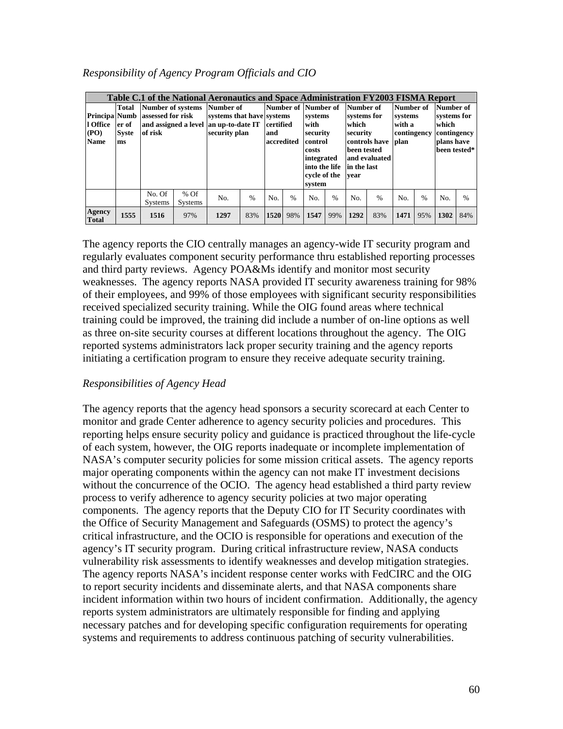*Responsibility of Agency Program Officials and CIO*

| Table C.1 of the National Aeronautics and Space Administration FY2003 FISMA Report | | | | | | | | | | | | | | | | |
|---|---|---|---|---|---|---|---|---|---|---|---|---|---|---|---|---|
| **Principal Office (PO) Name** | **Total Number of Systems** | **Number of systems assessed for risk and assigned a level of risk** | | **Number of systems that have an up-to-date IT security plan** | | **Number of systems certified and accredited** | | **Number of systems with security control costs integrated into the life cycle of the system** | | **Number of systems for which security controls have been tested and evaluated in the last year** | | **Number of systems with a contingency plan** | | **Number of systems for which contingency plans have been tested*** | |
| | | No. Of Systems | % Of Systems | No. | % | No. | % | No. | % | No. | % | No. | % | No. | % |
| **Agency Total** | **1555** | **1516** | 97% | **1297** | 83% | **1520** | 98% | **1547** | 99% | **1292** | 83% | **1471** | 95% | **1302** | 84% |

The agency reports the CIO centrally manages an agency-wide IT security program and regularly evaluates component security performance thru established reporting processes and third party reviews. Agency POA&Ms identify and monitor most security weaknesses. The agency reports NASA provided IT security awareness training for 98% of their employees, and 99% of those employees with significant security responsibilities received specialized security training. While the OIG found areas where technical training could be improved, the training did include a number of on-line options as well as three on-site security courses at different locations throughout the agency. The OIG reported systems administrators lack proper security training and the agency reports initiating a certification program to ensure they receive adequate security training.

*Responsibilities of Agency Head*

The agency reports that the agency head sponsors a security scorecard at each Center to monitor and grade Center adherence to agency security policies and procedures. This reporting helps ensure security policy and guidance is practiced throughout the life-cycle of each system, however, the OIG reports inadequate or incomplete implementation of NASA's computer security policies for some mission critical assets. The agency reports major operating components within the agency can not make IT investment decisions without the concurrence of the OCIO. The agency head established a third party review process to verify adherence to agency security policies at two major operating components. The agency reports that the Deputy CIO for IT Security coordinates with the Office of Security Management and Safeguards (OSMS) to protect the agency's critical infrastructure, and the OCIO is responsible for operations and execution of the agency's IT security program. During critical infrastructure review, NASA conducts vulnerability risk assessments to identify weaknesses and develop mitigation strategies. The agency reports NASA's incident response center works with FedCIRC and the OIG to report security incidents and disseminate alerts, and that NASA components share incident information within two hours of incident confirmation. Additionally, the agency reports system administrators are ultimately responsible for finding and applying necessary patches and for developing specific configuration requirements for operating systems and requirements to address continuous patching of security vulnerabilities.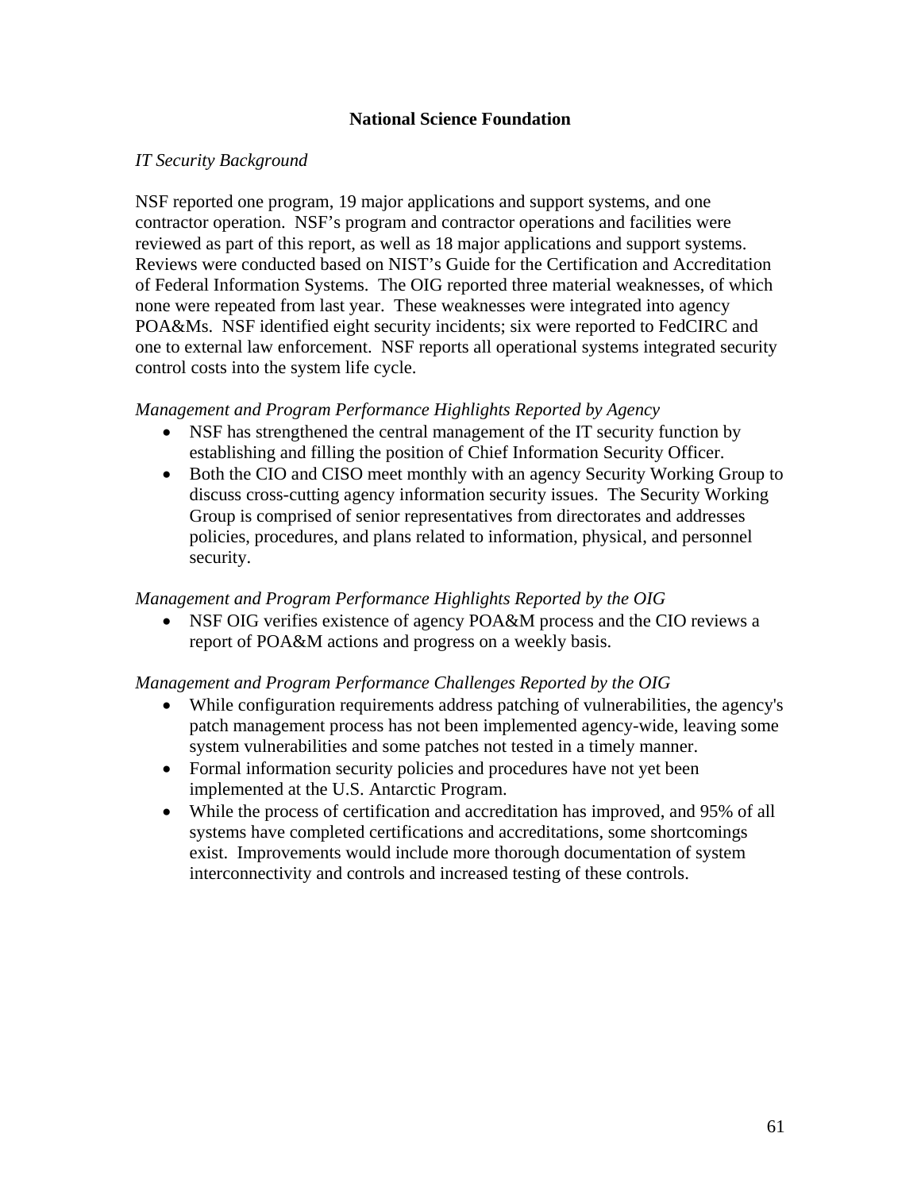## National Science Foundation

*IT Security Background*

NSF reported one program, 19 major applications and support systems, and one contractor operation. NSF's program and contractor operations and facilities were reviewed as part of this report, as well as 18 major applications and support systems. Reviews were conducted based on NIST's Guide for the Certification and Accreditation of Federal Information Systems. The OIG reported three material weaknesses, of which none were repeated from last year. These weaknesses were integrated into agency POA&Ms. NSF identified eight security incidents; six were reported to FedCIRC and one to external law enforcement. NSF reports all operational systems integrated security control costs into the system life cycle.

*Management and Program Performance Highlights Reported by Agency*

- NSF has strengthened the central management of the IT security function by establishing and filling the position of Chief Information Security Officer.
- Both the CIO and CISO meet monthly with an agency Security Working Group to discuss cross-cutting agency information security issues. The Security Working Group is comprised of senior representatives from directorates and addresses policies, procedures, and plans related to information, physical, and personnel security.

*Management and Program Performance Highlights Reported by the OIG*

- NSF OIG verifies existence of agency POA&M process and the CIO reviews a report of POA&M actions and progress on a weekly basis.

*Management and Program Performance Challenges Reported by the OIG*

- While configuration requirements address patching of vulnerabilities, the agency's patch management process has not been implemented agency-wide, leaving some system vulnerabilities and some patches not tested in a timely manner.
- Formal information security policies and procedures have not yet been implemented at the U.S. Antarctic Program.
- While the process of certification and accreditation has improved, and 95% of all systems have completed certifications and accreditations, some shortcomings exist. Improvements would include more thorough documentation of system interconnectivity and controls and increased testing of these controls.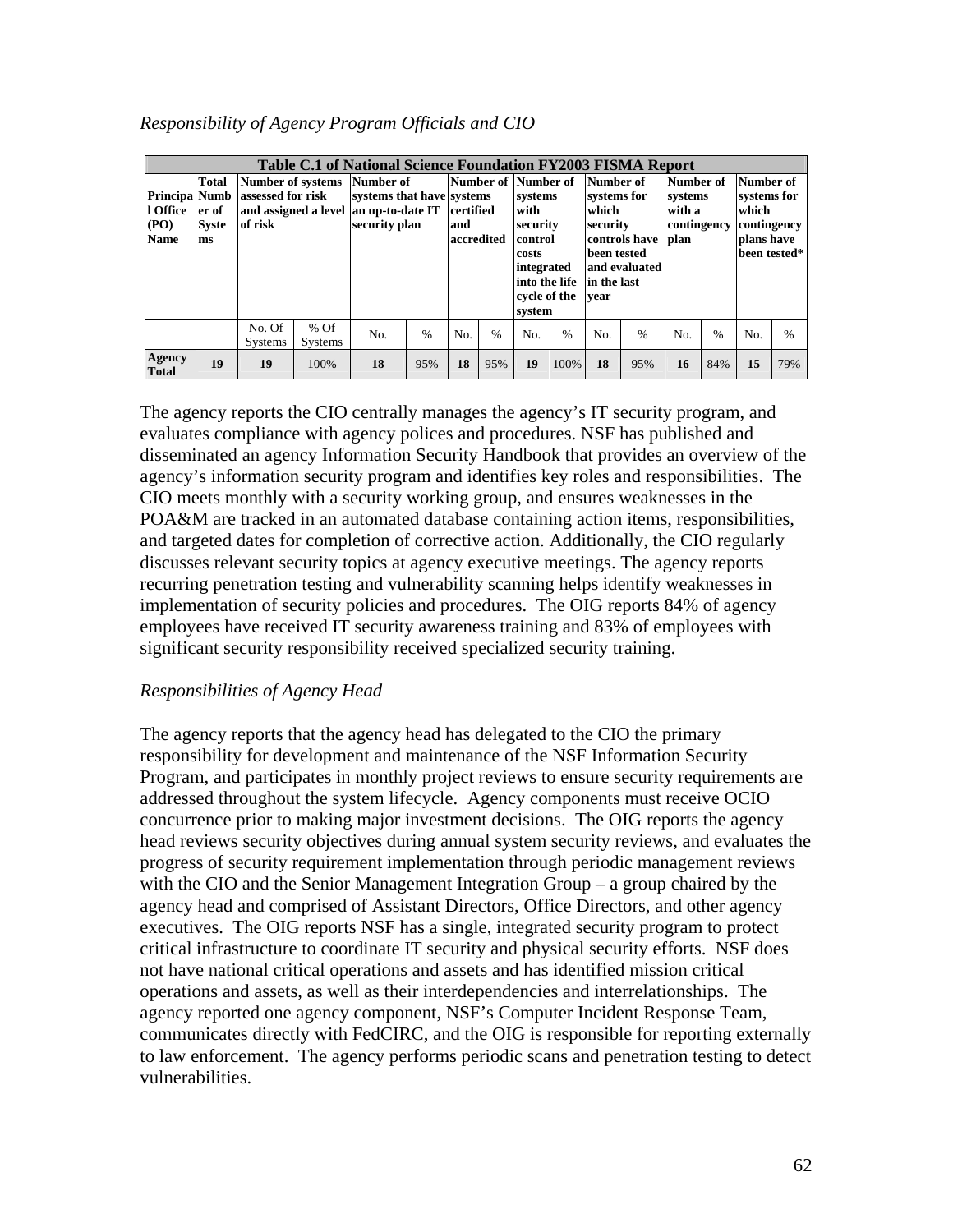*Responsibility of Agency Program Officials and CIO*

| Table C.1 of National Science Foundation FY2003 FISMA Report | | | | | | | | | | | | | | | | |
|---|---|---|---|---|---|---|---|---|---|---|---|---|---|---|---|---|
| **Principal Office (PO) Name** | **Total Number of Systems** | **Number of systems assessed for risk and assigned a level of risk** | | **Number of systems that have an up-to-date IT security plan** | | **Number of systems certified and accredited** | | **Number of systems with security control costs integrated into the life cycle of the system** | | **Number of systems for which security controls have been tested and evaluated in the last year** | | **Number of systems with a contingency plan** | | **Number of systems for which contingency plans have been tested*** | |
| | | No. Of Systems | % Of Systems | No. | % | No. | % | No. | % | No. | % | No. | % | No. | % |
| **Agency Total** | **19** | **19** | 100% | **18** | 95% | **18** | 95% | **19** | 100% | **18** | 95% | **16** | 84% | **15** | 79% |

The agency reports the CIO centrally manages the agency's IT security program, and evaluates compliance with agency polices and procedures. NSF has published and disseminated an agency Information Security Handbook that provides an overview of the agency's information security program and identifies key roles and responsibilities. The CIO meets monthly with a security working group, and ensures weaknesses in the POA&M are tracked in an automated database containing action items, responsibilities, and targeted dates for completion of corrective action. Additionally, the CIO regularly discusses relevant security topics at agency executive meetings. The agency reports recurring penetration testing and vulnerability scanning helps identify weaknesses in implementation of security policies and procedures. The OIG reports 84% of agency employees have received IT security awareness training and 83% of employees with significant security responsibility received specialized security training.

*Responsibilities of Agency Head*

The agency reports that the agency head has delegated to the CIO the primary responsibility for development and maintenance of the NSF Information Security Program, and participates in monthly project reviews to ensure security requirements are addressed throughout the system lifecycle. Agency components must receive OCIO concurrence prior to making major investment decisions. The OIG reports the agency head reviews security objectives during annual system security reviews, and evaluates the progress of security requirement implementation through periodic management reviews with the CIO and the Senior Management Integration Group – a group chaired by the agency head and comprised of Assistant Directors, Office Directors, and other agency executives. The OIG reports NSF has a single, integrated security program to protect critical infrastructure to coordinate IT security and physical security efforts. NSF does not have national critical operations and assets and has identified mission critical operations and assets, as well as their interdependencies and interrelationships. The agency reported one agency component, NSF's Computer Incident Response Team, communicates directly with FedCIRC, and the OIG is responsible for reporting externally to law enforcement. The agency performs periodic scans and penetration testing to detect vulnerabilities.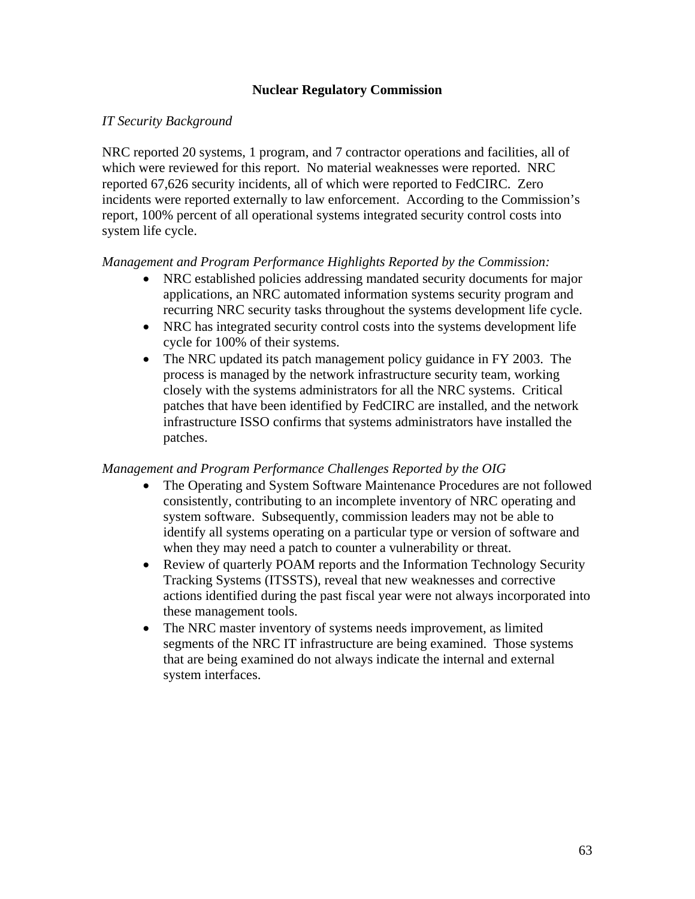## Nuclear Regulatory Commission

*IT Security Background*

NRC reported 20 systems, 1 program, and 7 contractor operations and facilities, all of which were reviewed for this report. No material weaknesses were reported. NRC reported 67,626 security incidents, all of which were reported to FedCIRC. Zero incidents were reported externally to law enforcement. According to the Commission's report, 100% percent of all operational systems integrated security control costs into system life cycle.

*Management and Program Performance Highlights Reported by the Commission:*

- NRC established policies addressing mandated security documents for major applications, an NRC automated information systems security program and recurring NRC security tasks throughout the systems development life cycle.
- NRC has integrated security control costs into the systems development life cycle for 100% of their systems.
- The NRC updated its patch management policy guidance in FY 2003. The process is managed by the network infrastructure security team, working closely with the systems administrators for all the NRC systems. Critical patches that have been identified by FedCIRC are installed, and the network infrastructure ISSO confirms that systems administrators have installed the patches.

*Management and Program Performance Challenges Reported by the OIG*

- The Operating and System Software Maintenance Procedures are not followed consistently, contributing to an incomplete inventory of NRC operating and system software. Subsequently, commission leaders may not be able to identify all systems operating on a particular type or version of software and when they may need a patch to counter a vulnerability or threat.
- Review of quarterly POAM reports and the Information Technology Security Tracking Systems (ITSSTS), reveal that new weaknesses and corrective actions identified during the past fiscal year were not always incorporated into these management tools.
- The NRC master inventory of systems needs improvement, as limited segments of the NRC IT infrastructure are being examined. Those systems that are being examined do not always indicate the internal and external system interfaces.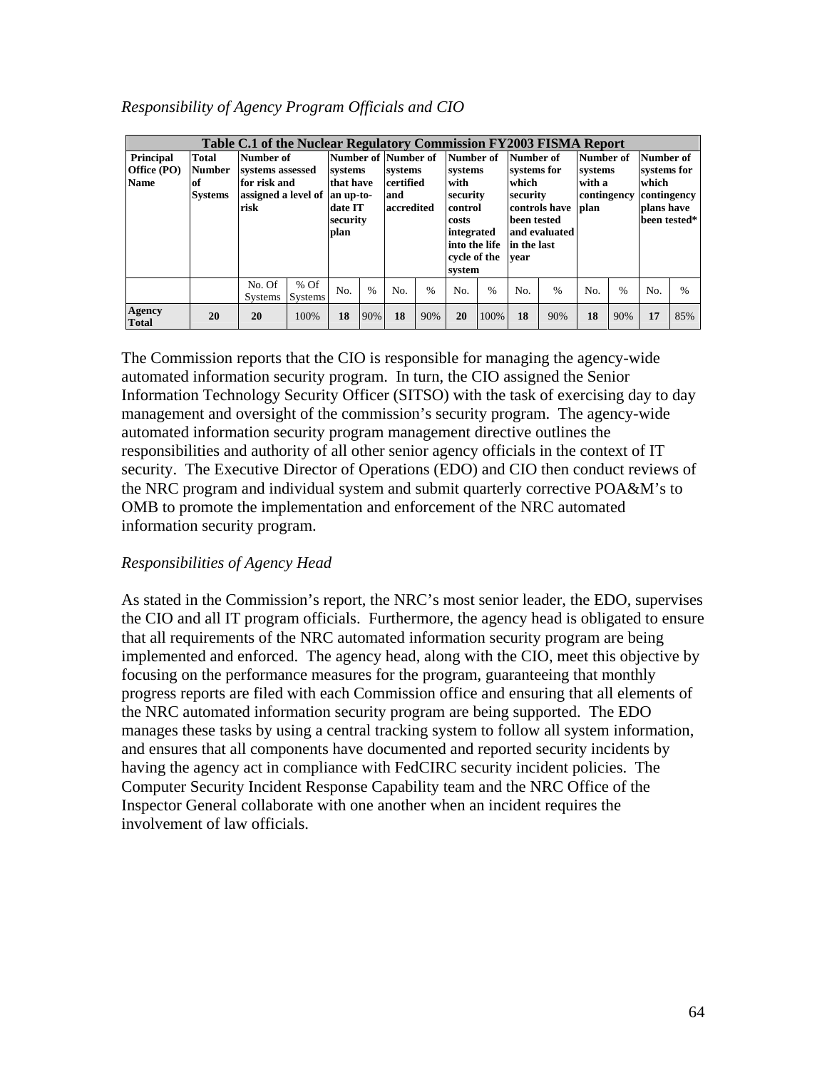*Responsibility of Agency Program Officials and CIO*

| Table C.1 of the Nuclear Regulatory Commission FY2003 FISMA Report | | | | | | | | | | | | | | | | |
|---|---|---|---|---|---|---|---|---|---|---|---|---|---|---|---|---|
| **Principal Office (PO) Name** | **Total Number of Systems** | **Number of systems assessed for risk and assigned a level of risk** | | **Number of systems that have an up-to-date IT security plan** | | **Number of systems certified and accredited** | | **Number of systems with security control costs integrated into the life cycle of the system** | | **Number of systems for which security controls have been tested and evaluated in the last year** | | **Number of systems with a contingency plan** | | **Number of systems for which contingency plans have been tested*** | |
| | | No. Of Systems | % Of Systems | No. | % | No. | % | No. | % | No. | % | No. | % | No. | % |
| **Agency Total** | **20** | **20** | 100% | **18** | 90% | **18** | 90% | **20** | 100% | **18** | 90% | **18** | 90% | **17** | 85% |

The Commission reports that the CIO is responsible for managing the agency-wide automated information security program. In turn, the CIO assigned the Senior Information Technology Security Officer (SITSO) with the task of exercising day to day management and oversight of the commission's security program. The agency-wide automated information security program management directive outlines the responsibilities and authority of all other senior agency officials in the context of IT security. The Executive Director of Operations (EDO) and CIO then conduct reviews of the NRC program and individual system and submit quarterly corrective POA&M's to OMB to promote the implementation and enforcement of the NRC automated information security program.

*Responsibilities of Agency Head*

As stated in the Commission's report, the NRC's most senior leader, the EDO, supervises the CIO and all IT program officials. Furthermore, the agency head is obligated to ensure that all requirements of the NRC automated information security program are being implemented and enforced. The agency head, along with the CIO, meet this objective by focusing on the performance measures for the program, guaranteeing that monthly progress reports are filed with each Commission office and ensuring that all elements of the NRC automated information security program are being supported. The EDO manages these tasks by using a central tracking system to follow all system information, and ensures that all components have documented and reported security incidents by having the agency act in compliance with FedCIRC security incident policies. The Computer Security Incident Response Capability team and the NRC Office of the Inspector General collaborate with one another when an incident requires the involvement of law officials.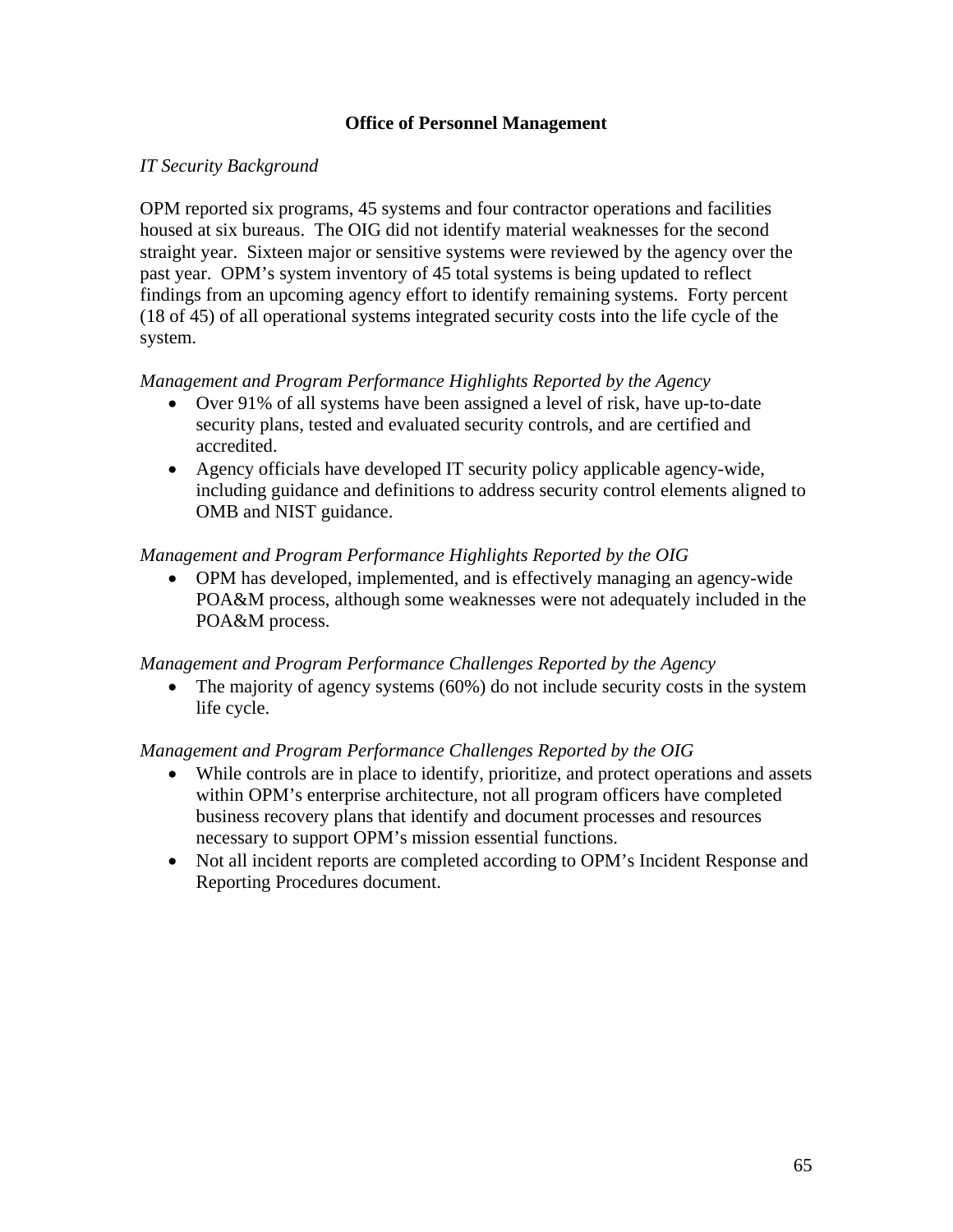## Office of Personnel Management

*IT Security Background*

OPM reported six programs, 45 systems and four contractor operations and facilities housed at six bureaus. The OIG did not identify material weaknesses for the second straight year. Sixteen major or sensitive systems were reviewed by the agency over the past year. OPM's system inventory of 45 total systems is being updated to reflect findings from an upcoming agency effort to identify remaining systems. Forty percent (18 of 45) of all operational systems integrated security costs into the life cycle of the system.

*Management and Program Performance Highlights Reported by the Agency*

- Over 91% of all systems have been assigned a level of risk, have up-to-date security plans, tested and evaluated security controls, and are certified and accredited.
- Agency officials have developed IT security policy applicable agency-wide, including guidance and definitions to address security control elements aligned to OMB and NIST guidance.

*Management and Program Performance Highlights Reported by the OIG*

- OPM has developed, implemented, and is effectively managing an agency-wide POA&M process, although some weaknesses were not adequately included in the POA&M process.

*Management and Program Performance Challenges Reported by the Agency*

- The majority of agency systems (60%) do not include security costs in the system life cycle.

*Management and Program Performance Challenges Reported by the OIG*

- While controls are in place to identify, prioritize, and protect operations and assets within OPM's enterprise architecture, not all program officers have completed business recovery plans that identify and document processes and resources necessary to support OPM's mission essential functions.
- Not all incident reports are completed according to OPM's Incident Response and Reporting Procedures document.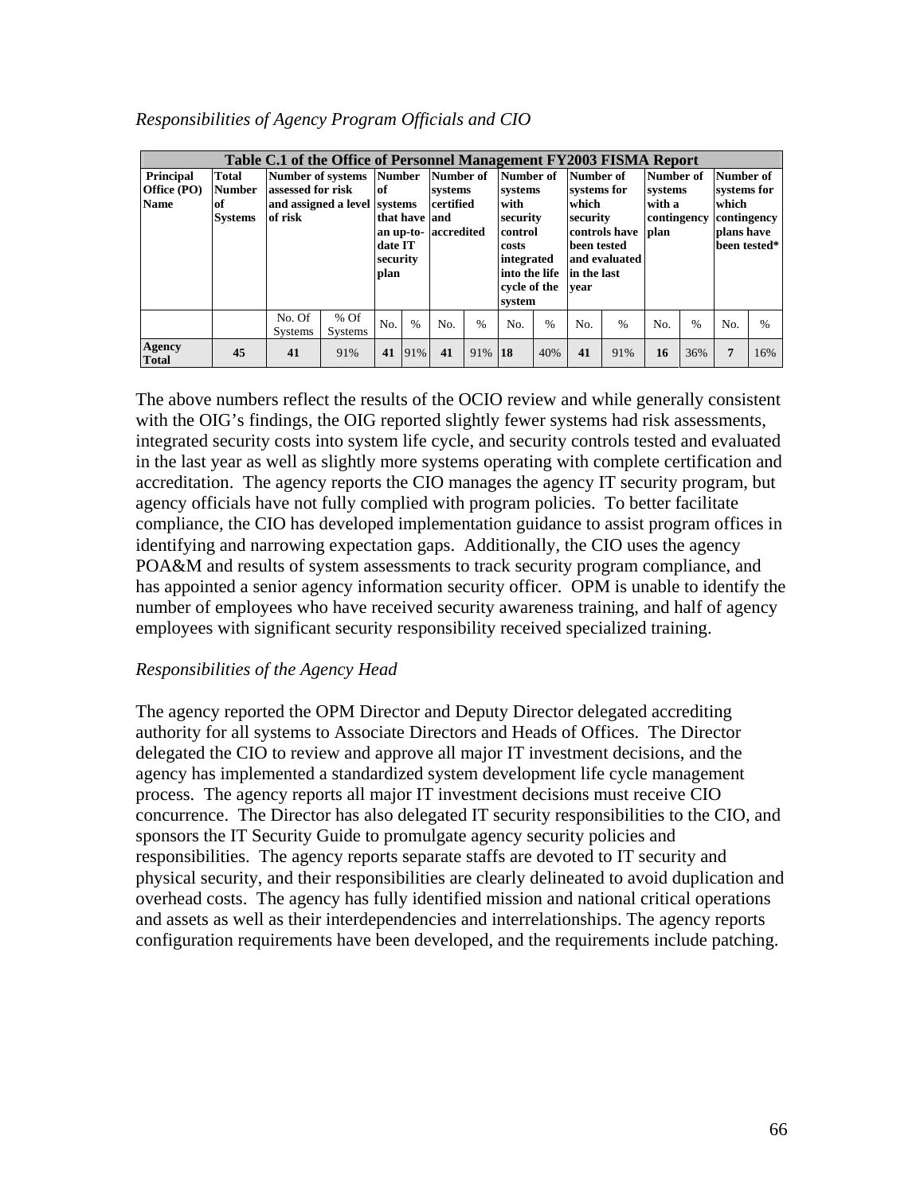*Responsibilities of Agency Program Officials and CIO*

| Table C.1 of the Office of Personnel Management FY2003 FISMA Report | | | | | | | | | | | | | | | | |
|---|---|---|---|---|---|---|---|---|---|---|---|---|---|---|---|---|
| **Principal Office (PO) Name** | **Total Number of Systems** | **Number of systems assessed for risk and assigned a level of risk** | | **Number of systems that have an up-to-date IT security plan** | | **Number of systems certified and accredited** | | **Number of systems with security control costs integrated into the life cycle of the system** | | **Number of systems for which security controls have been tested and evaluated in the last year** | | **Number of systems with a contingency plan** | | **Number of systems for which contingency plans have been tested*** | |
| | | No. Of Systems | % Of Systems | No. | % | No. | % | No. | % | No. | % | No. | % | No. | % |
| **Agency Total** | **45** | **41** | 91% | **41** | 91% | **41** | 91% | **18** | 40% | **41** | 91% | **16** | 36% | **7** | 16% |

The above numbers reflect the results of the OCIO review and while generally consistent with the OIG's findings, the OIG reported slightly fewer systems had risk assessments, integrated security costs into system life cycle, and security controls tested and evaluated in the last year as well as slightly more systems operating with complete certification and accreditation. The agency reports the CIO manages the agency IT security program, but agency officials have not fully complied with program policies. To better facilitate compliance, the CIO has developed implementation guidance to assist program offices in identifying and narrowing expectation gaps. Additionally, the CIO uses the agency POA&M and results of system assessments to track security program compliance, and has appointed a senior agency information security officer. OPM is unable to identify the number of employees who have received security awareness training, and half of agency employees with significant security responsibility received specialized training.

*Responsibilities of the Agency Head*

The agency reported the OPM Director and Deputy Director delegated accrediting authority for all systems to Associate Directors and Heads of Offices. The Director delegated the CIO to review and approve all major IT investment decisions, and the agency has implemented a standardized system development life cycle management process. The agency reports all major IT investment decisions must receive CIO concurrence. The Director has also delegated IT security responsibilities to the CIO, and sponsors the IT Security Guide to promulgate agency security policies and responsibilities. The agency reports separate staffs are devoted to IT security and physical security, and their responsibilities are clearly delineated to avoid duplication and overhead costs. The agency has fully identified mission and national critical operations and assets as well as their interdependencies and interrelationships. The agency reports configuration requirements have been developed, and the requirements include patching.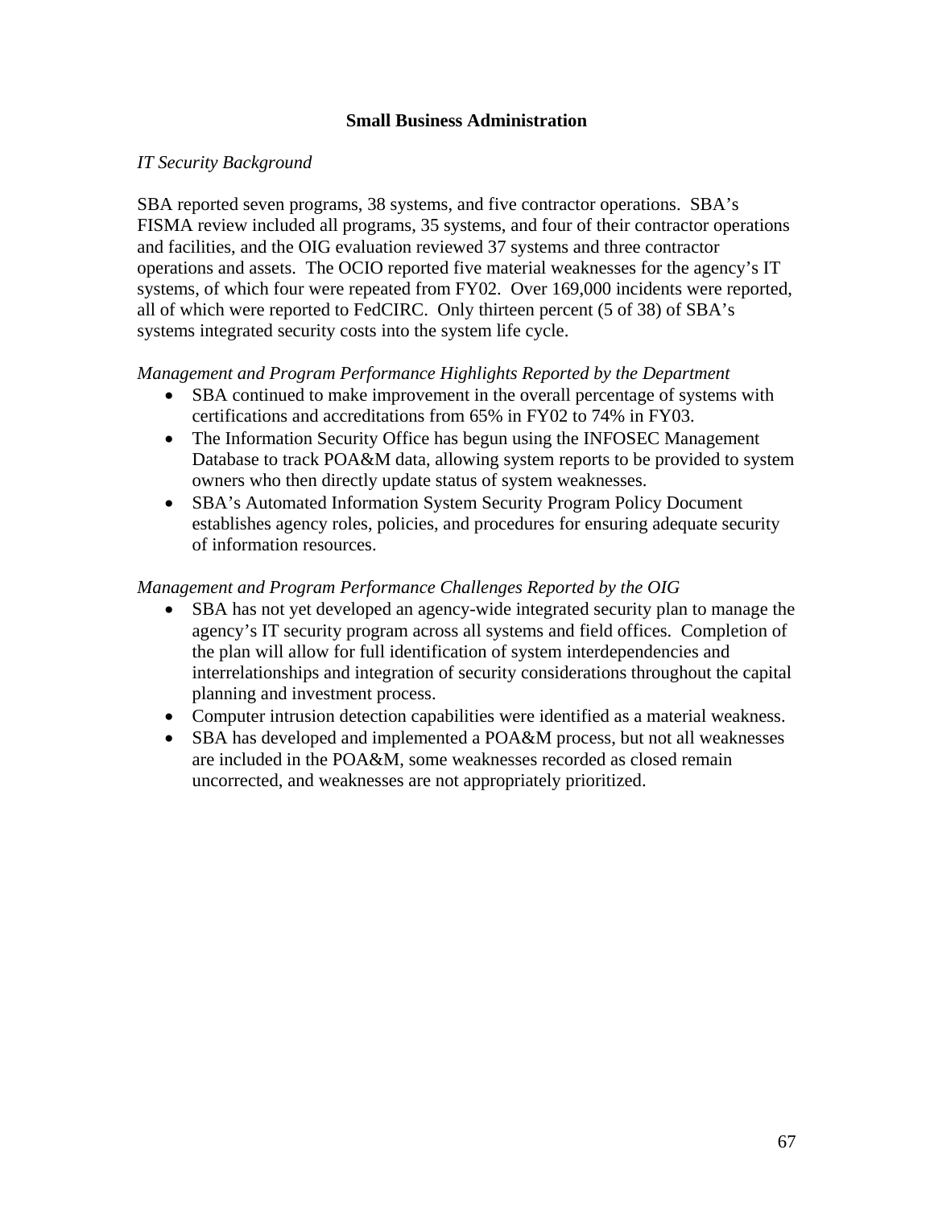## Small Business Administration

*IT Security Background*

SBA reported seven programs, 38 systems, and five contractor operations. SBA's FISMA review included all programs, 35 systems, and four of their contractor operations and facilities, and the OIG evaluation reviewed 37 systems and three contractor operations and assets. The OCIO reported five material weaknesses for the agency's IT systems, of which four were repeated from FY02. Over 169,000 incidents were reported, all of which were reported to FedCIRC. Only thirteen percent (5 of 38) of SBA's systems integrated security costs into the system life cycle.

*Management and Program Performance Highlights Reported by the Department*

- SBA continued to make improvement in the overall percentage of systems with certifications and accreditations from 65% in FY02 to 74% in FY03.
- The Information Security Office has begun using the INFOSEC Management Database to track POA&M data, allowing system reports to be provided to system owners who then directly update status of system weaknesses.
- SBA's Automated Information System Security Program Policy Document establishes agency roles, policies, and procedures for ensuring adequate security of information resources.

*Management and Program Performance Challenges Reported by the OIG*

- SBA has not yet developed an agency-wide integrated security plan to manage the agency's IT security program across all systems and field offices. Completion of the plan will allow for full identification of system interdependencies and interrelationships and integration of security considerations throughout the capital planning and investment process.
- Computer intrusion detection capabilities were identified as a material weakness.
- SBA has developed and implemented a POA&M process, but not all weaknesses are included in the POA&M, some weaknesses recorded as closed remain uncorrected, and weaknesses are not appropriately prioritized.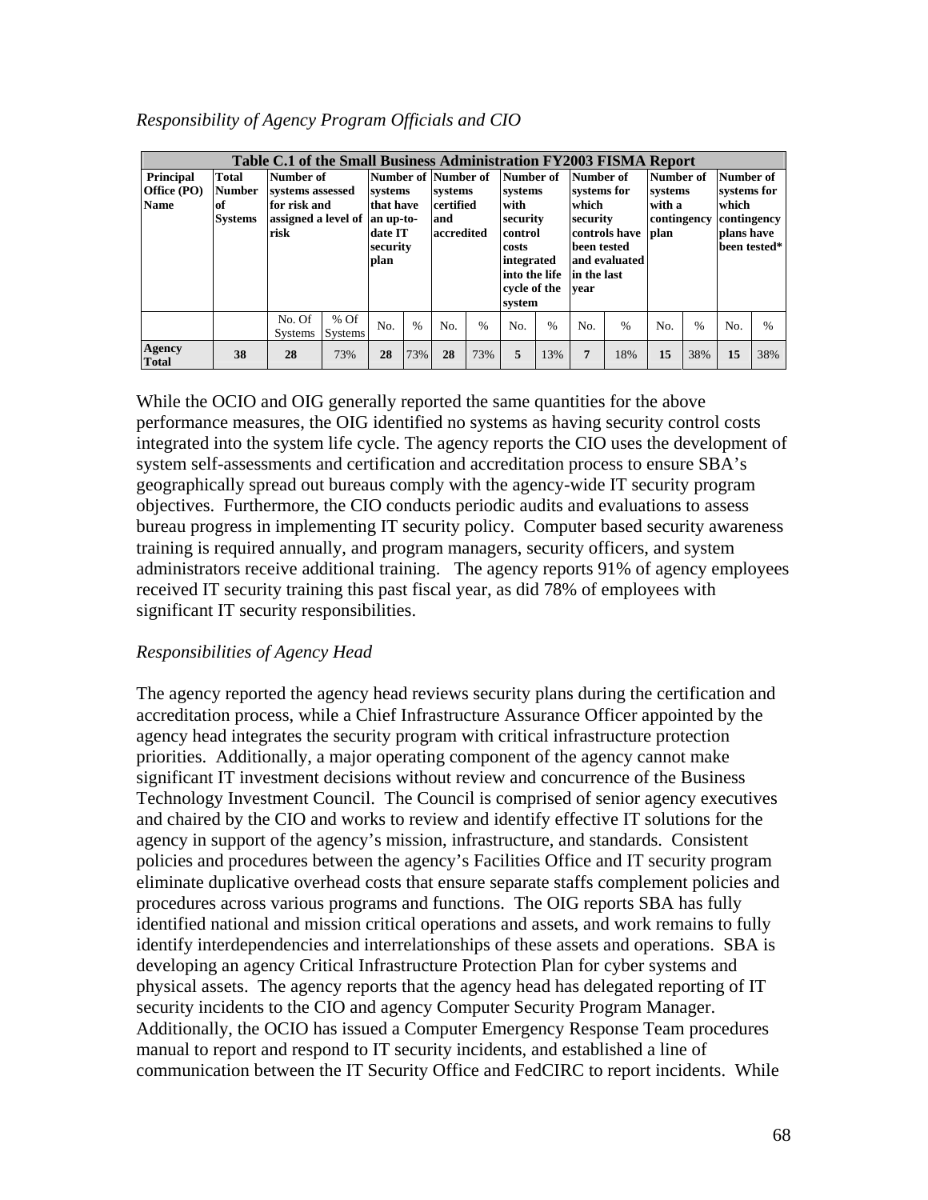*Responsibility of Agency Program Officials and CIO*

| Table C.1 of the Small Business Administration FY2003 FISMA Report | | | | | | | | | | | | | | | | |
|---|---|---|---|---|---|---|---|---|---|---|---|---|---|---|---|---|
| **Principal Office (PO) Name** | **Total Number of Systems** | **Number of systems assessed for risk and assigned a level of risk** | | **Number of systems that have an up-to-date IT security plan** | | **Number of systems certified and accredited** | | **Number of systems with security control costs integrated into the life cycle of the system** | | **Number of systems for which security controls have been tested and evaluated in the last year** | | **Number of systems with a contingency plan** | | **Number of systems for which contingency plans have been tested*** | |
| | | No. Of Systems | % Of Systems | No. | % | No. | % | No. | % | No. | % | No. | % | No. | % |
| **Agency Total** | **38** | **28** | 73% | **28** | 73% | **28** | 73% | **5** | 13% | **7** | 18% | **15** | 38% | **15** | 38% |

While the OCIO and OIG generally reported the same quantities for the above performance measures, the OIG identified no systems as having security control costs integrated into the system life cycle. The agency reports the CIO uses the development of system self-assessments and certification and accreditation process to ensure SBA's geographically spread out bureaus comply with the agency-wide IT security program objectives. Furthermore, the CIO conducts periodic audits and evaluations to assess bureau progress in implementing IT security policy. Computer based security awareness training is required annually, and program managers, security officers, and system administrators receive additional training. The agency reports 91% of agency employees received IT security training this past fiscal year, as did 78% of employees with significant IT security responsibilities.

*Responsibilities of Agency Head*

The agency reported the agency head reviews security plans during the certification and accreditation process, while a Chief Infrastructure Assurance Officer appointed by the agency head integrates the security program with critical infrastructure protection priorities. Additionally, a major operating component of the agency cannot make significant IT investment decisions without review and concurrence of the Business Technology Investment Council. The Council is comprised of senior agency executives and chaired by the CIO and works to review and identify effective IT solutions for the agency in support of the agency's mission, infrastructure, and standards. Consistent policies and procedures between the agency's Facilities Office and IT security program eliminate duplicative overhead costs that ensure separate staffs complement policies and procedures across various programs and functions. The OIG reports SBA has fully identified national and mission critical operations and assets, and work remains to fully identify interdependencies and interrelationships of these assets and operations. SBA is developing an agency Critical Infrastructure Protection Plan for cyber systems and physical assets. The agency reports that the agency head has delegated reporting of IT security incidents to the CIO and agency Computer Security Program Manager. Additionally, the OCIO has issued a Computer Emergency Response Team procedures manual to report and respond to IT security incidents, and established a line of communication between the IT Security Office and FedCIRC to report incidents. While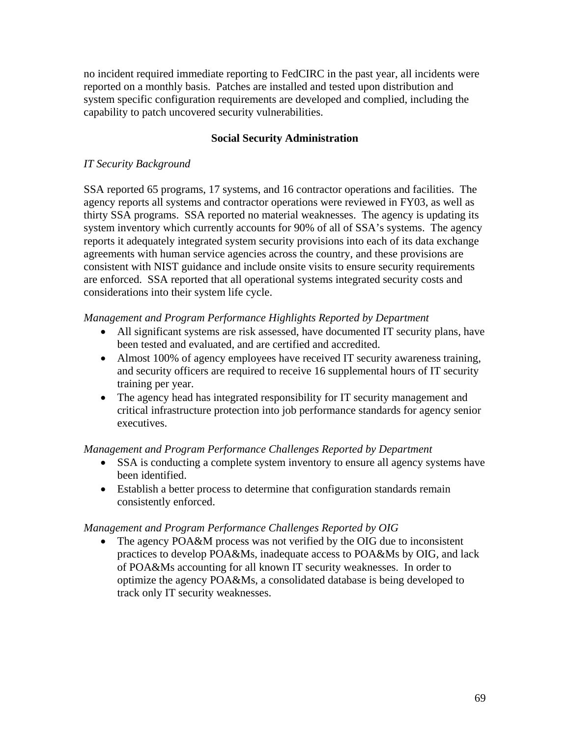no incident required immediate reporting to FedCIRC in the past year, all incidents were reported on a monthly basis. Patches are installed and tested upon distribution and system specific configuration requirements are developed and complied, including the capability to patch uncovered security vulnerabilities.

## Social Security Administration

*IT Security Background*

SSA reported 65 programs, 17 systems, and 16 contractor operations and facilities. The agency reports all systems and contractor operations were reviewed in FY03, as well as thirty SSA programs. SSA reported no material weaknesses. The agency is updating its system inventory which currently accounts for 90% of all of SSA's systems. The agency reports it adequately integrated system security provisions into each of its data exchange agreements with human service agencies across the country, and these provisions are consistent with NIST guidance and include onsite visits to ensure security requirements are enforced. SSA reported that all operational systems integrated security costs and considerations into their system life cycle.

*Management and Program Performance Highlights Reported by Department*

- All significant systems are risk assessed, have documented IT security plans, have been tested and evaluated, and are certified and accredited.
- Almost 100% of agency employees have received IT security awareness training, and security officers are required to receive 16 supplemental hours of IT security training per year.
- The agency head has integrated responsibility for IT security management and critical infrastructure protection into job performance standards for agency senior executives.

*Management and Program Performance Challenges Reported by Department*

- SSA is conducting a complete system inventory to ensure all agency systems have been identified.
- Establish a better process to determine that configuration standards remain consistently enforced.

*Management and Program Performance Challenges Reported by OIG*

- The agency POA&M process was not verified by the OIG due to inconsistent practices to develop POA&Ms, inadequate access to POA&Ms by OIG, and lack of POA&Ms accounting for all known IT security weaknesses. In order to optimize the agency POA&Ms, a consolidated database is being developed to track only IT security weaknesses.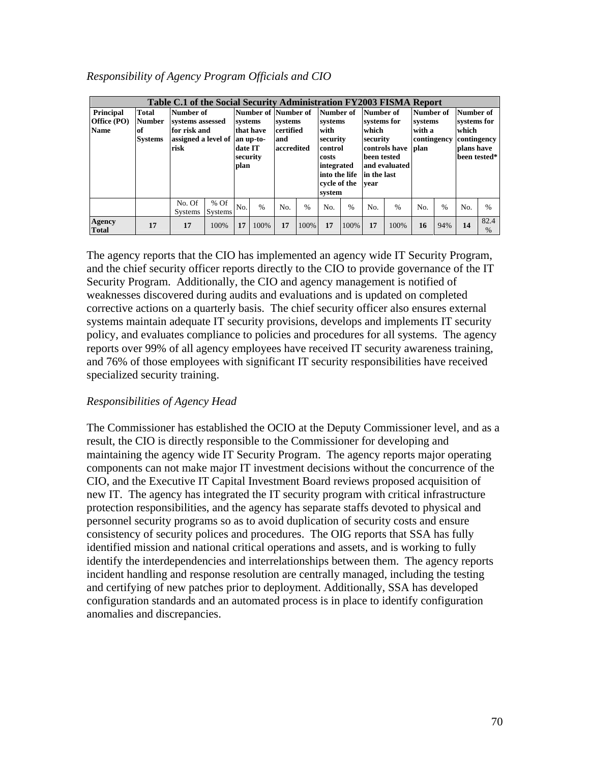*Responsibility of Agency Program Officials and CIO*

| Table C.1 of the Social Security Administration FY2003 FISMA Report | | | | | | | | | | | | | | | | |
|---|---|---|---|---|---|---|---|---|---|---|---|---|---|---|---|---|
| **Principal Office (PO) Name** | **Total Number of Systems** | **Number of systems assessed for risk and assigned a level of risk** | | **Number of systems that have an up-to-date IT security plan** | | **Number of systems certified and accredited** | | **Number of systems with security control costs integrated into the life cycle of the system** | | **Number of systems for which security controls have been tested and evaluated in the last year** | | **Number of systems with a contingency plan** | | **Number of systems for which contingency plans have been tested*** | |
| | | No. Of Systems | % Of Systems | No. | % | No. | % | No. | % | No. | % | No. | % | No. | % |
| **Agency Total** | **17** | **17** | 100% | **17** | 100% | **17** | 100% | **17** | 100% | **17** | 100% | **16** | 94% | **14** | 82.4 % |

The agency reports that the CIO has implemented an agency wide IT Security Program, and the chief security officer reports directly to the CIO to provide governance of the IT Security Program. Additionally, the CIO and agency management is notified of weaknesses discovered during audits and evaluations and is updated on completed corrective actions on a quarterly basis. The chief security officer also ensures external systems maintain adequate IT security provisions, develops and implements IT security policy, and evaluates compliance to policies and procedures for all systems. The agency reports over 99% of all agency employees have received IT security awareness training, and 76% of those employees with significant IT security responsibilities have received specialized security training.

*Responsibilities of Agency Head*

The Commissioner has established the OCIO at the Deputy Commissioner level, and as a result, the CIO is directly responsible to the Commissioner for developing and maintaining the agency wide IT Security Program. The agency reports major operating components can not make major IT investment decisions without the concurrence of the CIO, and the Executive IT Capital Investment Board reviews proposed acquisition of new IT. The agency has integrated the IT security program with critical infrastructure protection responsibilities, and the agency has separate staffs devoted to physical and personnel security programs so as to avoid duplication of security costs and ensure consistency of security polices and procedures. The OIG reports that SSA has fully identified mission and national critical operations and assets, and is working to fully identify the interdependencies and interrelationships between them. The agency reports incident handling and response resolution are centrally managed, including the testing and certifying of new patches prior to deployment. Additionally, SSA has developed configuration standards and an automated process is in place to identify configuration anomalies and discrepancies.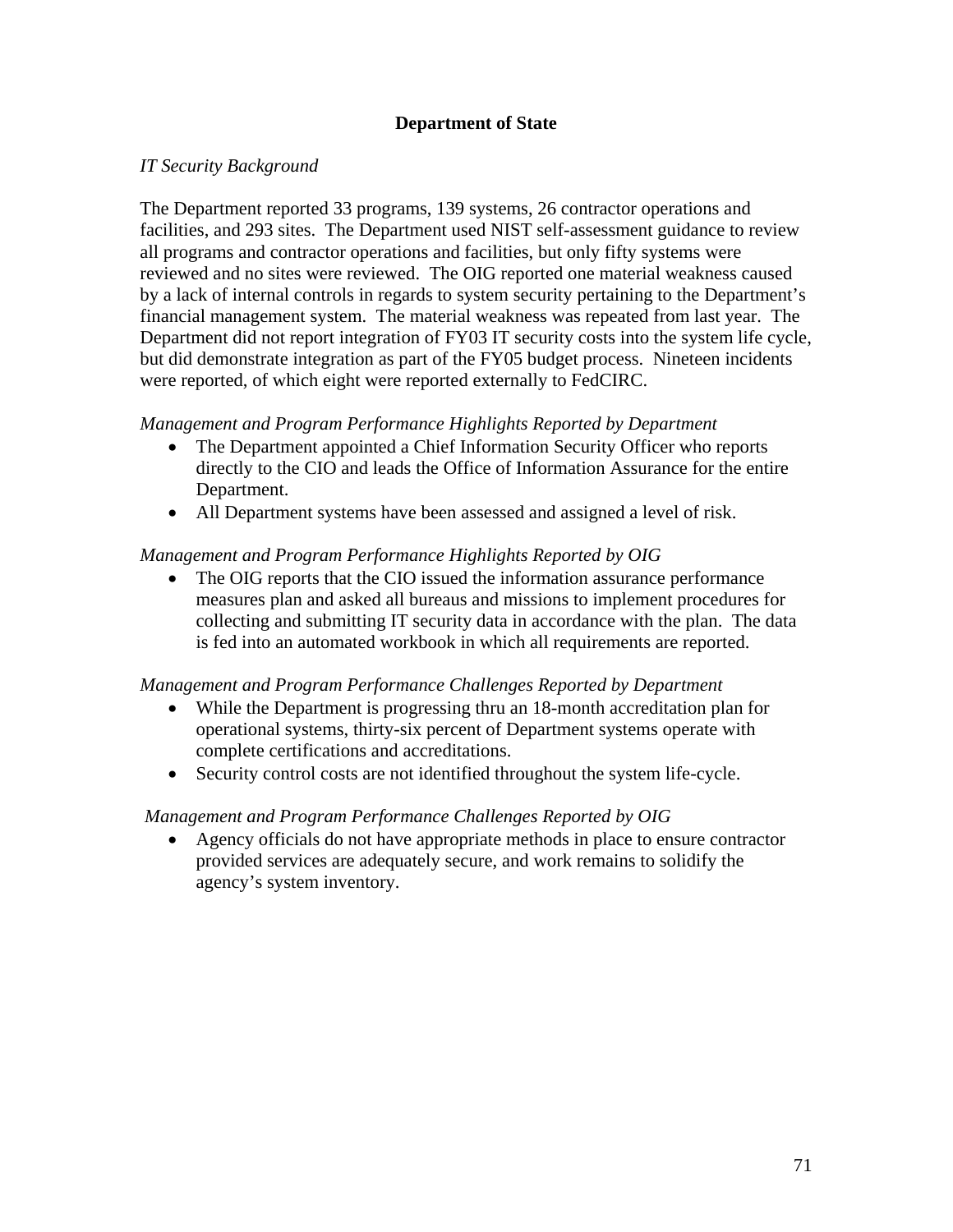## Department of State

*IT Security Background*

The Department reported 33 programs, 139 systems, 26 contractor operations and facilities, and 293 sites. The Department used NIST self-assessment guidance to review all programs and contractor operations and facilities, but only fifty systems were reviewed and no sites were reviewed. The OIG reported one material weakness caused by a lack of internal controls in regards to system security pertaining to the Department's financial management system. The material weakness was repeated from last year. The Department did not report integration of FY03 IT security costs into the system life cycle, but did demonstrate integration as part of the FY05 budget process. Nineteen incidents were reported, of which eight were reported externally to FedCIRC.

*Management and Program Performance Highlights Reported by Department*

- The Department appointed a Chief Information Security Officer who reports directly to the CIO and leads the Office of Information Assurance for the entire Department.
- All Department systems have been assessed and assigned a level of risk.

*Management and Program Performance Highlights Reported by OIG*

- The OIG reports that the CIO issued the information assurance performance measures plan and asked all bureaus and missions to implement procedures for collecting and submitting IT security data in accordance with the plan. The data is fed into an automated workbook in which all requirements are reported.

*Management and Program Performance Challenges Reported by Department*

- While the Department is progressing thru an 18-month accreditation plan for operational systems, thirty-six percent of Department systems operate with complete certifications and accreditations.
- Security control costs are not identified throughout the system life-cycle.

*Management and Program Performance Challenges Reported by OIG*

- Agency officials do not have appropriate methods in place to ensure contractor provided services are adequately secure, and work remains to solidify the agency's system inventory.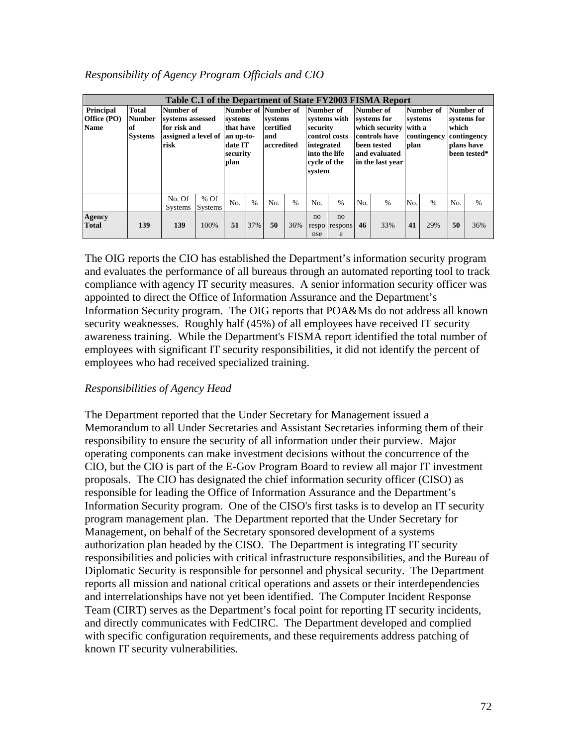*Responsibility of Agency Program Officials and CIO*

| Table C.1 of the Department of State FY2003 FISMA Report | | | | | | | | | | | | | | | | |
|---|---|---|---|---|---|---|---|---|---|---|---|---|---|---|---|---|
| **Principal Office (PO) Name** | **Total Number of Systems** | **Number of systems assessed for risk and assigned a level of risk** | | **Number of systems that have an up-to-date IT security plan** | | **Number of systems certified and accredited** | | **Number of systems with security control costs integrated into the life cycle of the system** | | **Number of systems for which security controls have been tested and evaluated in the last year** | | **Number of systems with a contingency plan** | | **Number of systems for which contingency plans have been tested*** | |
| | | No. Of Systems | % Of Systems | No. | % | No. | % | No. | % | No. | % | No. | % | No. | % |
| **Agency Total** | **139** | **139** | 100% | **51** | 37% | **50** | 36% | no response | no response | **46** | 33% | **41** | 29% | **50** | 36% |

The OIG reports the CIO has established the Department's information security program and evaluates the performance of all bureaus through an automated reporting tool to track compliance with agency IT security measures. A senior information security officer was appointed to direct the Office of Information Assurance and the Department's Information Security program. The OIG reports that POA&Ms do not address all known security weaknesses. Roughly half (45%) of all employees have received IT security awareness training. While the Department's FISMA report identified the total number of employees with significant IT security responsibilities, it did not identify the percent of employees who had received specialized training.

*Responsibilities of Agency Head*

The Department reported that the Under Secretary for Management issued a Memorandum to all Under Secretaries and Assistant Secretaries informing them of their responsibility to ensure the security of all information under their purview. Major operating components can make investment decisions without the concurrence of the CIO, but the CIO is part of the E-Gov Program Board to review all major IT investment proposals. The CIO has designated the chief information security officer (CISO) as responsible for leading the Office of Information Assurance and the Department's Information Security program. One of the CISO's first tasks is to develop an IT security program management plan. The Department reported that the Under Secretary for Management, on behalf of the Secretary sponsored development of a systems authorization plan headed by the CISO. The Department is integrating IT security responsibilities and policies with critical infrastructure responsibilities, and the Bureau of Diplomatic Security is responsible for personnel and physical security. The Department reports all mission and national critical operations and assets or their interdependencies and interrelationships have not yet been identified. The Computer Incident Response Team (CIRT) serves as the Department's focal point for reporting IT security incidents, and directly communicates with FedCIRC. The Department developed and complied with specific configuration requirements, and these requirements address patching of known IT security vulnerabilities.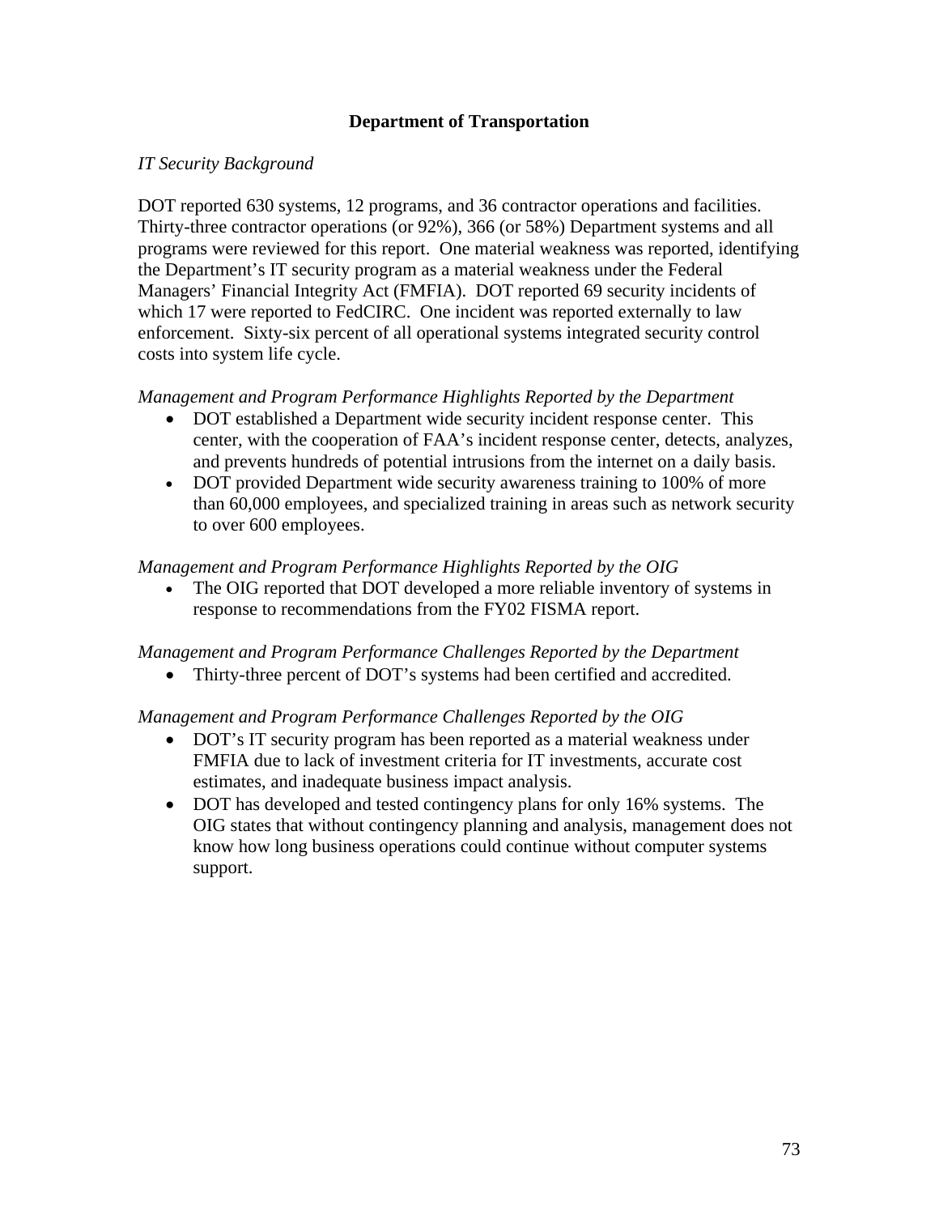## Department of Transportation

*IT Security Background*

DOT reported 630 systems, 12 programs, and 36 contractor operations and facilities. Thirty-three contractor operations (or 92%), 366 (or 58%) Department systems and all programs were reviewed for this report. One material weakness was reported, identifying the Department's IT security program as a material weakness under the Federal Managers' Financial Integrity Act (FMFIA). DOT reported 69 security incidents of which 17 were reported to FedCIRC. One incident was reported externally to law enforcement. Sixty-six percent of all operational systems integrated security control costs into system life cycle.

*Management and Program Performance Highlights Reported by the Department*

- DOT established a Department wide security incident response center. This center, with the cooperation of FAA's incident response center, detects, analyzes, and prevents hundreds of potential intrusions from the internet on a daily basis.
- DOT provided Department wide security awareness training to 100% of more than 60,000 employees, and specialized training in areas such as network security to over 600 employees.

*Management and Program Performance Highlights Reported by the OIG*

- The OIG reported that DOT developed a more reliable inventory of systems in response to recommendations from the FY02 FISMA report.

*Management and Program Performance Challenges Reported by the Department*

- Thirty-three percent of DOT's systems had been certified and accredited.

*Management and Program Performance Challenges Reported by the OIG*

- DOT's IT security program has been reported as a material weakness under FMFIA due to lack of investment criteria for IT investments, accurate cost estimates, and inadequate business impact analysis.
- DOT has developed and tested contingency plans for only 16% systems. The OIG states that without contingency planning and analysis, management does not know how long business operations could continue without computer systems support.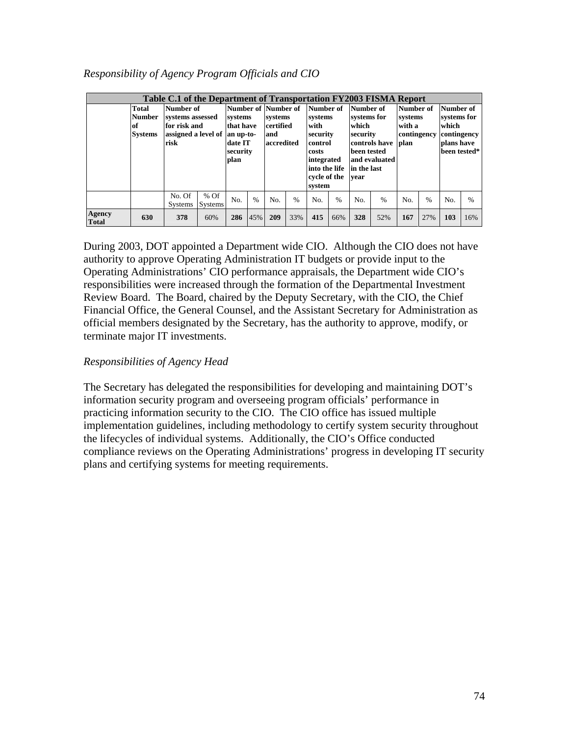*Responsibility of Agency Program Officials and CIO*

| Table C.1 of the Department of Transportation FY2003 FISMA Report | | | | | | | | | | | | | | | | |
|---|---|---|---|---|---|---|---|---|---|---|---|---|---|---|---|---|
| | **Total Number of Systems** | **Number of systems assessed for risk and assigned a level of risk** | | **Number of systems that have an up-to-date IT security plan** | | **Number of systems certified and accredited** | | **Number of systems with security control costs integrated into the life cycle of the system** | | **Number of systems for which security controls have been tested and evaluated in the last year** | | **Number of systems with a contingency plan** | | **Number of systems for which contingency plans have been tested*** | |
| | | No. Of Systems | % Of Systems | No. | % | No. | % | No. | % | No. | % | No. | % | No. | % |
| **Agency Total** | **630** | **378** | 60% | **286** | 45% | **209** | 33% | **415** | 66% | **328** | 52% | **167** | 27% | **103** | 16% |

During 2003, DOT appointed a Department wide CIO. Although the CIO does not have authority to approve Operating Administration IT budgets or provide input to the Operating Administrations' CIO performance appraisals, the Department wide CIO's responsibilities were increased through the formation of the Departmental Investment Review Board. The Board, chaired by the Deputy Secretary, with the CIO, the Chief Financial Office, the General Counsel, and the Assistant Secretary for Administration as official members designated by the Secretary, has the authority to approve, modify, or terminate major IT investments.

*Responsibilities of Agency Head*

The Secretary has delegated the responsibilities for developing and maintaining DOT's information security program and overseeing program officials' performance in practicing information security to the CIO. The CIO office has issued multiple implementation guidelines, including methodology to certify system security throughout the lifecycles of individual systems. Additionally, the CIO's Office conducted compliance reviews on the Operating Administrations' progress in developing IT security plans and certifying systems for meeting requirements.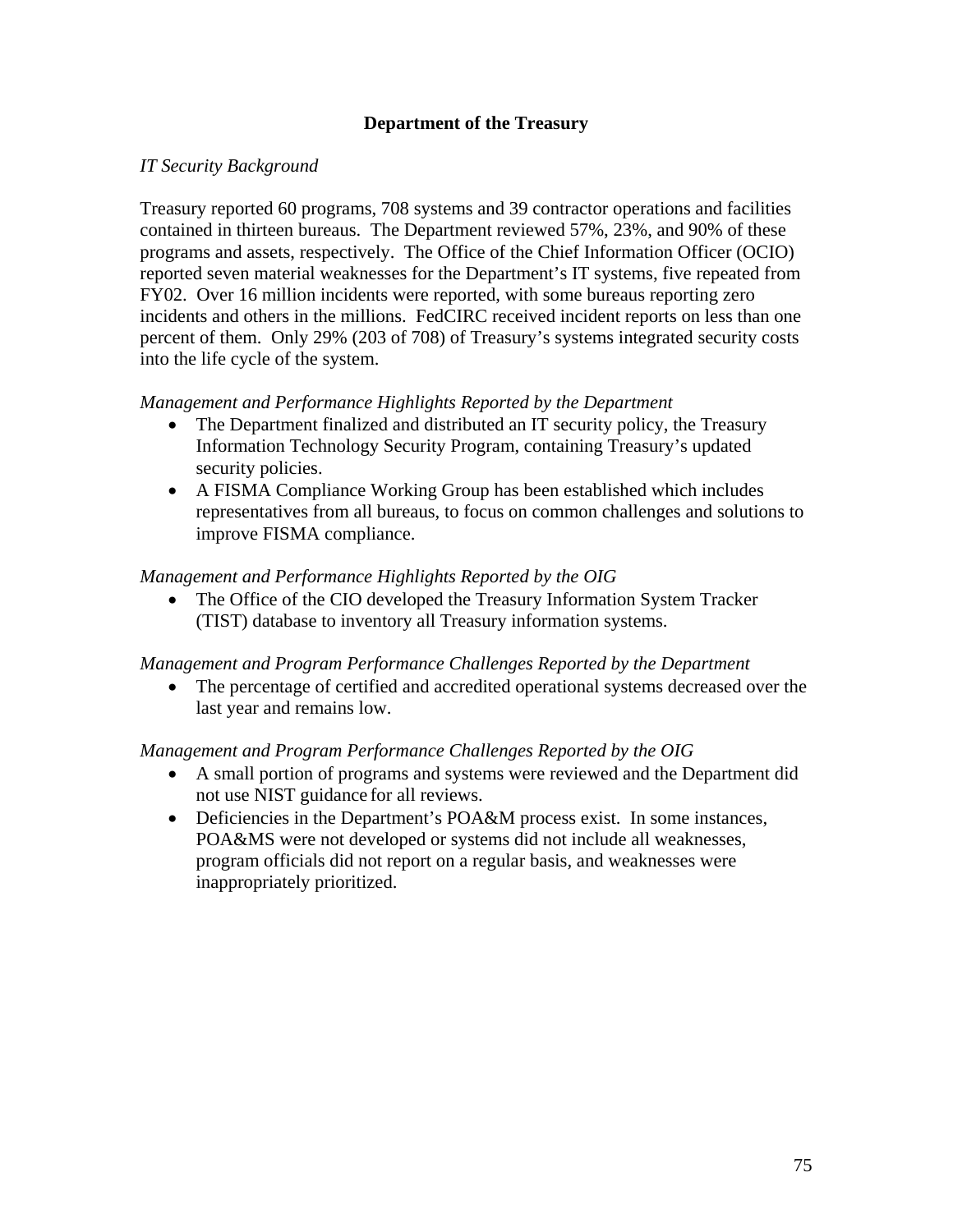## Department of the Treasury

*IT Security Background*

Treasury reported 60 programs, 708 systems and 39 contractor operations and facilities contained in thirteen bureaus. The Department reviewed 57%, 23%, and 90% of these programs and assets, respectively. The Office of the Chief Information Officer (OCIO) reported seven material weaknesses for the Department's IT systems, five repeated from FY02. Over 16 million incidents were reported, with some bureaus reporting zero incidents and others in the millions. FedCIRC received incident reports on less than one percent of them. Only 29% (203 of 708) of Treasury's systems integrated security costs into the life cycle of the system.

*Management and Performance Highlights Reported by the Department*

- The Department finalized and distributed an IT security policy, the Treasury Information Technology Security Program, containing Treasury's updated security policies.
- A FISMA Compliance Working Group has been established which includes representatives from all bureaus, to focus on common challenges and solutions to improve FISMA compliance.

*Management and Performance Highlights Reported by the OIG*

- The Office of the CIO developed the Treasury Information System Tracker (TIST) database to inventory all Treasury information systems.

*Management and Program Performance Challenges Reported by the Department*

- The percentage of certified and accredited operational systems decreased over the last year and remains low.

*Management and Program Performance Challenges Reported by the OIG*

- A small portion of programs and systems were reviewed and the Department did not use NIST guidance for all reviews.
- Deficiencies in the Department's POA&M process exist. In some instances, POA&MS were not developed or systems did not include all weaknesses, program officials did not report on a regular basis, and weaknesses were inappropriately prioritized.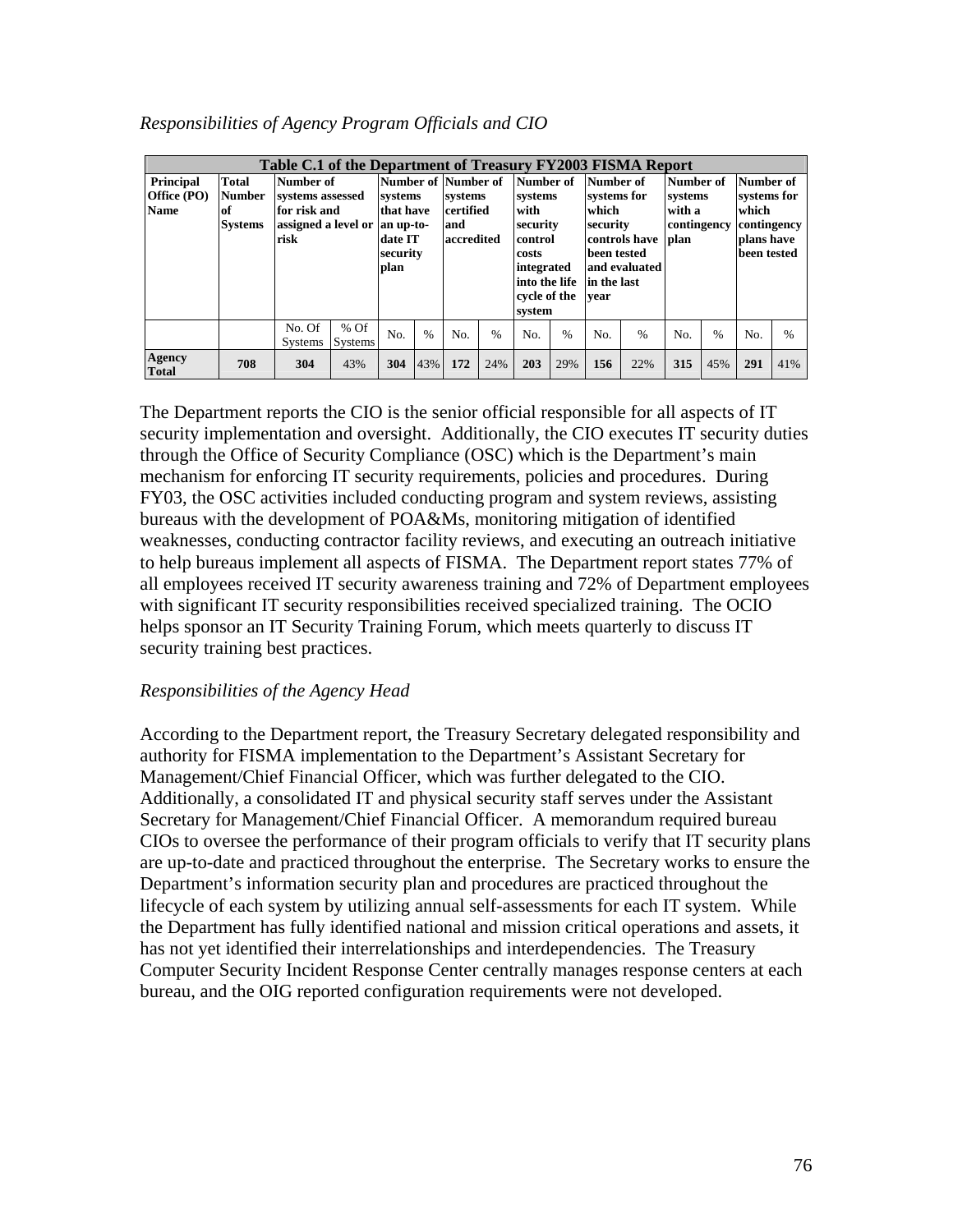*Responsibilities of Agency Program Officials and CIO*

| Table C.1 of the Department of Treasury FY2003 FISMA Report | | | | | | | | | | | | | | | | |
|---|---|---|---|---|---|---|---|---|---|---|---|---|---|---|---|---|
| **Principal Office (PO) Name** | **Total Number of Systems** | **Number of systems assessed for risk and assigned a level or risk** | | **Number of systems that have an up-to-date IT security plan** | | **Number of systems certified and accredited** | | **Number of systems with security control costs integrated into the life cycle of the system** | | **Number of systems for which security controls have been tested and evaluated in the last year** | | **Number of systems with a contingency plan** | | **Number of systems for which contingency plans have been tested** | |
| | | No. Of Systems | % Of Systems | No. | % | No. | % | No. | % | No. | % | No. | % | No. | % |
| **Agency Total** | **708** | **304** | 43% | **304** | 43% | **172** | 24% | **203** | 29% | **156** | 22% | **315** | 45% | **291** | 41% |

The Department reports the CIO is the senior official responsible for all aspects of IT security implementation and oversight. Additionally, the CIO executes IT security duties through the Office of Security Compliance (OSC) which is the Department's main mechanism for enforcing IT security requirements, policies and procedures. During FY03, the OSC activities included conducting program and system reviews, assisting bureaus with the development of POA&Ms, monitoring mitigation of identified weaknesses, conducting contractor facility reviews, and executing an outreach initiative to help bureaus implement all aspects of FISMA. The Department report states 77% of all employees received IT security awareness training and 72% of Department employees with significant IT security responsibilities received specialized training. The OCIO helps sponsor an IT Security Training Forum, which meets quarterly to discuss IT security training best practices.

*Responsibilities of the Agency Head*

According to the Department report, the Treasury Secretary delegated responsibility and authority for FISMA implementation to the Department's Assistant Secretary for Management/Chief Financial Officer, which was further delegated to the CIO. Additionally, a consolidated IT and physical security staff serves under the Assistant Secretary for Management/Chief Financial Officer. A memorandum required bureau CIOs to oversee the performance of their program officials to verify that IT security plans are up-to-date and practiced throughout the enterprise. The Secretary works to ensure the Department's information security plan and procedures are practiced throughout the lifecycle of each system by utilizing annual self-assessments for each IT system. While the Department has fully identified national and mission critical operations and assets, it has not yet identified their interrelationships and interdependencies. The Treasury Computer Security Incident Response Center centrally manages response centers at each bureau, and the OIG reported configuration requirements were not developed.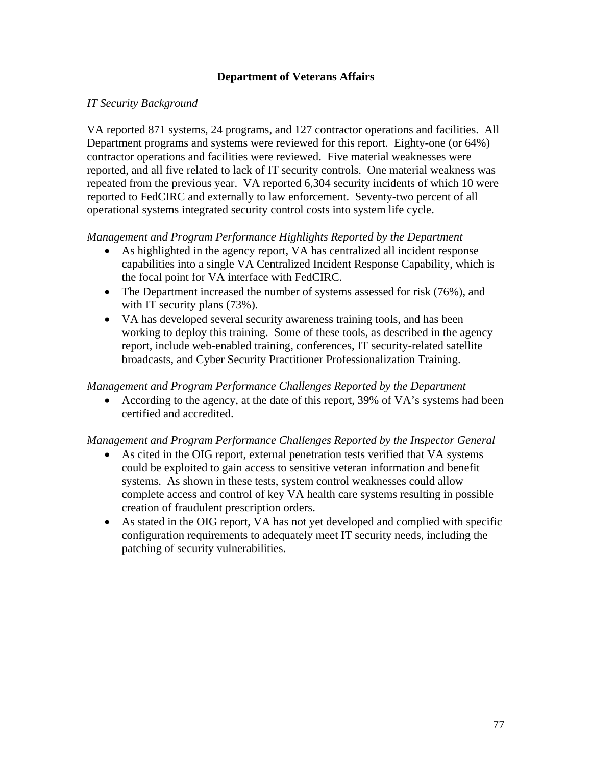## Department of Veterans Affairs

*IT Security Background*

VA reported 871 systems, 24 programs, and 127 contractor operations and facilities. All Department programs and systems were reviewed for this report. Eighty-one (or 64%) contractor operations and facilities were reviewed. Five material weaknesses were reported, and all five related to lack of IT security controls. One material weakness was repeated from the previous year. VA reported 6,304 security incidents of which 10 were reported to FedCIRC and externally to law enforcement. Seventy-two percent of all operational systems integrated security control costs into system life cycle.

*Management and Program Performance Highlights Reported by the Department*

- As highlighted in the agency report, VA has centralized all incident response capabilities into a single VA Centralized Incident Response Capability, which is the focal point for VA interface with FedCIRC.
- The Department increased the number of systems assessed for risk (76%), and with IT security plans (73%).
- VA has developed several security awareness training tools, and has been working to deploy this training. Some of these tools, as described in the agency report, include web-enabled training, conferences, IT security-related satellite broadcasts, and Cyber Security Practitioner Professionalization Training.

*Management and Program Performance Challenges Reported by the Department*

- According to the agency, at the date of this report, 39% of VA's systems had been certified and accredited.

*Management and Program Performance Challenges Reported by the Inspector General*

- As cited in the OIG report, external penetration tests verified that VA systems could be exploited to gain access to sensitive veteran information and benefit systems. As shown in these tests, system control weaknesses could allow complete access and control of key VA health care systems resulting in possible creation of fraudulent prescription orders.
- As stated in the OIG report, VA has not yet developed and complied with specific configuration requirements to adequately meet IT security needs, including the patching of security vulnerabilities.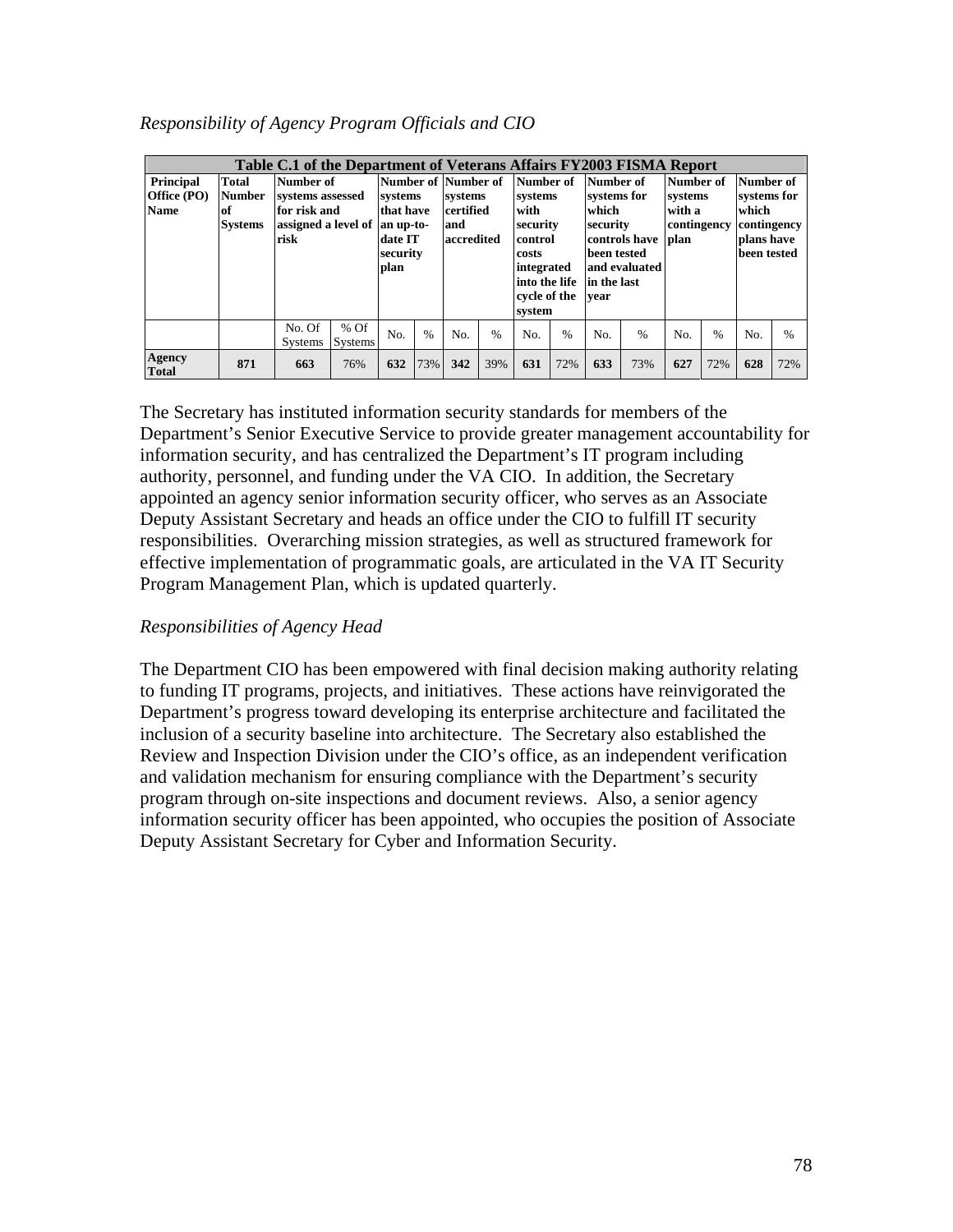*Responsibility of Agency Program Officials and CIO*

| Table C.1 of the Department of Veterans Affairs FY2003 FISMA Report | | | | | | | | | | | | | | | | |
|---|---|---|---|---|---|---|---|---|---|---|---|---|---|---|---|---|
| **Principal Office (PO) Name** | **Total Number of Systems** | **Number of systems assessed for risk and assigned a level of risk** | | **Number of systems that have an up-to-date IT security plan** | | **Number of systems certified and accredited** | | **Number of systems with security control costs integrated into the life cycle of the system** | | **Number of systems for which security controls have been tested and evaluated in the last year** | | **Number of systems with a contingency plan** | | **Number of systems for which contingency plans have been tested** | |
| | | No. Of Systems | % Of Systems | No. | % | No. | % | No. | % | No. | % | No. | % | No. | % |
| **Agency Total** | **871** | **663** | 76% | **632** | 73% | **342** | 39% | **631** | 72% | **633** | 73% | **627** | 72% | **628** | 72% |

The Secretary has instituted information security standards for members of the Department's Senior Executive Service to provide greater management accountability for information security, and has centralized the Department's IT program including authority, personnel, and funding under the VA CIO. In addition, the Secretary appointed an agency senior information security officer, who serves as an Associate Deputy Assistant Secretary and heads an office under the CIO to fulfill IT security responsibilities. Overarching mission strategies, as well as structured framework for effective implementation of programmatic goals, are articulated in the VA IT Security Program Management Plan, which is updated quarterly.

*Responsibilities of Agency Head*

The Department CIO has been empowered with final decision making authority relating to funding IT programs, projects, and initiatives. These actions have reinvigorated the Department's progress toward developing its enterprise architecture and facilitated the inclusion of a security baseline into architecture. The Secretary also established the Review and Inspection Division under the CIO's office, as an independent verification and validation mechanism for ensuring compliance with the Department's security program through on-site inspections and document reviews. Also, a senior agency information security officer has been appointed, who occupies the position of Associate Deputy Assistant Secretary for Cyber and Information Security.